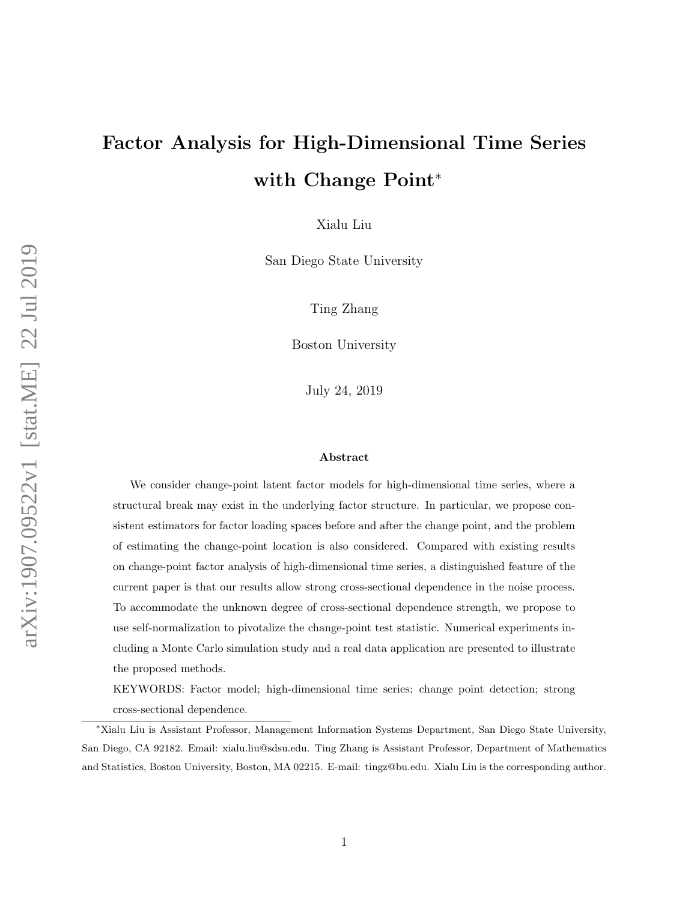# Factor Analysis for High-Dimensional Time Series with Change Point*

Xialu Liu

San Diego State University

Ting Zhang

Boston University

July 24, 2019

### Abstract

We consider change-point latent factor models for high-dimensional time series, where a structural break may exist in the underlying factor structure. In particular, we propose consistent estimators for factor loading spaces before and after the change point, and the problem of estimating the change-point location is also considered. Compared with existing results on change-point factor analysis of high-dimensional time series, a distinguished feature of the current paper is that our results allow strong cross-sectional dependence in the noise process. To accommodate the unknown degree of cross-sectional dependence strength, we propose to use self-normalization to pivotalize the change-point test statistic. Numerical experiments including a Monte Carlo simulation study and a real data application are presented to illustrate the proposed methods.

KEYWORDS: Factor model; high-dimensional time series; change point detection; strong cross-sectional dependence.

---

*Xialu Liu is Assistant Professor, Management Information Systems Department, San Diego State University, San Diego, CA 92182. Email: xialu.liu@sdsu.edu. Ting Zhang is Assistant Professor, Department of Mathematics and Statistics, Boston University, Boston, MA 02215. E-mail: tingz@bu.edu. Xialu Liu is the corresponding author.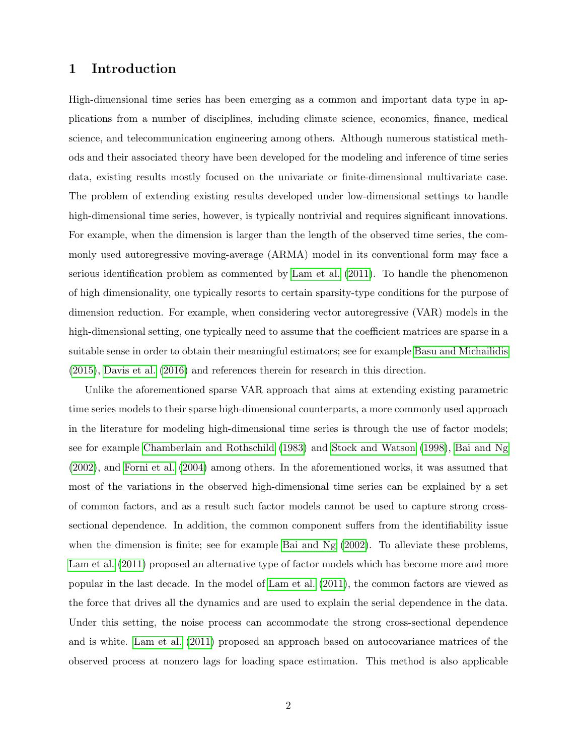# 1 Introduction

High-dimensional time series has been emerging as a common and important data type in applications from a number of disciplines, including climate science, economics, finance, medical science, and telecommunication engineering among others. Although numerous statistical methods and their associated theory have been developed for the modeling and inference of time series data, existing results mostly focused on the univariate or finite-dimensional multivariate case. The problem of extending existing results developed under low-dimensional settings to handle high-dimensional time series, however, is typically nontrivial and requires significant innovations. For example, when the dimension is larger than the length of the observed time series, the commonly used autoregressive moving-average (ARMA) model in its conventional form may face a serious identification problem as commented by Lam et al. (2011). To handle the phenomenon of high dimensionality, one typically resorts to certain sparsity-type conditions for the purpose of dimension reduction. For example, when considering vector autoregressive (VAR) models in the high-dimensional setting, one typically need to assume that the coefficient matrices are sparse in a suitable sense in order to obtain their meaningful estimators; see for example Basu and Michailidis (2015), Davis et al. (2016) and references therein for research in this direction.

Unlike the aforementioned sparse VAR approach that aims at extending existing parametric time series models to their sparse high-dimensional counterparts, a more commonly used approach in the literature for modeling high-dimensional time series is through the use of factor models; see for example Chamberlain and Rothschild (1983) and Stock and Watson (1998), Bai and Ng (2002), and Forni et al. (2004) among others. In the aforementioned works, it was assumed that most of the variations in the observed high-dimensional time series can be explained by a set of common factors, and as a result such factor models cannot be used to capture strong cross-sectional dependence. In addition, the common component suffers from the identifiability issue when the dimension is finite; see for example Bai and Ng (2002). To alleviate these problems, Lam et al. (2011) proposed an alternative type of factor models which has become more and more popular in the last decade. In the model of Lam et al. (2011), the common factors are viewed as the force that drives all the dynamics and are used to explain the serial dependence in the data. Under this setting, the noise process can accommodate the strong cross-sectional dependence and is white. Lam et al. (2011) proposed an approach based on autocovariance matrices of the observed process at nonzero lags for loading space estimation. This method is also applicable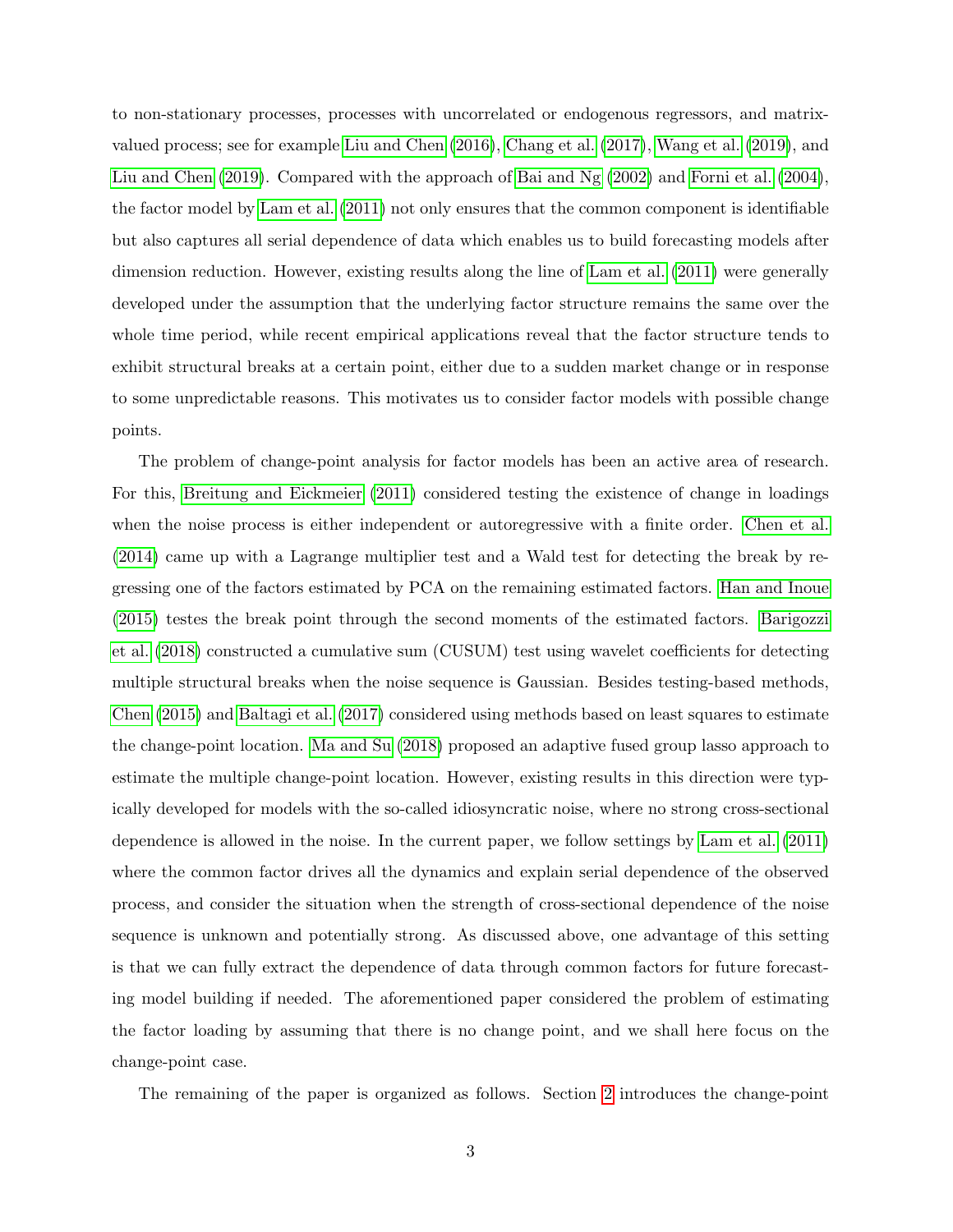to non-stationary processes, processes with uncorrelated or endogenous regressors, and matrix-valued process; see for example Liu and Chen (2016), Chang et al. (2017), Wang et al. (2019), and Liu and Chen (2019). Compared with the approach of Bai and Ng (2002) and Forni et al. (2004), the factor model by Lam et al. (2011) not only ensures that the common component is identifiable but also captures all serial dependence of data which enables us to build forecasting models after dimension reduction. However, existing results along the line of Lam et al. (2011) were generally developed under the assumption that the underlying factor structure remains the same over the whole time period, while recent empirical applications reveal that the factor structure tends to exhibit structural breaks at a certain point, either due to a sudden market change or in response to some unpredictable reasons. This motivates us to consider factor models with possible change points.

The problem of change-point analysis for factor models has been an active area of research. For this, Breitung and Eickmeier (2011) considered testing the existence of change in loadings when the noise process is either independent or autoregressive with a finite order. Chen et al. (2014) came up with a Lagrange multiplier test and a Wald test for detecting the break by regressing one of the factors estimated by PCA on the remaining estimated factors. Han and Inoue (2015) testes the break point through the second moments of the estimated factors. Barigozzi et al. (2018) constructed a cumulative sum (CUSUM) test using wavelet coefficients for detecting multiple structural breaks when the noise sequence is Gaussian. Besides testing-based methods, Chen (2015) and Baltagi et al. (2017) considered using methods based on least squares to estimate the change-point location. Ma and Su (2018) proposed an adaptive fused group lasso approach to estimate the multiple change-point location. However, existing results in this direction were typically developed for models with the so-called idiosyncratic noise, where no strong cross-sectional dependence is allowed in the noise. In the current paper, we follow settings by Lam et al. (2011) where the common factor drives all the dynamics and explain serial dependence of the observed process, and consider the situation when the strength of cross-sectional dependence of the noise sequence is unknown and potentially strong. As discussed above, one advantage of this setting is that we can fully extract the dependence of data through common factors for future forecasting model building if needed. The aforementioned paper considered the problem of estimating the factor loading by assuming that there is no change point, and we shall here focus on the change-point case.

The remaining of the paper is organized as follows. Section 2 introduces the change-point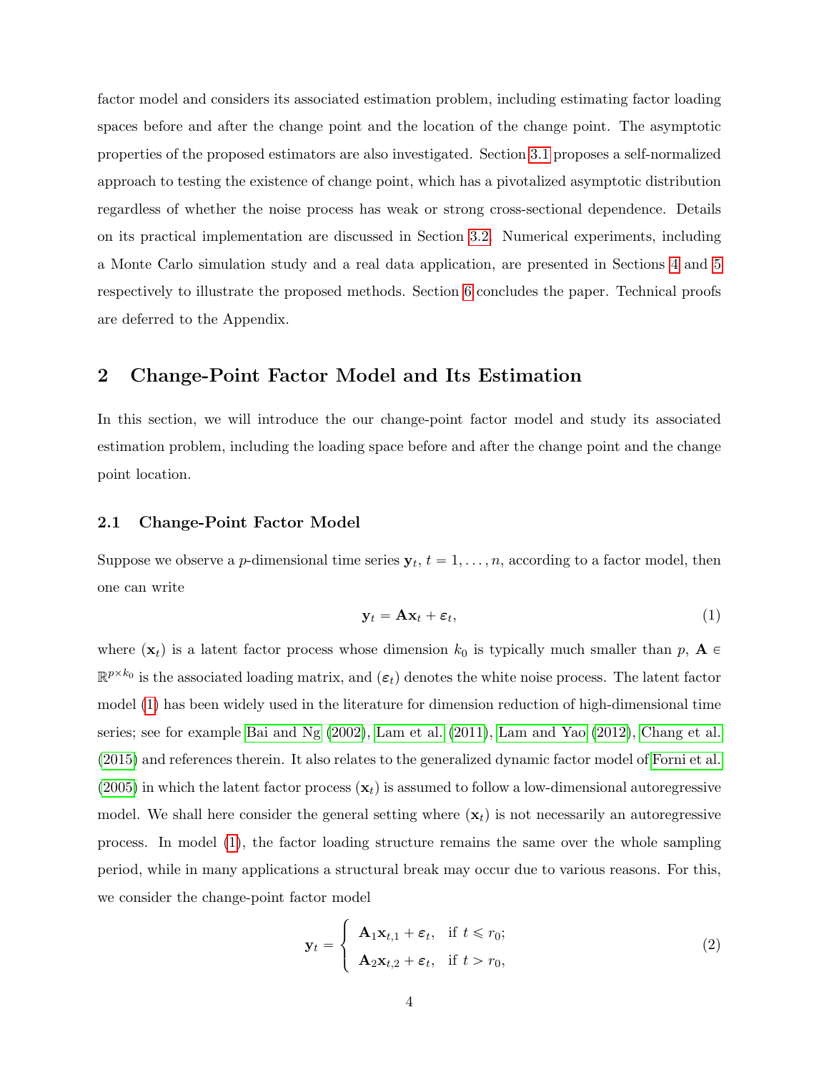factor model and considers its associated estimation problem, including estimating factor loading spaces before and after the change point and the location of the change point. The asymptotic properties of the proposed estimators are also investigated. Section 3.1 proposes a self-normalized approach to testing the existence of change point, which has a pivotalized asymptotic distribution regardless of whether the noise process has weak or strong cross-sectional dependence. Details on its practical implementation are discussed in Section 3.2. Numerical experiments, including a Monte Carlo simulation study and a real data application, are presented in Sections 4 and 5 respectively to illustrate the proposed methods. Section 6 concludes the paper. Technical proofs are deferred to the Appendix.

## 2 Change-Point Factor Model and Its Estimation

In this section, we will introduce the our change-point factor model and study its associated estimation problem, including the loading space before and after the change point and the change point location.

### 2.1 Change-Point Factor Model

Suppose we observe a $p$-dimensional time series $\mathbf{y}_t$, $t = 1, \ldots, n$, according to a factor model, then one can write

$$\mathbf{y}_t = \mathbf{A}\mathbf{x}_t + \boldsymbol{\varepsilon}_t, \tag{1}$$

where $(\mathbf{x}_t)$ is a latent factor process whose dimension $k_0$ is typically much smaller than $p$, $\mathbf{A} \in \mathbb{R}^{p \times k_0}$ is the associated loading matrix, and $(\boldsymbol{\varepsilon}_t)$ denotes the white noise process. The latent factor model (1) has been widely used in the literature for dimension reduction of high-dimensional time series; see for example Bai and Ng (2002), Lam et al. (2011), Lam and Yao (2012), Chang et al. (2015) and references therein. It also relates to the generalized dynamic factor model of Forni et al. (2005) in which the latent factor process $(\mathbf{x}_t)$ is assumed to follow a low-dimensional autoregressive model. We shall here consider the general setting where $(\mathbf{x}_t)$ is not necessarily an autoregressive process. In model (1), the factor loading structure remains the same over the whole sampling period, while in many applications a structural break may occur due to various reasons. For this, we consider the change-point factor model

$$\mathbf{y}_t = \begin{cases} \mathbf{A}_1\mathbf{x}_{t,1} + \boldsymbol{\varepsilon}_t, & \text{if } t \leqslant r_0; \\ \mathbf{A}_2\mathbf{x}_{t,2} + \boldsymbol{\varepsilon}_t, & \text{if } t > r_0, \end{cases} \tag{2}$$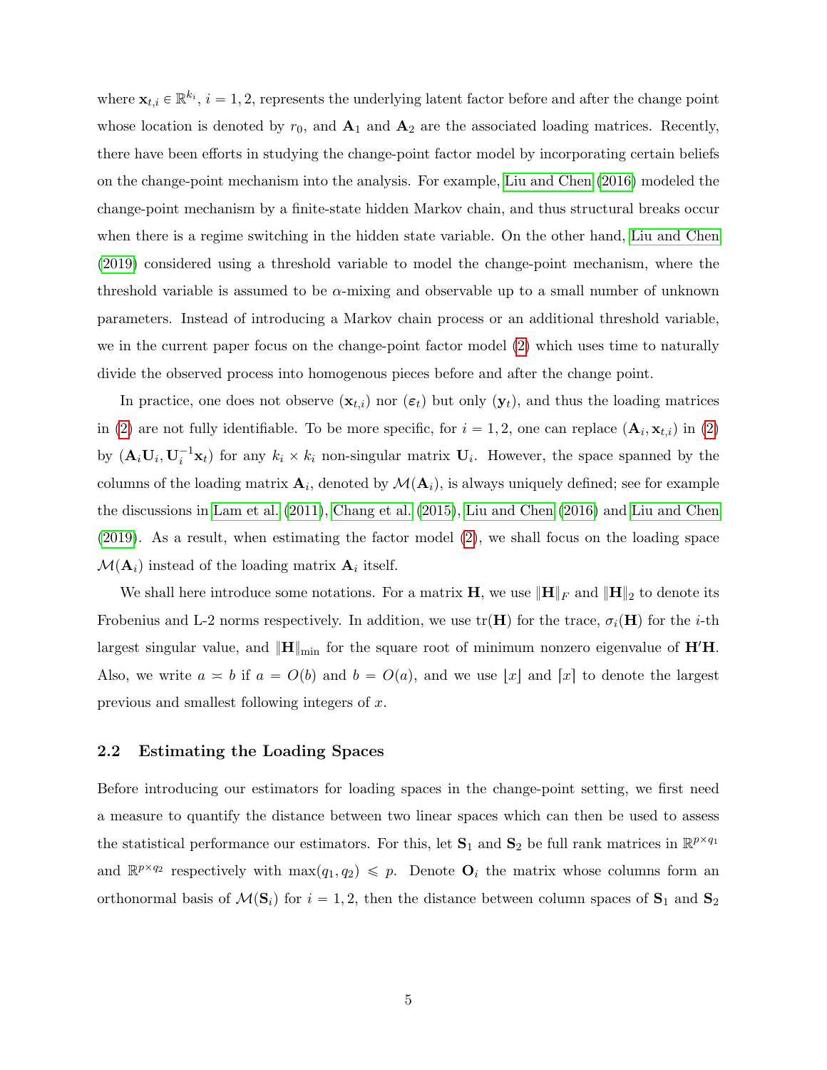where $\mathbf{x}_{t,i} \in \mathbb{R}^{k_i}$, $i = 1, 2$, represents the underlying latent factor before and after the change point whose location is denoted by $r_0$, and $\mathbf{A}_1$ and $\mathbf{A}_2$ are the associated loading matrices. Recently, there have been efforts in studying the change-point factor model by incorporating certain beliefs on the change-point mechanism into the analysis. For example, Liu and Chen (2016) modeled the change-point mechanism by a finite-state hidden Markov chain, and thus structural breaks occur when there is a regime switching in the hidden state variable. On the other hand, Liu and Chen (2019) considered using a threshold variable to model the change-point mechanism, where the threshold variable is assumed to be $\alpha$-mixing and observable up to a small number of unknown parameters. Instead of introducing a Markov chain process or an additional threshold variable, we in the current paper focus on the change-point factor model (2) which uses time to naturally divide the observed process into homogenous pieces before and after the change point.

In practice, one does not observe $(\mathbf{x}_{t,i})$ nor $(\boldsymbol{\varepsilon}_t)$ but only $(\mathbf{y}_t)$, and thus the loading matrices in (2) are not fully identifiable. To be more specific, for $i = 1, 2$, one can replace $(\mathbf{A}_i, \mathbf{x}_{t,i})$ in (2) by $(\mathbf{A}_i\mathbf{U}_i, \mathbf{U}_i^{-1}\mathbf{x}_t)$ for any $k_i \times k_i$ non-singular matrix $\mathbf{U}_i$. However, the space spanned by the columns of the loading matrix $\mathbf{A}_i$, denoted by $\mathcal{M}(\mathbf{A}_i)$, is always uniquely defined; see for example the discussions in Lam et al. (2011), Chang et al. (2015), Liu and Chen (2016) and Liu and Chen (2019). As a result, when estimating the factor model (2), we shall focus on the loading space $\mathcal{M}(\mathbf{A}_i)$ instead of the loading matrix $\mathbf{A}_i$ itself.

We shall here introduce some notations. For a matrix $\mathbf{H}$, we use $\|\mathbf{H}\|_F$ and $\|\mathbf{H}\|_2$ to denote its Frobenius and L-2 norms respectively. In addition, we use $\text{tr}(\mathbf{H})$ for the trace, $\sigma_i(\mathbf{H})$ for the $i$-th largest singular value, and $\|\mathbf{H}\|_{\min}$ for the square root of minimum nonzero eigenvalue of $\mathbf{H}'\mathbf{H}$. Also, we write $a \asymp b$ if $a = O(b)$ and $b = O(a)$, and we use $\lfloor x \rfloor$ and $\lceil x \rceil$ to denote the largest previous and smallest following integers of $x$.

### 2.2 Estimating the Loading Spaces

Before introducing our estimators for loading spaces in the change-point setting, we first need a measure to quantify the distance between two linear spaces which can then be used to assess the statistical performance our estimators. For this, let $\mathbf{S}_1$ and $\mathbf{S}_2$ be full rank matrices in $\mathbb{R}^{p\times q_1}$ and $\mathbb{R}^{p\times q_2}$ respectively with $\max(q_1, q_2) \leqslant p$. Denote $\mathbf{O}_i$ the matrix whose columns form an orthonormal basis of $\mathcal{M}(\mathbf{S}_i)$ for $i = 1, 2$, then the distance between column spaces of $\mathbf{S}_1$ and $\mathbf{S}_2$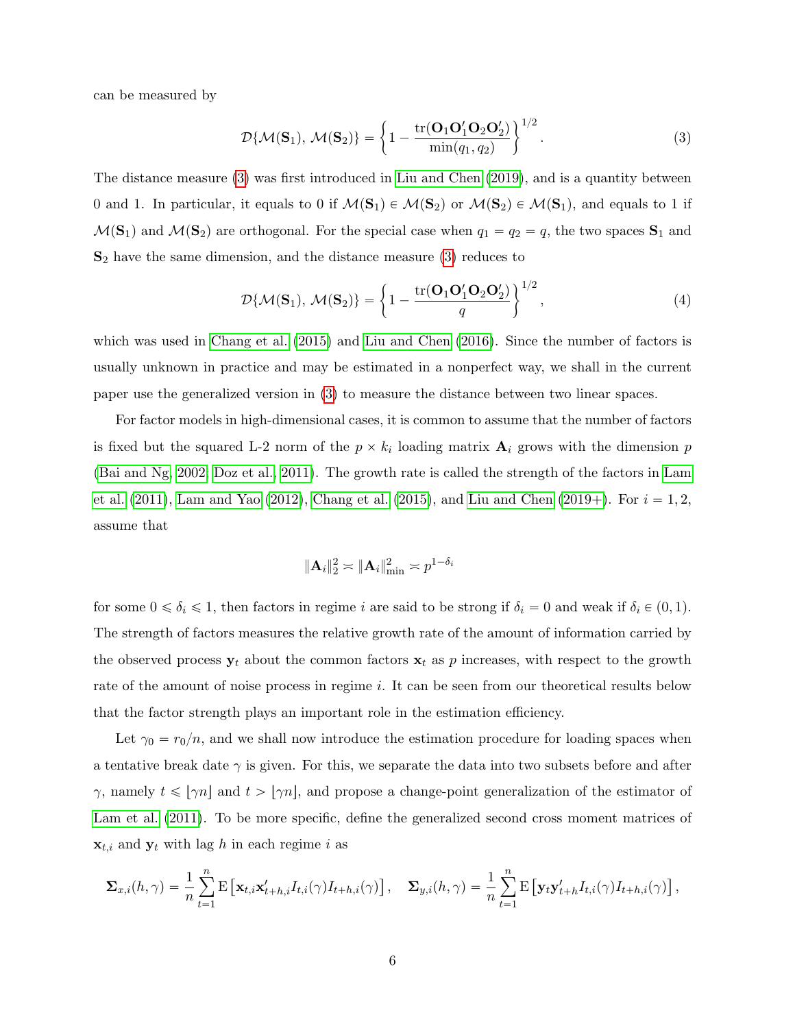can be measured by

$$\mathcal{D}\{\mathcal{M}(\mathbf{S}_1),\, \mathcal{M}(\mathbf{S}_2)\} = \left\{1 - \frac{\operatorname{tr}(\mathbf{O}_1\mathbf{O}_1'\mathbf{O}_2\mathbf{O}_2')}{\min(q_1, q_2)}\right\}^{1/2}. \tag{3}$$

The distance measure (3) was first introduced in Liu and Chen (2019), and is a quantity between 0 and 1. In particular, it equals to 0 if $\mathcal{M}(\mathbf{S}_1) \in \mathcal{M}(\mathbf{S}_2)$ or $\mathcal{M}(\mathbf{S}_2) \in \mathcal{M}(\mathbf{S}_1)$, and equals to 1 if $\mathcal{M}(\mathbf{S}_1)$ and $\mathcal{M}(\mathbf{S}_2)$ are orthogonal. For the special case when $q_1 = q_2 = q$, the two spaces $\mathbf{S}_1$ and $\mathbf{S}_2$ have the same dimension, and the distance measure (3) reduces to

$$\mathcal{D}\{\mathcal{M}(\mathbf{S}_1),\, \mathcal{M}(\mathbf{S}_2)\} = \left\{1 - \frac{\operatorname{tr}(\mathbf{O}_1\mathbf{O}_1'\mathbf{O}_2\mathbf{O}_2')}{q}\right\}^{1/2}, \tag{4}$$

which was used in Chang et al. (2015) and Liu and Chen (2016). Since the number of factors is usually unknown in practice and may be estimated in a nonperfect way, we shall in the current paper use the generalized version in (3) to measure the distance between two linear spaces.

For factor models in high-dimensional cases, it is common to assume that the number of factors is fixed but the squared L-2 norm of the $p \times k_i$ loading matrix $\mathbf{A}_i$ grows with the dimension $p$ (Bai and Ng, 2002; Doz et al., 2011). The growth rate is called the strength of the factors in Lam et al. (2011), Lam and Yao (2012), Chang et al. (2015), and Liu and Chen (2019+). For $i = 1, 2$, assume that

$$\|\mathbf{A}_i\|_2^2 \asymp \|\mathbf{A}_i\|_{\min}^2 \asymp p^{1-\delta_i}$$

for some $0 \leqslant \delta_i \leqslant 1$, then factors in regime $i$ are said to be strong if $\delta_i = 0$ and weak if $\delta_i \in (0, 1)$. The strength of factors measures the relative growth rate of the amount of information carried by the observed process $\mathbf{y}_t$ about the common factors $\mathbf{x}_t$ as $p$ increases, with respect to the growth rate of the amount of noise process in regime $i$. It can be seen from our theoretical results below that the factor strength plays an important role in the estimation efficiency.

Let $\gamma_0 = r_0/n$, and we shall now introduce the estimation procedure for loading spaces when a tentative break date $\gamma$ is given. For this, we separate the data into two subsets before and after $\gamma$, namely $t \leqslant \lfloor \gamma n \rfloor$ and $t > \lfloor \gamma n \rfloor$, and propose a change-point generalization of the estimator of Lam et al. (2011). To be more specific, define the generalized second cross moment matrices of $\mathbf{x}_{t,i}$ and $\mathbf{y}_t$ with lag $h$ in each regime $i$ as

$$\mathbf{\Sigma}_{x,i}(h,\gamma) = \frac{1}{n}\sum_{t=1}^{n} \mathrm{E}\left[\mathbf{x}_{t,i}\mathbf{x}_{t+h,i}' I_{t,i}(\gamma) I_{t+h,i}(\gamma)\right], \quad \mathbf{\Sigma}_{y,i}(h,\gamma) = \frac{1}{n}\sum_{t=1}^{n} \mathrm{E}\left[\mathbf{y}_t\mathbf{y}_{t+h}' I_{t,i}(\gamma) I_{t+h,i}(\gamma)\right],$$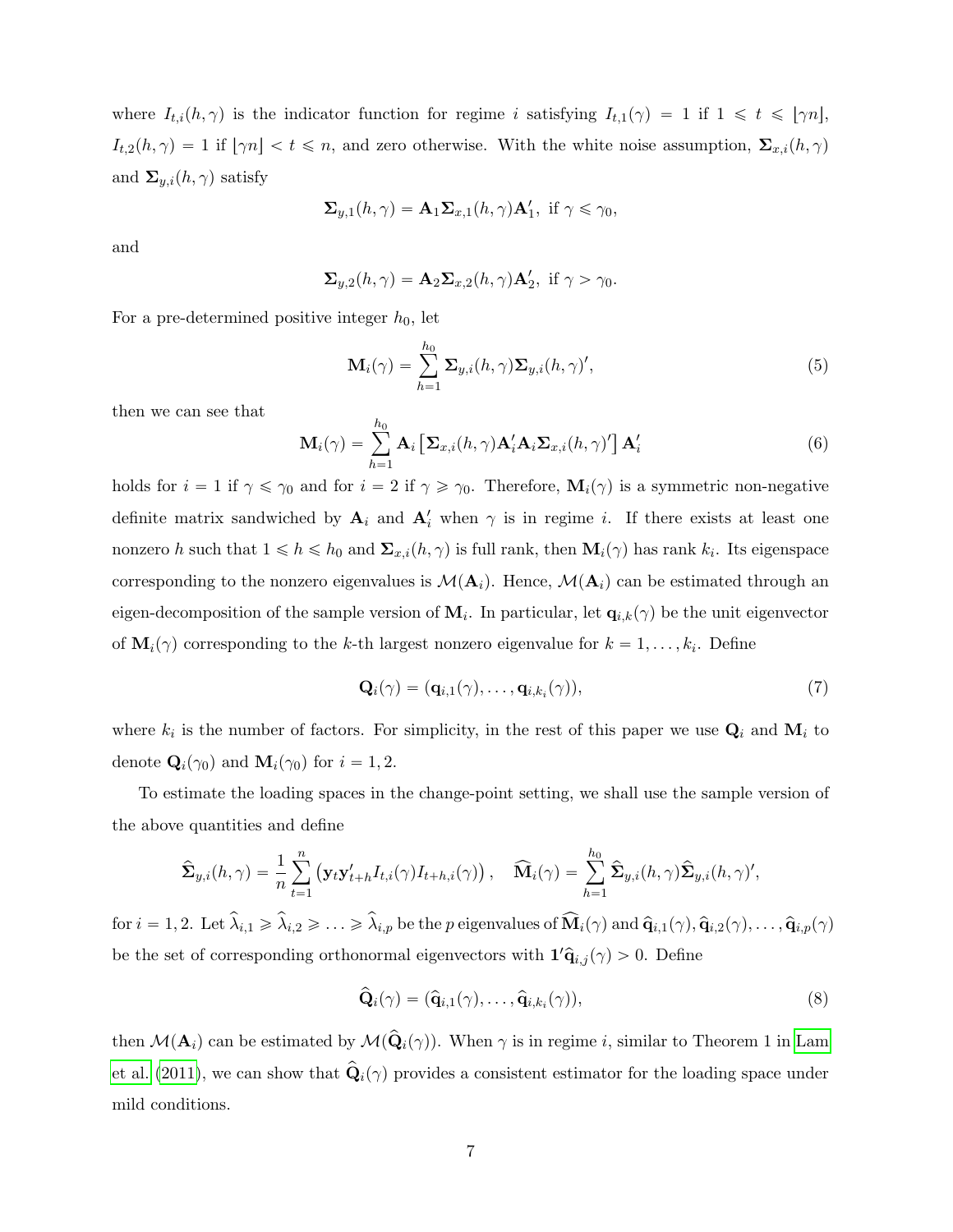where $I_{t,i}(h,\gamma)$ is the indicator function for regime $i$ satisfying $I_{t,1}(\gamma) = 1$ if $1 \leqslant t \leqslant \lfloor \gamma n \rfloor$, $I_{t,2}(h,\gamma) = 1$ if $\lfloor \gamma n \rfloor < t \leqslant n$, and zero otherwise. With the white noise assumption, $\mathbf{\Sigma}_{x,i}(h,\gamma)$ and $\mathbf{\Sigma}_{y,i}(h,\gamma)$ satisfy

$$\mathbf{\Sigma}_{y,1}(h,\gamma) = \mathbf{A}_1 \mathbf{\Sigma}_{x,1}(h,\gamma)\mathbf{A}_1', \text{ if } \gamma \leqslant \gamma_0,$$

and

$$\mathbf{\Sigma}_{y,2}(h,\gamma) = \mathbf{A}_2 \mathbf{\Sigma}_{x,2}(h,\gamma)\mathbf{A}_2', \text{ if } \gamma > \gamma_0.$$

For a pre-determined positive integer $h_0$, let

$$\mathbf{M}_i(\gamma) = \sum_{h=1}^{h_0} \mathbf{\Sigma}_{y,i}(h,\gamma)\mathbf{\Sigma}_{y,i}(h,\gamma)', \tag{5}$$

then we can see that

$$\mathbf{M}_i(\gamma) = \sum_{h=1}^{h_0} \mathbf{A}_i \left[\mathbf{\Sigma}_{x,i}(h,\gamma)\mathbf{A}_i'\mathbf{A}_i\mathbf{\Sigma}_{x,i}(h,\gamma)'\right]\mathbf{A}_i' \tag{6}$$

holds for $i = 1$ if $\gamma \leqslant \gamma_0$ and for $i = 2$ if $\gamma \geqslant \gamma_0$. Therefore, $\mathbf{M}_i(\gamma)$ is a symmetric non-negative definite matrix sandwiched by $\mathbf{A}_i$ and $\mathbf{A}_i'$ when $\gamma$ is in regime $i$. If there exists at least one nonzero $h$ such that $1 \leqslant h \leqslant h_0$ and $\mathbf{\Sigma}_{x,i}(h,\gamma)$ is full rank, then $\mathbf{M}_i(\gamma)$ has rank $k_i$. Its eigenspace corresponding to the nonzero eigenvalues is $\mathcal{M}(\mathbf{A}_i)$. Hence, $\mathcal{M}(\mathbf{A}_i)$ can be estimated through an eigen-decomposition of the sample version of $\mathbf{M}_i$. In particular, let $\mathbf{q}_{i,k}(\gamma)$ be the unit eigenvector of $\mathbf{M}_i(\gamma)$ corresponding to the $k$-th largest nonzero eigenvalue for $k = 1, \ldots, k_i$. Define

$$\mathbf{Q}_i(\gamma) = (\mathbf{q}_{i,1}(\gamma), \ldots, \mathbf{q}_{i,k_i}(\gamma)), \tag{7}$$

where $k_i$ is the number of factors. For simplicity, in the rest of this paper we use $\mathbf{Q}_i$ and $\mathbf{M}_i$ to denote $\mathbf{Q}_i(\gamma_0)$ and $\mathbf{M}_i(\gamma_0)$ for $i = 1, 2$.

To estimate the loading spaces in the change-point setting, we shall use the sample version of the above quantities and define

$$\hat{\mathbf{\Sigma}}_{y,i}(h,\gamma) = \frac{1}{n}\sum_{t=1}^{n}\left(\mathbf{y}_t\mathbf{y}_{t+h}' I_{t,i}(\gamma) I_{t+h,i}(\gamma)\right), \quad \widehat{\mathbf{M}}_i(\gamma) = \sum_{h=1}^{h_0} \hat{\mathbf{\Sigma}}_{y,i}(h,\gamma)\hat{\mathbf{\Sigma}}_{y,i}(h,\gamma)',$$

for $i = 1, 2$. Let $\widehat{\lambda}_{i,1} \geqslant \widehat{\lambda}_{i,2} \geqslant \ldots \geqslant \widehat{\lambda}_{i,p}$ be the $p$ eigenvalues of $\widehat{\mathbf{M}}_i(\gamma)$ and $\widehat{\mathbf{q}}_{i,1}(\gamma), \widehat{\mathbf{q}}_{i,2}(\gamma), \ldots, \widehat{\mathbf{q}}_{i,p}(\gamma)$ be the set of corresponding orthonormal eigenvectors with $\mathbf{1}'\widehat{\mathbf{q}}_{i,j}(\gamma) > 0$. Define

$$\widehat{\mathbf{Q}}_i(\gamma) = (\widehat{\mathbf{q}}_{i,1}(\gamma), \ldots, \widehat{\mathbf{q}}_{i,k_i}(\gamma)), \tag{8}$$

then $\mathcal{M}(\mathbf{A}_i)$ can be estimated by $\mathcal{M}(\widehat{\mathbf{Q}}_i(\gamma))$. When $\gamma$ is in regime $i$, similar to Theorem 1 in Lam et al. (2011), we can show that $\widehat{\mathbf{Q}}_i(\gamma)$ provides a consistent estimator for the loading space under mild conditions.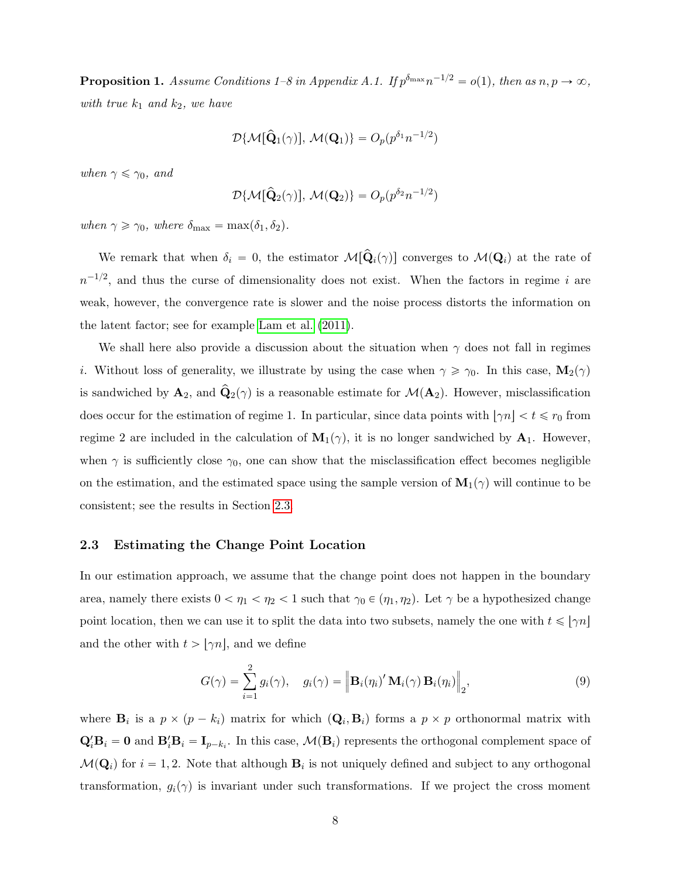**Proposition 1.** *Assume Conditions 1–8 in Appendix A.1. If $p^{\delta_{\max}} n^{-1/2} = o(1)$, then as $n, p \to \infty$, with true $k_1$ and $k_2$, we have*

$$\mathcal{D}\{\mathcal{M}[\widehat{\mathbf{Q}}_1(\gamma)],\, \mathcal{M}(\mathbf{Q}_1)\} = O_p(p^{\delta_1} n^{-1/2})$$

*when $\gamma \leqslant \gamma_0$, and*

$$\mathcal{D}\{\mathcal{M}[\widehat{\mathbf{Q}}_2(\gamma)],\, \mathcal{M}(\mathbf{Q}_2)\} = O_p(p^{\delta_2} n^{-1/2})$$

*when $\gamma \geqslant \gamma_0$, where $\delta_{\max} = \max(\delta_1, \delta_2)$.*

We remark that when $\delta_i = 0$, the estimator $\mathcal{M}[\widehat{\mathbf{Q}}_i(\gamma)]$ converges to $\mathcal{M}(\mathbf{Q}_i)$ at the rate of $n^{-1/2}$, and thus the curse of dimensionality does not exist. When the factors in regime $i$ are weak, however, the convergence rate is slower and the noise process distorts the information on the latent factor; see for example Lam et al. (2011).

We shall here also provide a discussion about the situation when $\gamma$ does not fall in regimes $i$. Without loss of generality, we illustrate by using the case when $\gamma \geqslant \gamma_0$. In this case, $\mathbf{M}_2(\gamma)$ is sandwiched by $\mathbf{A}_2$, and $\hat{\mathbf{Q}}_2(\gamma)$ is a reasonable estimate for $\mathcal{M}(\mathbf{A}_2)$. However, misclassification does occur for the estimation of regime 1. In particular, since data points with $\lfloor \gamma n \rfloor < t \leqslant r_0$ from regime 2 are included in the calculation of $\mathbf{M}_1(\gamma)$, it is no longer sandwiched by $\mathbf{A}_1$. However, when $\gamma$ is sufficiently close $\gamma_0$, one can show that the misclassification effect becomes negligible on the estimation, and the estimated space using the sample version of $\mathbf{M}_1(\gamma)$ will continue to be consistent; see the results in Section 2.3.

### 2.3 Estimating the Change Point Location

In our estimation approach, we assume that the change point does not happen in the boundary area, namely there exists $0 < \eta_1 < \eta_2 < 1$ such that $\gamma_0 \in (\eta_1, \eta_2)$. Let $\gamma$ be a hypothesized change point location, then we can use it to split the data into two subsets, namely the one with $t \leqslant \lfloor \gamma n \rfloor$ and the other with $t > \lfloor \gamma n \rfloor$, and we define

$$G(\gamma) = \sum_{i=1}^{2} g_i(\gamma), \quad g_i(\gamma) = \left\| \mathbf{B}_i(\eta_i)' \, \mathbf{M}_i(\gamma) \, \mathbf{B}_i(\eta_i) \right\|_2, \tag{9}$$

where $\mathbf{B}_i$ is a $p \times (p - k_i)$ matrix for which $(\mathbf{Q}_i, \mathbf{B}_i)$ forms a $p \times p$ orthonormal matrix with $\mathbf{Q}_i' \mathbf{B}_i = \mathbf{0}$ and $\mathbf{B}_i' \mathbf{B}_i = \mathbf{I}_{p-k_i}$. In this case, $\mathcal{M}(\mathbf{B}_i)$ represents the orthogonal complement space of $\mathcal{M}(\mathbf{Q}_i)$ for $i = 1, 2$. Note that although $\mathbf{B}_i$ is not uniquely defined and subject to any orthogonal transformation, $g_i(\gamma)$ is invariant under such transformations. If we project the cross moment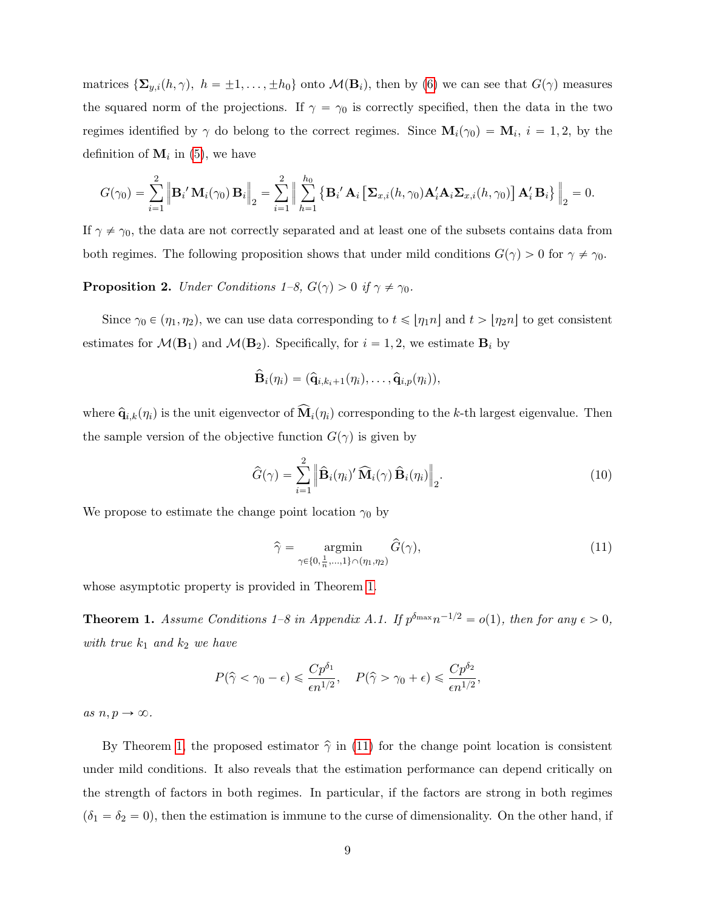matrices $\{\boldsymbol{\Sigma}_{y,i}(h,\gamma),\ h = \pm 1, \ldots, \pm h_0\}$ onto $\mathcal{M}(\mathbf{B}_i)$, then by (6) we can see that $G(\gamma)$ measures the squared norm of the projections. If $\gamma = \gamma_0$ is correctly specified, then the data in the two regimes identified by $\gamma$ do belong to the correct regimes. Since $\mathbf{M}_i(\gamma_0) = \mathbf{M}_i$, $i = 1, 2$, by the definition of $\mathbf{M}_i$ in (5), we have

$$G(\gamma_0) = \sum_{i=1}^{2} \left\| \mathbf{B}_i{}' \, \mathbf{M}_i(\gamma_0) \, \mathbf{B}_i \right\|_2 = \sum_{i=1}^{2} \left\| \sum_{h=1}^{h_0} \left\{ \mathbf{B}_i{}' \, \mathbf{A}_i \left[ \boldsymbol{\Sigma}_{x,i}(h,\gamma_0) \mathbf{A}_i' \mathbf{A}_i \boldsymbol{\Sigma}_{x,i}(h,\gamma_0) \right] \mathbf{A}_i' \, \mathbf{B}_i \right\} \right\|_2 = 0.$$

If $\gamma \neq \gamma_0$, the data are not correctly separated and at least one of the subsets contains data from both regimes. The following proposition shows that under mild conditions $G(\gamma) > 0$ for $\gamma \neq \gamma_0$.

**Proposition 2.** *Under Conditions 1–8, $G(\gamma) > 0$ if $\gamma \neq \gamma_0$.*

Since $\gamma_0 \in (\eta_1, \eta_2)$, we can use data corresponding to $t \leqslant \lfloor \eta_1 n \rfloor$ and $t > \lfloor \eta_2 n \rfloor$ to get consistent estimates for $\mathcal{M}(\mathbf{B}_1)$ and $\mathcal{M}(\mathbf{B}_2)$. Specifically, for $i = 1, 2$, we estimate $\mathbf{B}_i$ by

$$\widehat{\mathbf{B}}_i(\eta_i) = (\widehat{\mathbf{q}}_{i,k_i+1}(\eta_i), \ldots, \widehat{\mathbf{q}}_{i,p}(\eta_i)),$$

where $\widehat{\mathbf{q}}_{i,k}(\eta_i)$ is the unit eigenvector of $\widehat{\mathbf{M}}_i(\eta_i)$ corresponding to the $k$-th largest eigenvalue. Then the sample version of the objective function $G(\gamma)$ is given by

$$\widehat{G}(\gamma) = \sum_{i=1}^{2} \left\| \widehat{\mathbf{B}}_i(\eta_i)' \, \widehat{\mathbf{M}}_i(\gamma) \, \widehat{\mathbf{B}}_i(\eta_i) \right\|_2. \tag{10}$$

We propose to estimate the change point location $\gamma_0$ by

$$\widehat{\gamma} = \underset{\gamma \in \{0, \frac{1}{n}, \ldots, 1\} \cap (\eta_1, \eta_2)}{\operatorname{argmin}} \widehat{G}(\gamma), \tag{11}$$

whose asymptotic property is provided in Theorem 1.

**Theorem 1.** *Assume Conditions 1–8 in Appendix A.1. If $p^{\delta_{\max}} n^{-1/2} = o(1)$, then for any $\epsilon > 0$, with true $k_1$ and $k_2$ we have*

$$P(\widehat{\gamma} < \gamma_0 - \epsilon) \leqslant \frac{C p^{\delta_1}}{\epsilon n^{1/2}}, \quad P(\widehat{\gamma} > \gamma_0 + \epsilon) \leqslant \frac{C p^{\delta_2}}{\epsilon n^{1/2}},$$

*as $n, p \to \infty$.*

By Theorem 1, the proposed estimator $\widehat{\gamma}$ in (11) for the change point location is consistent under mild conditions. It also reveals that the estimation performance can depend critically on the strength of factors in both regimes. In particular, if the factors are strong in both regimes ($\delta_1 = \delta_2 = 0$), then the estimation is immune to the curse of dimensionality. On the other hand, if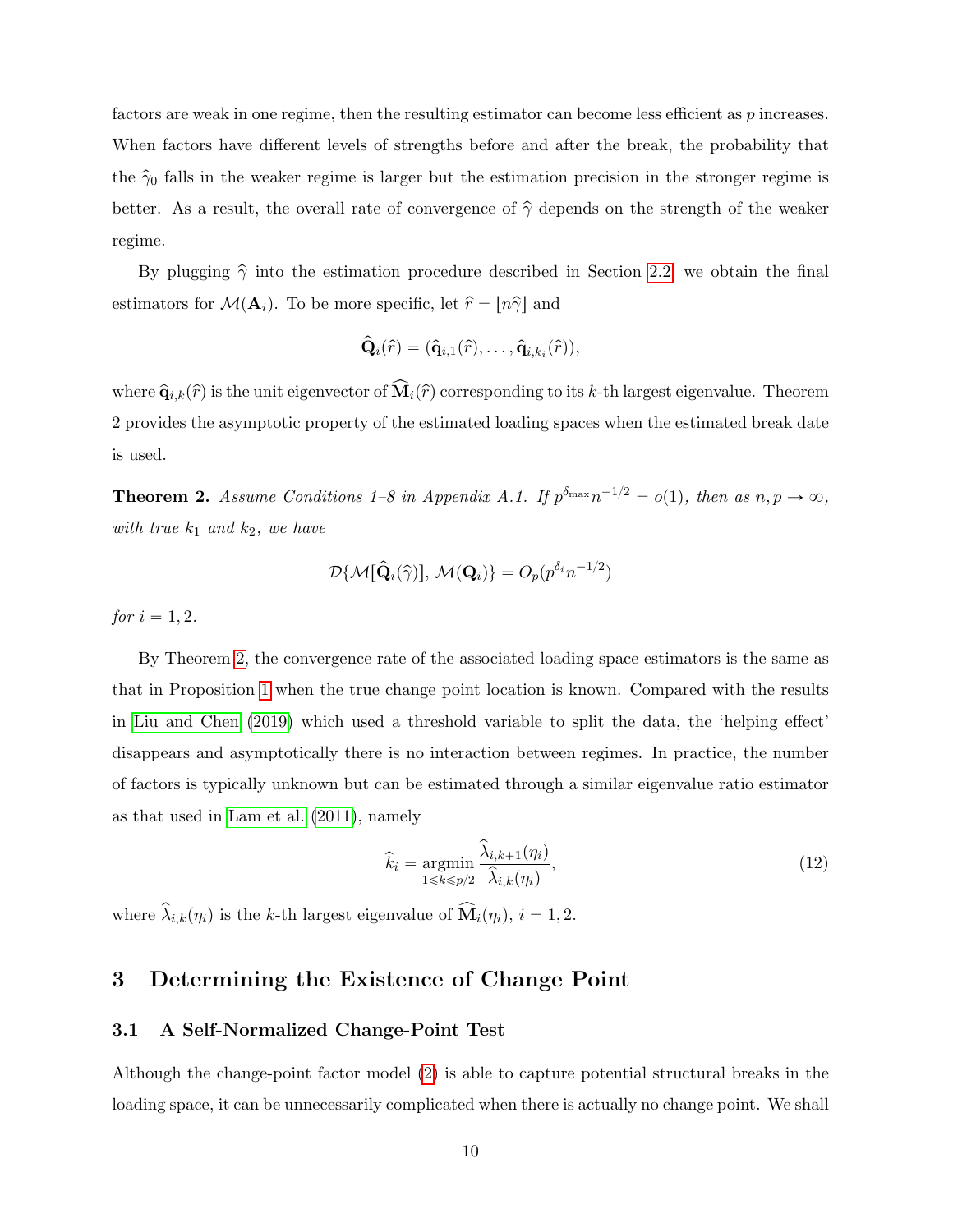factors are weak in one regime, then the resulting estimator can become less efficient as $p$ increases. When factors have different levels of strengths before and after the break, the probability that the $\widehat{\gamma}_0$ falls in the weaker regime is larger but the estimation precision in the stronger regime is better. As a result, the overall rate of convergence of $\widehat{\gamma}$ depends on the strength of the weaker regime.

By plugging $\widehat{\gamma}$ into the estimation procedure described in Section 2.2, we obtain the final estimators for $\mathcal{M}(\mathbf{A}_i)$. To be more specific, let $\widehat{r} = \lfloor n\widehat{\gamma} \rfloor$ and

$$\widehat{\mathbf{Q}}_i(\widehat{r}) = (\widehat{\mathbf{q}}_{i,1}(\widehat{r}), \ldots, \widehat{\mathbf{q}}_{i,k_i}(\widehat{r})),$$

where $\widehat{\mathbf{q}}_{i,k}(\widehat{r})$ is the unit eigenvector of $\widehat{\mathbf{M}}_i(\widehat{r})$ corresponding to its $k$-th largest eigenvalue. Theorem 2 provides the asymptotic property of the estimated loading spaces when the estimated break date is used.

**Theorem 2.** *Assume Conditions 1–8 in Appendix A.1. If $p^{\delta_{\max}} n^{-1/2} = o(1)$, then as $n, p \to \infty$, with true $k_1$ and $k_2$, we have*

$$\mathcal{D}\{\mathcal{M}[\widehat{\mathbf{Q}}_i(\widehat{\gamma})], \mathcal{M}(\mathbf{Q}_i)\} = O_p(p^{\delta_i} n^{-1/2})$$

*for $i = 1, 2$.*

By Theorem 2, the convergence rate of the associated loading space estimators is the same as that in Proposition 1 when the true change point location is known. Compared with the results in Liu and Chen (2019) which used a threshold variable to split the data, the 'helping effect' disappears and asymptotically there is no interaction between regimes. In practice, the number of factors is typically unknown but can be estimated through a similar eigenvalue ratio estimator as that used in Lam et al. (2011), namely

$$\widehat{k}_i = \operatorname*{argmin}_{1 \leqslant k \leqslant p/2} \frac{\widehat{\lambda}_{i,k+1}(\eta_i)}{\widehat{\lambda}_{i,k}(\eta_i)}, \tag{12}$$

where $\widehat{\lambda}_{i,k}(\eta_i)$ is the $k$-th largest eigenvalue of $\widehat{\mathbf{M}}_i(\eta_i)$, $i = 1, 2$.

# 3 Determining the Existence of Change Point

## 3.1 A Self-Normalized Change-Point Test

Although the change-point factor model (2) is able to capture potential structural breaks in the loading space, it can be unnecessarily complicated when there is actually no change point. We shall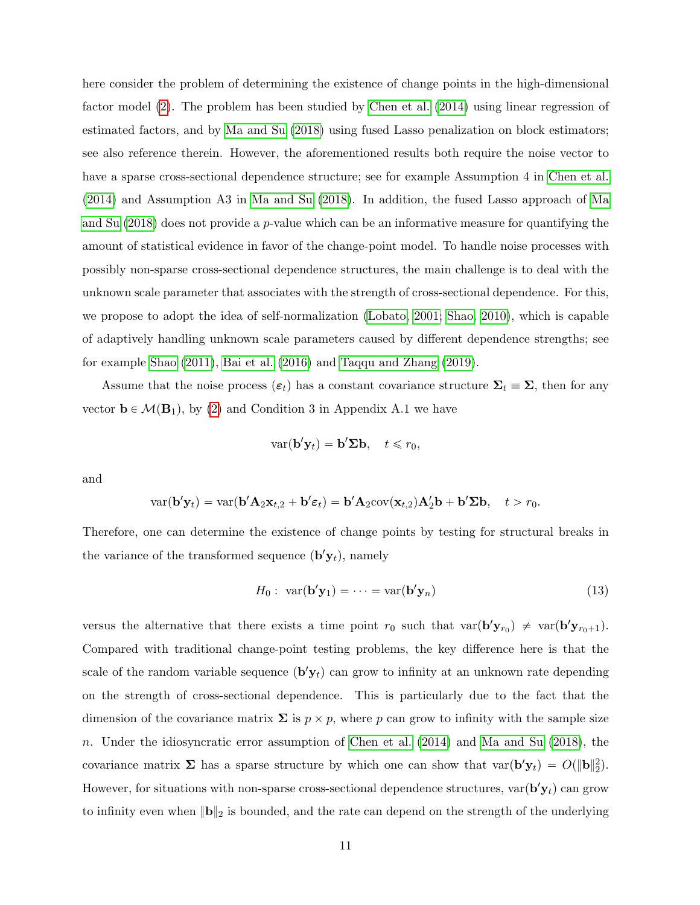here consider the problem of determining the existence of change points in the high-dimensional factor model (2). The problem has been studied by Chen et al. (2014) using linear regression of estimated factors, and by Ma and Su (2018) using fused Lasso penalization on block estimators; see also reference therein. However, the aforementioned results both require the noise vector to have a sparse cross-sectional dependence structure; see for example Assumption 4 in Chen et al. (2014) and Assumption A3 in Ma and Su (2018). In addition, the fused Lasso approach of Ma and Su (2018) does not provide a $p$-value which can be an informative measure for quantifying the amount of statistical evidence in favor of the change-point model. To handle noise processes with possibly non-sparse cross-sectional dependence structures, the main challenge is to deal with the unknown scale parameter that associates with the strength of cross-sectional dependence. For this, we propose to adopt the idea of self-normalization (Lobato, 2001; Shao, 2010), which is capable of adaptively handling unknown scale parameters caused by different dependence strengths; see for example Shao (2011), Bai et al. (2016) and Taqqu and Zhang (2019).

Assume that the noise process $(\boldsymbol{\varepsilon}_t)$ has a constant covariance structure $\boldsymbol{\Sigma}_t \equiv \boldsymbol{\Sigma}$, then for any vector $\mathbf{b} \in \mathcal{M}(\mathbf{B}_1)$, by (2) and Condition 3 in Appendix A.1 we have

$$\mathrm{var}(\mathbf{b}'\mathbf{y}_t) = \mathbf{b}'\boldsymbol{\Sigma}\mathbf{b}, \quad t \leqslant r_0,$$

and

$$\mathrm{var}(\mathbf{b}'\mathbf{y}_t) = \mathrm{var}(\mathbf{b}'\mathbf{A}_2\mathbf{x}_{t,2} + \mathbf{b}'\boldsymbol{\varepsilon}_t) = \mathbf{b}'\mathbf{A}_2\mathrm{cov}(\mathbf{x}_{t,2})\mathbf{A}_2'\mathbf{b} + \mathbf{b}'\boldsymbol{\Sigma}\mathbf{b}, \quad t > r_0.$$

Therefore, one can determine the existence of change points by testing for structural breaks in the variance of the transformed sequence $(\mathbf{b}'\mathbf{y}_t)$, namely

$$H_0: \ \mathrm{var}(\mathbf{b}'\mathbf{y}_1) = \cdots = \mathrm{var}(\mathbf{b}'\mathbf{y}_n) \tag{13}$$

versus the alternative that there exists a time point $r_0$ such that $\mathrm{var}(\mathbf{b}'\mathbf{y}_{r_0}) \neq \mathrm{var}(\mathbf{b}'\mathbf{y}_{r_0+1})$. Compared with traditional change-point testing problems, the key difference here is that the scale of the random variable sequence $(\mathbf{b}'\mathbf{y}_t)$ can grow to infinity at an unknown rate depending on the strength of cross-sectional dependence. This is particularly due to the fact that the dimension of the covariance matrix $\boldsymbol{\Sigma}$ is $p \times p$, where $p$ can grow to infinity with the sample size $n$. Under the idiosyncratic error assumption of Chen et al. (2014) and Ma and Su (2018), the covariance matrix $\boldsymbol{\Sigma}$ has a sparse structure by which one can show that $\mathrm{var}(\mathbf{b}'\mathbf{y}_t) = O(\|\mathbf{b}\|_2^2)$. However, for situations with non-sparse cross-sectional dependence structures, $\mathrm{var}(\mathbf{b}'\mathbf{y}_t)$ can grow to infinity even when $\|\mathbf{b}\|_2$ is bounded, and the rate can depend on the strength of the underlying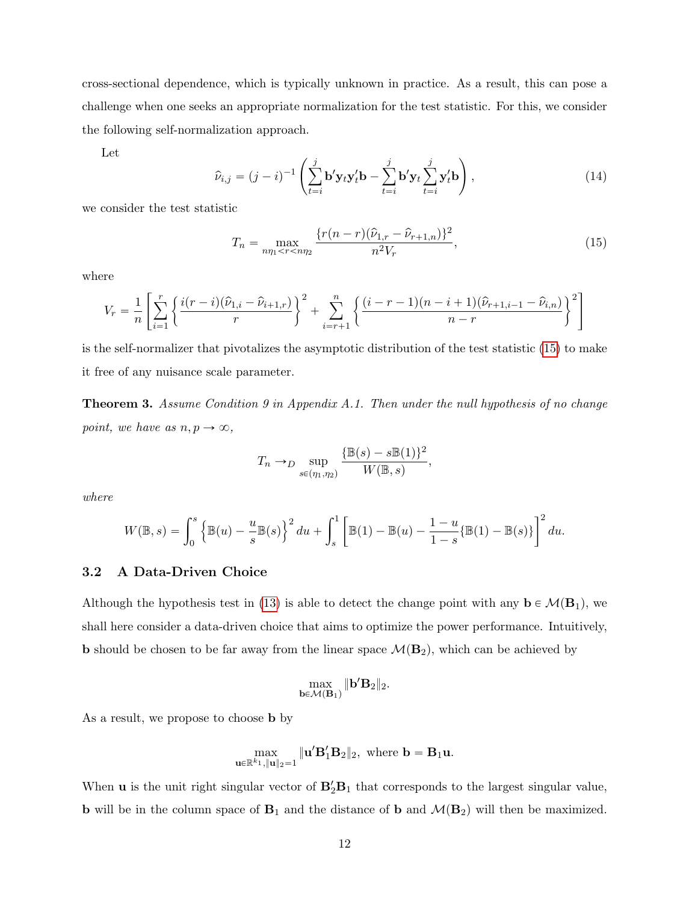cross-sectional dependence, which is typically unknown in practice. As a result, this can pose a challenge when one seeks an appropriate normalization for the test statistic. For this, we consider the following self-normalization approach.

Let

$$\widehat{\nu}_{i,j} = (j-i)^{-1}\left(\sum_{t=i}^{j}\mathbf{b}'\mathbf{y}_t\mathbf{y}_t'\mathbf{b} - \sum_{t=i}^{j}\mathbf{b}'\mathbf{y}_t\sum_{t=i}^{j}\mathbf{y}_t'\mathbf{b}\right), \tag{14}$$

we consider the test statistic

$$T_n = \max_{n\eta_1 < r < n\eta_2} \frac{\{r(n-r)(\widehat{\nu}_{1,r} - \widehat{\nu}_{r+1,n})\}^2}{n^2 V_r}, \tag{15}$$

where

$$V_r = \frac{1}{n}\left[\sum_{i=1}^{r}\left\{\frac{i(r-i)(\widehat{\nu}_{1,i} - \widehat{\nu}_{i+1,r})}{r}\right\}^2 + \sum_{i=r+1}^{n}\left\{\frac{(i-r-1)(n-i+1)(\widehat{\nu}_{r+1,i-1} - \widehat{\nu}_{i,n})}{n-r}\right\}^2\right]$$

is the self-normalizer that pivotalizes the asymptotic distribution of the test statistic (15) to make it free of any nuisance scale parameter.

**Theorem 3.** *Assume Condition 9 in Appendix A.1. Then under the null hypothesis of no change point, we have as $n, p \to \infty$,*

$$T_n \to_D \sup_{s\in(\eta_1,\eta_2)} \frac{\{\mathbb{B}(s) - s\mathbb{B}(1)\}^2}{W(\mathbb{B}, s)},$$

*where*

$$W(\mathbb{B}, s) = \int_0^s \left\{\mathbb{B}(u) - \frac{u}{s}\mathbb{B}(s)\right\}^2 du + \int_s^1 \left[\mathbb{B}(1) - \mathbb{B}(u) - \frac{1-u}{1-s}\{\mathbb{B}(1) - \mathbb{B}(s)\}\right]^2 du.$$

### 3.2 A Data-Driven Choice

Although the hypothesis test in (13) is able to detect the change point with any $\mathbf{b} \in \mathcal{M}(\mathbf{B}_1)$, we shall here consider a data-driven choice that aims to optimize the power performance. Intuitively, $\mathbf{b}$ should be chosen to be far away from the linear space $\mathcal{M}(\mathbf{B}_2)$, which can be achieved by

$$\max_{\mathbf{b}\in\mathcal{M}(\mathbf{B}_1)} \|\mathbf{b}'\mathbf{B}_2\|_2.$$

As a result, we propose to choose $\mathbf{b}$ by

$$\max_{\mathbf{u}\in\mathbb{R}^{k_1}, \|\mathbf{u}\|_2=1} \|\mathbf{u}'\mathbf{B}_1'\mathbf{B}_2\|_2, \text{ where } \mathbf{b} = \mathbf{B}_1\mathbf{u}.$$

When $\mathbf{u}$ is the unit right singular vector of $\mathbf{B}_2'\mathbf{B}_1$ that corresponds to the largest singular value, $\mathbf{b}$ will be in the column space of $\mathbf{B}_1$ and the distance of $\mathbf{b}$ and $\mathcal{M}(\mathbf{B}_2)$ will then be maximized.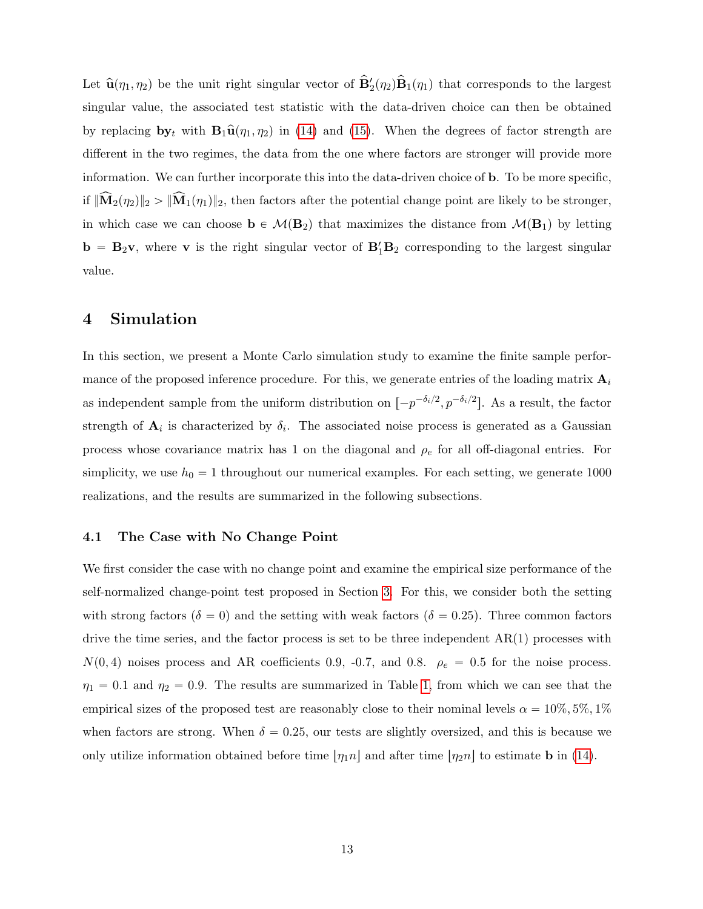Let $\widehat{\mathbf{u}}(\eta_1, \eta_2)$ be the unit right singular vector of $\widehat{\mathbf{B}}_2'(\eta_2)\widehat{\mathbf{B}}_1(\eta_1)$ that corresponds to the largest singular value, the associated test statistic with the data-driven choice can then be obtained by replacing $\mathbf{b}\mathbf{y}_t$ with $\mathbf{B}_1\widehat{\mathbf{u}}(\eta_1, \eta_2)$ in (14) and (15). When the degrees of factor strength are different in the two regimes, the data from the one where factors are stronger will provide more information. We can further incorporate this into the data-driven choice of $\mathbf{b}$. To be more specific, if $\|\widehat{\mathbf{M}}_2(\eta_2)\|_2 > \|\widehat{\mathbf{M}}_1(\eta_1)\|_2$, then factors after the potential change point are likely to be stronger, in which case we can choose $\mathbf{b} \in \mathcal{M}(\mathbf{B}_2)$ that maximizes the distance from $\mathcal{M}(\mathbf{B}_1)$ by letting $\mathbf{b} = \mathbf{B}_2\mathbf{v}$, where $\mathbf{v}$ is the right singular vector of $\mathbf{B}_1'\mathbf{B}_2$ corresponding to the largest singular value.

# 4 Simulation

In this section, we present a Monte Carlo simulation study to examine the finite sample performance of the proposed inference procedure. For this, we generate entries of the loading matrix $\mathbf{A}_i$ as independent sample from the uniform distribution on $[-p^{-\delta_i/2}, p^{-\delta_i/2}]$. As a result, the factor strength of $\mathbf{A}_i$ is characterized by $\delta_i$. The associated noise process is generated as a Gaussian process whose covariance matrix has 1 on the diagonal and $\rho_e$ for all off-diagonal entries. For simplicity, we use $h_0 = 1$ throughout our numerical examples. For each setting, we generate 1000 realizations, and the results are summarized in the following subsections.

## 4.1 The Case with No Change Point

We first consider the case with no change point and examine the empirical size performance of the self-normalized change-point test proposed in Section 3. For this, we consider both the setting with strong factors ($\delta = 0$) and the setting with weak factors ($\delta = 0.25$). Three common factors drive the time series, and the factor process is set to be three independent AR(1) processes with $N(0, 4)$ noises process and AR coefficients 0.9, -0.7, and 0.8. $\rho_e = 0.5$ for the noise process. $\eta_1 = 0.1$ and $\eta_2 = 0.9$. The results are summarized in Table 1, from which we can see that the empirical sizes of the proposed test are reasonably close to their nominal levels $\alpha = 10\%, 5\%, 1\%$ when factors are strong. When $\delta = 0.25$, our tests are slightly oversized, and this is because we only utilize information obtained before time $\lfloor \eta_1 n \rfloor$ and after time $\lfloor \eta_2 n \rfloor$ to estimate $\mathbf{b}$ in (14).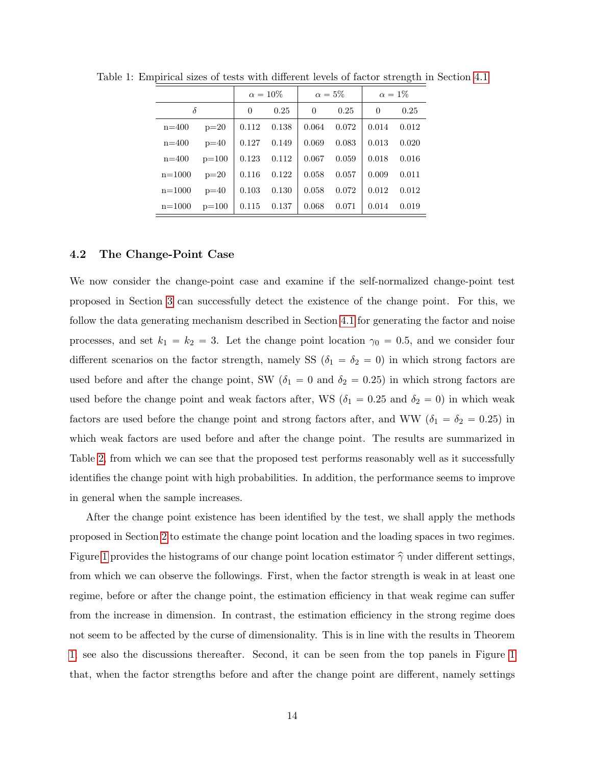Table 1: Empirical sizes of tests with different levels of factor strength in Section 4.1

| | | $\alpha = 10\%$ | | $\alpha = 5\%$ | | $\alpha = 1\%$ | |
|---|---|---|---|---|---|---|---|
| $\delta$ | | 0 | 0.25 | 0 | 0.25 | 0 | 0.25 |
| n=400 | p=20 | 0.112 | 0.138 | 0.064 | 0.072 | 0.014 | 0.012 |
| n=400 | p=40 | 0.127 | 0.149 | 0.069 | 0.083 | 0.013 | 0.020 |
| n=400 | p=100 | 0.123 | 0.112 | 0.067 | 0.059 | 0.018 | 0.016 |
| n=1000 | p=20 | 0.116 | 0.122 | 0.058 | 0.057 | 0.009 | 0.011 |
| n=1000 | p=40 | 0.103 | 0.130 | 0.058 | 0.072 | 0.012 | 0.012 |
| n=1000 | p=100 | 0.115 | 0.137 | 0.068 | 0.071 | 0.014 | 0.019 |

### 4.2 The Change-Point Case

We now consider the change-point case and examine if the self-normalized change-point test proposed in Section 3 can successfully detect the existence of the change point. For this, we follow the data generating mechanism described in Section 4.1 for generating the factor and noise processes, and set $k_1 = k_2 = 3$. Let the change point location $\gamma_0 = 0.5$, and we consider four different scenarios on the factor strength, namely SS ($\delta_1 = \delta_2 = 0$) in which strong factors are used before and after the change point, SW ($\delta_1 = 0$ and $\delta_2 = 0.25$) in which strong factors are used before the change point and weak factors after, WS ($\delta_1 = 0.25$ and $\delta_2 = 0$) in which weak factors are used before the change point and strong factors after, and WW ($\delta_1 = \delta_2 = 0.25$) in which weak factors are used before and after the change point. The results are summarized in Table 2, from which we can see that the proposed test performs reasonably well as it successfully identifies the change point with high probabilities. In addition, the performance seems to improve in general when the sample increases.

After the change point existence has been identified by the test, we shall apply the methods proposed in Section 2 to estimate the change point location and the loading spaces in two regimes. Figure 1 provides the histograms of our change point location estimator $\widehat{\gamma}$ under different settings, from which we can observe the followings. First, when the factor strength is weak in at least one regime, before or after the change point, the estimation efficiency in that weak regime can suffer from the increase in dimension. In contrast, the estimation efficiency in the strong regime does not seem to be affected by the curse of dimensionality. This is in line with the results in Theorem 1; see also the discussions thereafter. Second, it can be seen from the top panels in Figure 1 that, when the factor strengths before and after the change point are different, namely settings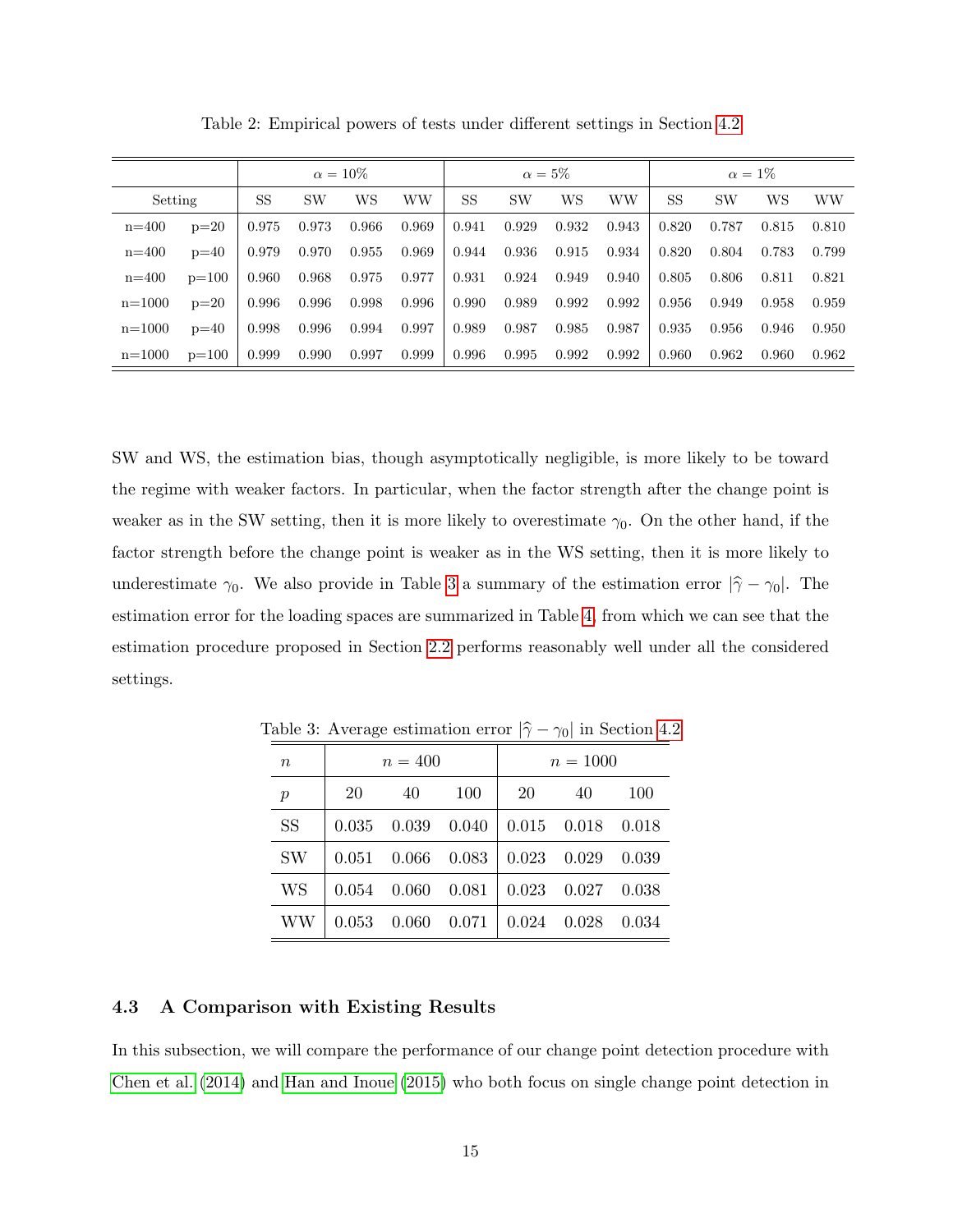Table 2: Empirical powers of tests under different settings in Section 4.2

| Setting | | $\alpha = 10\%$ | | | | $\alpha = 5\%$ | | | | $\alpha = 1\%$ | | | |
|---|---|---|---|---|---|---|---|---|---|---|---|---|---|
| | | SS | SW | WS | WW | SS | SW | WS | WW | SS | SW | WS | WW |
| n=400 | p=20 | 0.975 | 0.973 | 0.966 | 0.969 | 0.941 | 0.929 | 0.932 | 0.943 | 0.820 | 0.787 | 0.815 | 0.810 |
| n=400 | p=40 | 0.979 | 0.970 | 0.955 | 0.969 | 0.944 | 0.936 | 0.915 | 0.934 | 0.820 | 0.804 | 0.783 | 0.799 |
| n=400 | p=100 | 0.960 | 0.968 | 0.975 | 0.977 | 0.931 | 0.924 | 0.949 | 0.940 | 0.805 | 0.806 | 0.811 | 0.821 |
| n=1000 | p=20 | 0.996 | 0.996 | 0.998 | 0.996 | 0.990 | 0.989 | 0.992 | 0.992 | 0.956 | 0.949 | 0.958 | 0.959 |
| n=1000 | p=40 | 0.998 | 0.996 | 0.994 | 0.997 | 0.989 | 0.987 | 0.985 | 0.987 | 0.935 | 0.956 | 0.946 | 0.950 |
| n=1000 | p=100 | 0.999 | 0.990 | 0.997 | 0.999 | 0.996 | 0.995 | 0.992 | 0.992 | 0.960 | 0.962 | 0.960 | 0.962 |

SW and WS, the estimation bias, though asymptotically negligible, is more likely to be toward the regime with weaker factors. In particular, when the factor strength after the change point is weaker as in the SW setting, then it is more likely to overestimate $\gamma_0$. On the other hand, if the factor strength before the change point is weaker as in the WS setting, then it is more likely to underestimate $\gamma_0$. We also provide in Table 3 a summary of the estimation error $|\widehat{\gamma} - \gamma_0|$. The estimation error for the loading spaces are summarized in Table 4, from which we can see that the estimation procedure proposed in Section 2.2 performs reasonably well under all the considered settings.

Table 3: Average estimation error $|\widehat{\gamma} - \gamma_0|$ in Section 4.2

| $n$ | $n = 400$ | | | $n = 1000$ | | |
|---|---|---|---|---|---|---|
| $p$ | 20 | 40 | 100 | 20 | 40 | 100 |
| SS | 0.035 | 0.039 | 0.040 | 0.015 | 0.018 | 0.018 |
| SW | 0.051 | 0.066 | 0.083 | 0.023 | 0.029 | 0.039 |
| WS | 0.054 | 0.060 | 0.081 | 0.023 | 0.027 | 0.038 |
| WW | 0.053 | 0.060 | 0.071 | 0.024 | 0.028 | 0.034 |

### 4.3 A Comparison with Existing Results

In this subsection, we will compare the performance of our change point detection procedure with Chen et al. (2014) and Han and Inoue (2015) who both focus on single change point detection in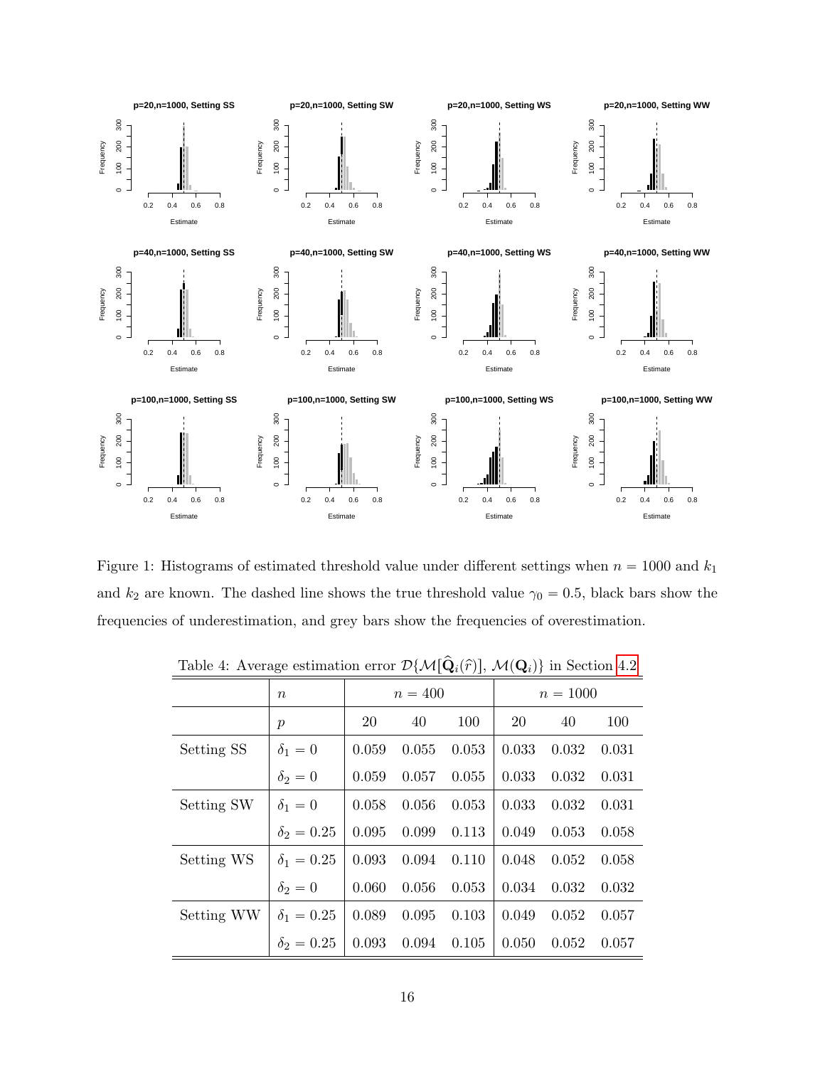Figure 1: Histograms of estimated threshold value under different settings when $n = 1000$ and $k_1$ and $k_2$ are known. The dashed line shows the true threshold value $\gamma_0 = 0.5$, black bars show the frequencies of underestimation, and grey bars show the frequencies of overestimation.

Table 4: Average estimation error $\mathcal{D}\{\mathcal{M}[\widehat{\mathbf{Q}}_i(\hat{r})], \mathcal{M}(\mathbf{Q}_i)\}$ in Section 4.2

| | $n$ | $n = 400$ | | | $n = 1000$ | | |
|---|---|---|---|---|---|---|---|
| | $p$ | 20 | 40 | 100 | 20 | 40 | 100 |
| Setting SS | $\delta_1 = 0$ | 0.059 | 0.055 | 0.053 | 0.033 | 0.032 | 0.031 |
| | $\delta_2 = 0$ | 0.059 | 0.057 | 0.055 | 0.033 | 0.032 | 0.031 |
| Setting SW | $\delta_1 = 0$ | 0.058 | 0.056 | 0.053 | 0.033 | 0.032 | 0.031 |
| | $\delta_2 = 0.25$ | 0.095 | 0.099 | 0.113 | 0.049 | 0.053 | 0.058 |
| Setting WS | $\delta_1 = 0.25$ | 0.093 | 0.094 | 0.110 | 0.048 | 0.052 | 0.058 |
| | $\delta_2 = 0$ | 0.060 | 0.056 | 0.053 | 0.034 | 0.032 | 0.032 |
| Setting WW | $\delta_1 = 0.25$ | 0.089 | 0.095 | 0.103 | 0.049 | 0.052 | 0.057 |
| | $\delta_2 = 0.25$ | 0.093 | 0.094 | 0.105 | 0.050 | 0.052 | 0.057 |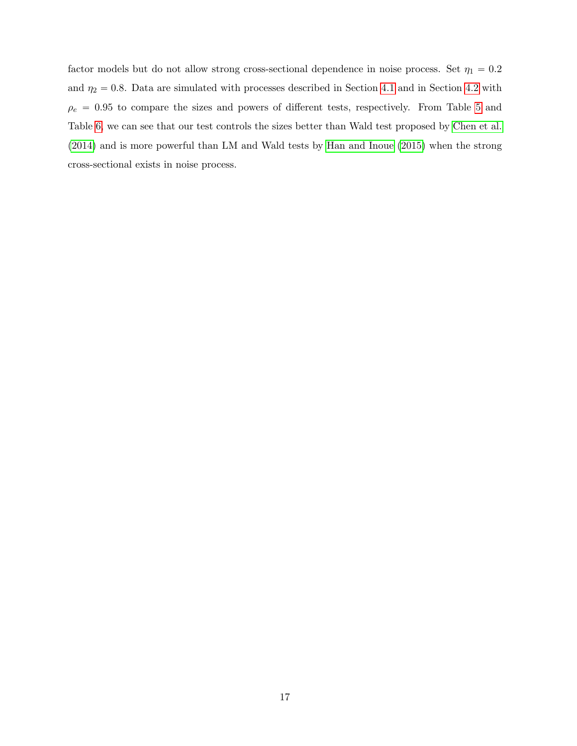factor models but do not allow strong cross-sectional dependence in noise process. Set $\eta_1 = 0.2$ and $\eta_2 = 0.8$. Data are simulated with processes described in Section 4.1 and in Section 4.2 with $\rho_e = 0.95$ to compare the sizes and powers of different tests, respectively. From Table 5 and Table 6, we can see that our test controls the sizes better than Wald test proposed by Chen et al. (2014) and is more powerful than LM and Wald tests by Han and Inoue (2015) when the strong cross-sectional exists in noise process.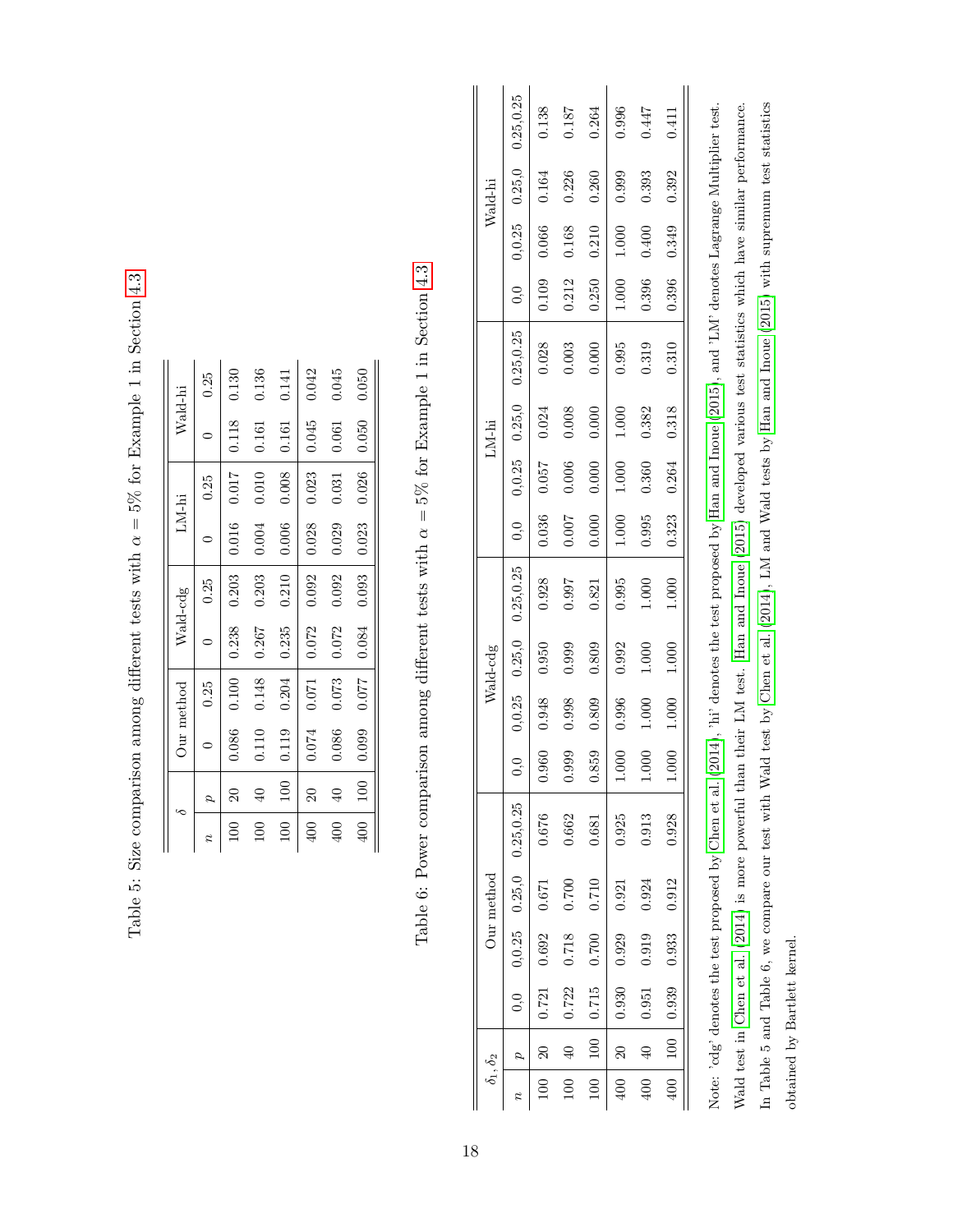Table 5: Size comparison among different tests with $\alpha = 5\%$ for Example 1 in Section 4.3

| $n$ | $p$ | Our method $\delta=0$ | Our method $\delta=0.25$ | Wald-cdg $\delta=0$ | Wald-cdg $\delta=0.25$ | LM-hi $\delta=0$ | LM-hi $\delta=0.25$ | Wald-hi $\delta=0$ | Wald-hi $\delta=0.25$ |
|---|---|---|---|---|---|---|---|---|---|
| 100 | 20 | 0.086 | 0.100 | 0.238 | 0.203 | 0.016 | 0.017 | 0.118 | 0.130 |
| 100 | 40 | 0.110 | 0.148 | 0.267 | 0.203 | 0.004 | 0.010 | 0.161 | 0.136 |
| 100 | 100 | 0.119 | 0.204 | 0.235 | 0.210 | 0.006 | 0.008 | 0.161 | 0.141 |
| 400 | 20 | 0.074 | 0.071 | 0.072 | 0.092 | 0.028 | 0.023 | 0.045 | 0.042 |
| 400 | 40 | 0.086 | 0.073 | 0.072 | 0.092 | 0.029 | 0.031 | 0.061 | 0.045 |
| 400 | 100 | 0.099 | 0.077 | 0.084 | 0.093 | 0.023 | 0.026 | 0.050 | 0.050 |

Table 6: Power comparison among different tests with $\alpha = 5\%$ for Example 1 in Section 4.3

| $\delta_1, \delta_2$ | | Our method | | | | Wald-cdg | | | | LM-hi | | | | Wald-hi | | | |
|---|---|---|---|---|---|---|---|---|---|---|---|---|---|---|---|---|---|
| $n$ | $p$ | 0,0 | 0,0.25 | 0.25,0 | 0.25,0.25 | 0,0 | 0,0.25 | 0.25,0 | 0.25,0.25 | 0,0 | 0,0.25 | 0.25,0 | 0.25,0.25 | 0,0 | 0,0.25 | 0.25,0 | 0.25,0.25 |
| 100 | 20 | 0.721 | 0.692 | 0.671 | 0.676 | 0.960 | 0.948 | 0.950 | 0.928 | 0.036 | 0.057 | 0.024 | 0.028 | 0.109 | 0.066 | 0.164 | 0.138 |
| 100 | 40 | 0.722 | 0.718 | 0.700 | 0.662 | 0.999 | 0.998 | 0.999 | 0.997 | 0.007 | 0.006 | 0.008 | 0.003 | 0.212 | 0.168 | 0.226 | 0.187 |
| 100 | 100 | 0.715 | 0.700 | 0.710 | 0.681 | 0.859 | 0.809 | 0.809 | 0.821 | 0.000 | 0.000 | 0.000 | 0.000 | 0.250 | 0.210 | 0.260 | 0.264 |
| 400 | 20 | 0.930 | 0.929 | 0.921 | 0.925 | 1.000 | 0.996 | 0.992 | 0.995 | 1.000 | 1.000 | 1.000 | 0.995 | 1.000 | 1.000 | 0.999 | 0.996 |
| 400 | 40 | 0.951 | 0.919 | 0.924 | 0.913 | 1.000 | 1.000 | 1.000 | 1.000 | 0.995 | 0.360 | 0.382 | 0.319 | 0.396 | 0.400 | 0.393 | 0.447 |
| 400 | 100 | 0.939 | 0.933 | 0.912 | 0.928 | 1.000 | 1.000 | 1.000 | 1.000 | 0.323 | 0.264 | 0.318 | 0.310 | 0.396 | 0.349 | 0.392 | 0.411 |

Note: 'cdg' denotes the test proposed by Chen et al. (2014), 'hi' denotes the test proposed by Han and Inoue (2015), and 'LM' denotes Lagrange Multiplier test. Wald test in Chen et al. (2014) is more powerful than their LM test. Han and Inoue (2015) developed various test statistics which have similar performance. In Table 5 and Table 6, we compare our test with Wald test by Chen et al. (2014), LM and Wald tests by Han and Inoue (2015) with supremum test statistics obtained by Bartlett kernel.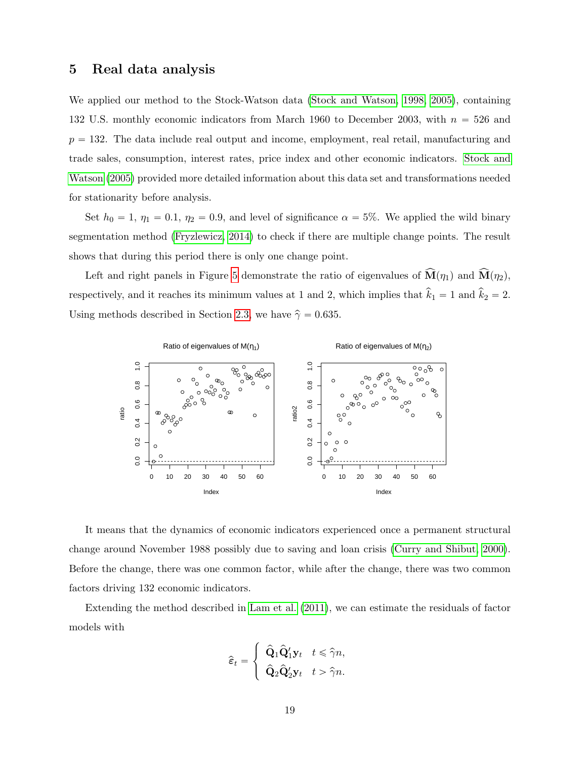## 5 Real data analysis

We applied our method to the Stock-Watson data (Stock and Watson, 1998, 2005), containing 132 U.S. monthly economic indicators from March 1960 to December 2003, with $n = 526$ and $p = 132$. The data include real output and income, employment, real retail, manufacturing and trade sales, consumption, interest rates, price index and other economic indicators. Stock and Watson (2005) provided more detailed information about this data set and transformations needed for stationarity before analysis.

Set $h_0 = 1$, $\eta_1 = 0.1$, $\eta_2 = 0.9$, and level of significance $\alpha = 5\%$. We applied the wild binary segmentation method (Fryzlewicz, 2014) to check if there are multiple change points. The result shows that during this period there is only one change point.

Left and right panels in Figure 5 demonstrate the ratio of eigenvalues of $\widehat{\mathbf{M}}(\eta_1)$ and $\widehat{\mathbf{M}}(\eta_2)$, respectively, and it reaches its minimum values at 1 and 2, which implies that $\widehat{k}_1 = 1$ and $\widehat{k}_2 = 2$. Using methods described in Section 2.3, we have $\widehat{\gamma} = 0.635$.

It means that the dynamics of economic indicators experienced once a permanent structural change around November 1988 possibly due to saving and loan crisis (Curry and Shibut, 2000). Before the change, there was one common factor, while after the change, there was two common factors driving 132 economic indicators.

Extending the method described in Lam et al. (2011), we can estimate the residuals of factor models with

$$\widehat{\boldsymbol{\varepsilon}}_t = \begin{cases} \widehat{\mathbf{Q}}_1 \widehat{\mathbf{Q}}_1' \mathbf{y}_t & t \leqslant \widehat{\gamma} n, \\ \widehat{\mathbf{Q}}_2 \widehat{\mathbf{Q}}_2' \mathbf{y}_t & t > \widehat{\gamma} n. \end{cases}$$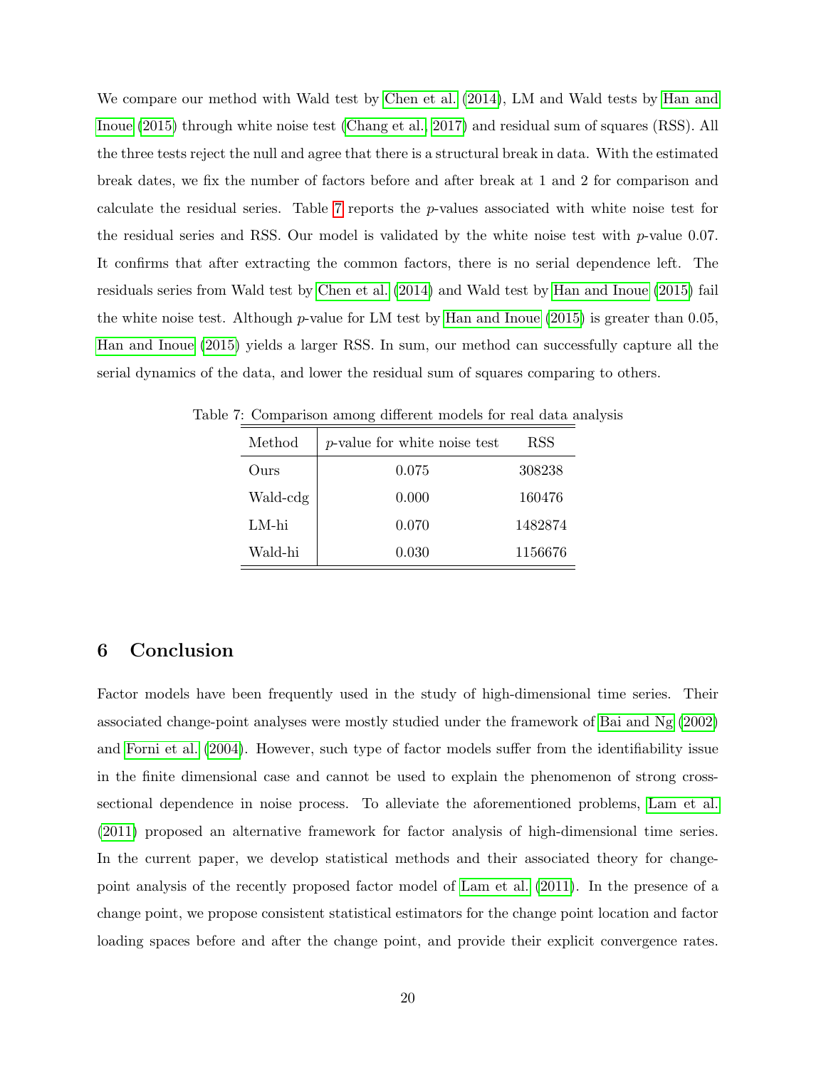We compare our method with Wald test by Chen et al. (2014), LM and Wald tests by Han and Inoue (2015) through white noise test (Chang et al., 2017) and residual sum of squares (RSS). All the three tests reject the null and agree that there is a structural break in data. With the estimated break dates, we fix the number of factors before and after break at 1 and 2 for comparison and calculate the residual series. Table 7 reports the $p$-values associated with white noise test for the residual series and RSS. Our model is validated by the white noise test with $p$-value 0.07. It confirms that after extracting the common factors, there is no serial dependence left. The residuals series from Wald test by Chen et al. (2014) and Wald test by Han and Inoue (2015) fail the white noise test. Although $p$-value for LM test by Han and Inoue (2015) is greater than 0.05, Han and Inoue (2015) yields a larger RSS. In sum, our method can successfully capture all the serial dynamics of the data, and lower the residual sum of squares comparing to others.

Table 7: Comparison among different models for real data analysis

| Method | $p$-value for white noise test | RSS |
|---|---|---|
| Ours | 0.075 | 308238 |
| Wald-cdg | 0.000 | 160476 |
| LM-hi | 0.070 | 1482874 |
| Wald-hi | 0.030 | 1156676 |

## 6 Conclusion

Factor models have been frequently used in the study of high-dimensional time series. Their associated change-point analyses were mostly studied under the framework of Bai and Ng (2002) and Forni et al. (2004). However, such type of factor models suffer from the identifiability issue in the finite dimensional case and cannot be used to explain the phenomenon of strong cross-sectional dependence in noise process. To alleviate the aforementioned problems, Lam et al. (2011) proposed an alternative framework for factor analysis of high-dimensional time series. In the current paper, we develop statistical methods and their associated theory for change-point analysis of the recently proposed factor model of Lam et al. (2011). In the presence of a change point, we propose consistent statistical estimators for the change point location and factor loading spaces before and after the change point, and provide their explicit convergence rates.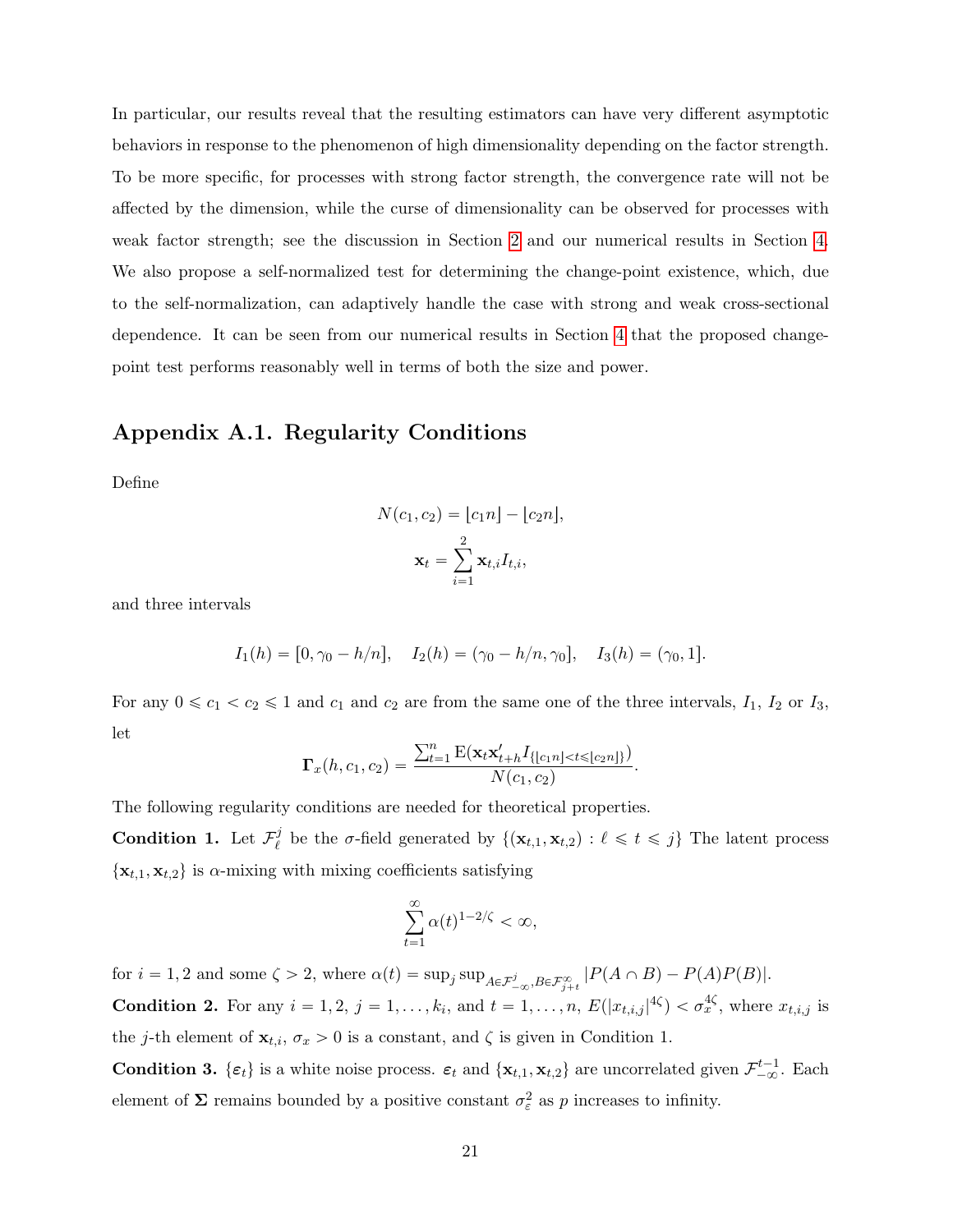In particular, our results reveal that the resulting estimators can have very different asymptotic behaviors in response to the phenomenon of high dimensionality depending on the factor strength. To be more specific, for processes with strong factor strength, the convergence rate will not be affected by the dimension, while the curse of dimensionality can be observed for processes with weak factor strength; see the discussion in Section 2 and our numerical results in Section 4. We also propose a self-normalized test for determining the change-point existence, which, due to the self-normalization, can adaptively handle the case with strong and weak cross-sectional dependence. It can be seen from our numerical results in Section 4 that the proposed change-point test performs reasonably well in terms of both the size and power.

## Appendix A.1. Regularity Conditions

Define

$$N(c_1, c_2) = \lfloor c_1 n \rfloor - \lfloor c_2 n \rfloor,$$

$$\mathbf{x}_t = \sum_{i=1}^{2} \mathbf{x}_{t,i} I_{t,i},$$

and three intervals

$$I_1(h) = [0, \gamma_0 - h/n], \quad I_2(h) = (\gamma_0 - h/n, \gamma_0], \quad I_3(h) = (\gamma_0, 1].$$

For any $0 \leqslant c_1 < c_2 \leqslant 1$ and $c_1$ and $c_2$ are from the same one of the three intervals, $I_1$, $I_2$ or $I_3$, let

$$\mathbf{\Gamma}_x(h, c_1, c_2) = \frac{\sum_{t=1}^{n} \mathrm{E}(\mathbf{x}_t \mathbf{x}'_{t+h} I_{\{\lfloor c_1 n \rfloor < t \leqslant \lfloor c_2 n \rfloor\}})}{N(c_1, c_2)}.$$

The following regularity conditions are needed for theoretical properties.

**Condition 1.** Let $\mathcal{F}_\ell^j$ be the $\sigma$-field generated by $\{(\mathbf{x}_{t,1}, \mathbf{x}_{t,2}) : \ell \leqslant t \leqslant j\}$ The latent process $\{\mathbf{x}_{t,1}, \mathbf{x}_{t,2}\}$ is $\alpha$-mixing with mixing coefficients satisfying

$$\sum_{t=1}^{\infty} \alpha(t)^{1-2/\zeta} < \infty,$$

for $i = 1, 2$ and some $\zeta > 2$, where $\alpha(t) = \sup_j \sup_{A \in \mathcal{F}_{-\infty}^j, B \in \mathcal{F}_{j+t}^\infty} |P(A \cap B) - P(A)P(B)|$.

**Condition 2.** For any $i = 1, 2$, $j = 1, \ldots, k_i$, and $t = 1, \ldots, n$, $E(|x_{t,i,j}|^{4\zeta}) < \sigma_x^{4\zeta}$, where $x_{t,i,j}$ is the $j$-th element of $\mathbf{x}_{t,i}$, $\sigma_x > 0$ is a constant, and $\zeta$ is given in Condition 1.

**Condition 3.** $\{\boldsymbol{\varepsilon}_t\}$ is a white noise process. $\boldsymbol{\varepsilon}_t$ and $\{\mathbf{x}_{t,1}, \mathbf{x}_{t,2}\}$ are uncorrelated given $\mathcal{F}_{-\infty}^{t-1}$. Each element of $\mathbf{\Sigma}$ remains bounded by a positive constant $\sigma_\varepsilon^2$ as $p$ increases to infinity.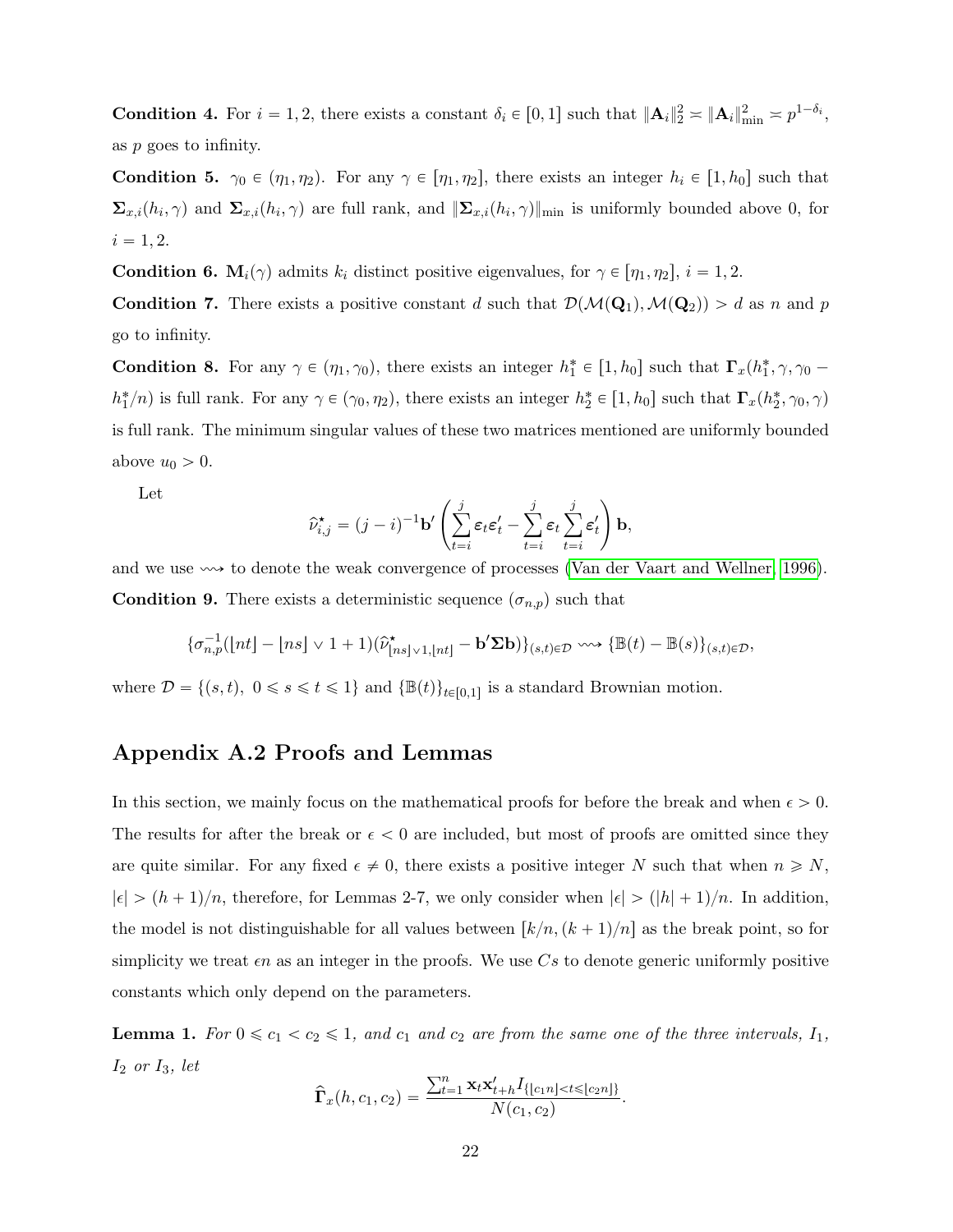**Condition 4.** For $i = 1, 2$, there exists a constant $\delta_i \in [0, 1]$ such that $\|\mathbf{A}_i\|_2^2 \asymp \|\mathbf{A}_i\|_{\min}^2 \asymp p^{1-\delta_i}$, as $p$ goes to infinity.

**Condition 5.** $\gamma_0 \in (\eta_1, \eta_2)$. For any $\gamma \in [\eta_1, \eta_2]$, there exists an integer $h_i \in [1, h_0]$ such that $\mathbf{\Sigma}_{x,i}(h_i, \gamma)$ and $\mathbf{\Sigma}_{x,i}(h_i, \gamma)$ are full rank, and $\|\mathbf{\Sigma}_{x,i}(h_i, \gamma)\|_{\min}$ is uniformly bounded above 0, for $i = 1, 2$.

**Condition 6.** $\mathbf{M}_i(\gamma)$ admits $k_i$ distinct positive eigenvalues, for $\gamma \in [\eta_1, \eta_2]$, $i = 1, 2$.

**Condition 7.** There exists a positive constant $d$ such that $\mathcal{D}(\mathcal{M}(\mathbf{Q}_1), \mathcal{M}(\mathbf{Q}_2)) > d$ as $n$ and $p$ go to infinity.

**Condition 8.** For any $\gamma \in (\eta_1, \gamma_0)$, there exists an integer $h_1^* \in [1, h_0]$ such that $\mathbf{\Gamma}_x(h_1^*, \gamma, \gamma_0 - h_1^*/n)$ is full rank. For any $\gamma \in (\gamma_0, \eta_2)$, there exists an integer $h_2^* \in [1, h_0]$ such that $\mathbf{\Gamma}_x(h_2^*, \gamma_0, \gamma)$ is full rank. The minimum singular values of these two matrices mentioned are uniformly bounded above $u_0 > 0$.

Let

$$\widehat{\nu}^{\star}_{i,j} = (j-i)^{-1}\mathbf{b}'\left(\sum_{t=i}^{j}\boldsymbol{\varepsilon}_t\boldsymbol{\varepsilon}_t' - \sum_{t=i}^{j}\boldsymbol{\varepsilon}_t\sum_{t=i}^{j}\boldsymbol{\varepsilon}_t'\right)\mathbf{b},$$

and we use $\rightsquigarrow$ to denote the weak convergence of processes (Van der Vaart and Wellner, 1996).

**Condition 9.** There exists a deterministic sequence $(\sigma_{n,p})$ such that

$$\{\sigma_{n,p}^{-1}(\lfloor nt\rfloor - \lfloor ns\rfloor \vee 1 + 1)(\widehat{\nu}^{\star}_{\lfloor ns\rfloor\vee 1,\lfloor nt\rfloor} - \mathbf{b}'\mathbf{\Sigma}\mathbf{b})\}_{(s,t)\in\mathcal{D}} \rightsquigarrow \{\mathbb{B}(t) - \mathbb{B}(s)\}_{(s,t)\in\mathcal{D}},$$

where $\mathcal{D} = \{(s,t),\ 0 \leqslant s \leqslant t \leqslant 1\}$ and $\{\mathbb{B}(t)\}_{t\in[0,1]}$ is a standard Brownian motion.

## Appendix A.2 Proofs and Lemmas

In this section, we mainly focus on the mathematical proofs for before the break and when $\epsilon > 0$. The results for after the break or $\epsilon < 0$ are included, but most of proofs are omitted since they are quite similar. For any fixed $\epsilon \neq 0$, there exists a positive integer $N$ such that when $n \geqslant N$, $|\epsilon| > (h+1)/n$, therefore, for Lemmas 2-7, we only consider when $|\epsilon| > (|h|+1)/n$. In addition, the model is not distinguishable for all values between $[k/n, (k+1)/n]$ as the break point, so for simplicity we treat $\epsilon n$ as an integer in the proofs. We use $Cs$ to denote generic uniformly positive constants which only depend on the parameters.

**Lemma 1.** *For $0 \leqslant c_1 < c_2 \leqslant 1$, and $c_1$ and $c_2$ are from the same one of the three intervals, $I_1$, $I_2$ or $I_3$, let*

$$\widehat{\mathbf{\Gamma}}_x(h, c_1, c_2) = \frac{\sum_{t=1}^{n}\mathbf{x}_t\mathbf{x}_{t+h}'I_{\{\lfloor c_1 n\rfloor < t \leqslant \lfloor c_2 n\rfloor\}}}{N(c_1, c_2)}.$$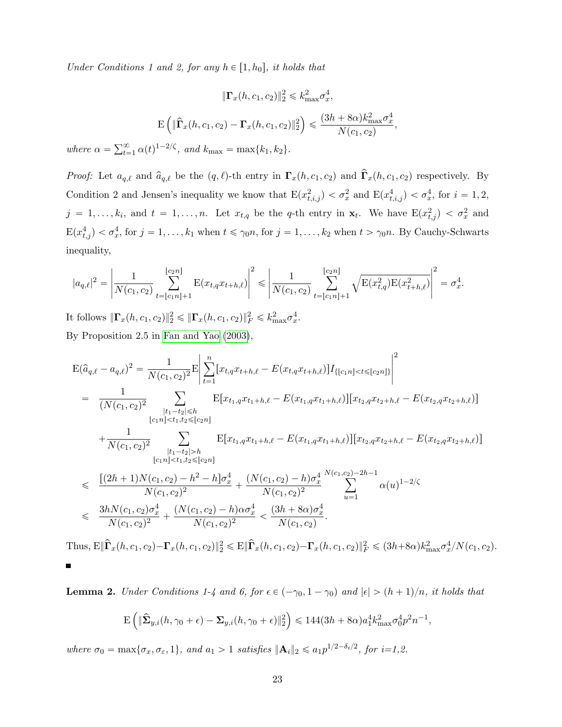*Under Conditions 1 and 2, for any $h \in [1, h_0]$, it holds that*

$$\|\mathbf{\Gamma}_x(h, c_1, c_2)\|_2^2 \leqslant k_{\max}^2 \sigma_x^4,$$

$$\mathrm{E}\left(\|\widehat{\mathbf{\Gamma}}_x(h, c_1, c_2) - \mathbf{\Gamma}_x(h, c_1, c_2)\|_2^2\right) \leqslant \frac{(3h + 8\alpha)k_{\max}^2 \sigma_x^4}{N(c_1, c_2)},$$

*where $\alpha = \sum_{t=1}^{\infty} \alpha(t)^{1-2/\zeta}$, and $k_{\max} = \max\{k_1, k_2\}$.*

*Proof:* Let $a_{q,\ell}$ and $\widehat{a}_{q,\ell}$ be the $(q, \ell)$-th entry in $\mathbf{\Gamma}_x(h, c_1, c_2)$ and $\widehat{\mathbf{\Gamma}}_x(h, c_1, c_2)$ respectively. By Condition 2 and Jensen's inequality we know that $\mathrm{E}(x_{t,i,j}^2) < \sigma_x^2$ and $\mathrm{E}(x_{t,i,j}^4) < \sigma_x^4$, for $i = 1, 2$, $j = 1, \ldots, k_i$, and $t = 1, \ldots, n$. Let $x_{t,q}$ be the $q$-th entry in $\mathbf{x}_t$. We have $\mathrm{E}(x_{t,j}^2) < \sigma_x^2$ and $\mathrm{E}(x_{t,j}^4) < \sigma_x^4$, for $j = 1, \ldots, k_1$ when $t \leqslant \gamma_0 n$, for $j = 1, \ldots, k_2$ when $t > \gamma_0 n$. By Cauchy-Schwarts inequality,

$$|a_{q,\ell}|^2 = \left|\frac{1}{N(c_1, c_2)} \sum_{t=\lfloor c_1 n \rfloor + 1}^{\lfloor c_2 n \rfloor} \mathrm{E}(x_{t,q} x_{t+h,\ell})\right|^2 \leqslant \left|\frac{1}{N(c_1, c_2)} \sum_{t=\lfloor c_1 n \rfloor + 1}^{\lfloor c_2 n \rfloor} \sqrt{\mathrm{E}(x_{t,q}^2)\mathrm{E}(x_{t+h,\ell}^2)}\right|^2 = \sigma_x^4.$$

It follows $\|\mathbf{\Gamma}_x(h, c_1, c_2)\|_2^2 \leqslant \|\mathbf{\Gamma}_x(h, c_1, c_2)\|_F^2 \leqslant k_{\max}^2 \sigma_x^4$.

By Proposition 2.5 in Fan and Yao (2003),

$$
\begin{aligned}
\mathrm{E}(\widehat{a}_{q,\ell} - a_{q,\ell})^2 &= \frac{1}{N(c_1, c_2)^2} \mathrm{E}\left|\sum_{t=1}^{n} [x_{t,q} x_{t+h,\ell} - E(x_{t,q} x_{t+h,\ell})] I_{\{\lfloor c_1 n \rfloor < t \leqslant \lfloor c_2 n \rfloor\}}\right|^2 \\
&= \frac{1}{(N(c_1, c_2)^2} \sum_{\substack{|t_1 - t_2| \leqslant h \\ \lfloor c_1 n \rfloor < t_1, t_2 \leqslant \lfloor c_2 n \rfloor}} \mathrm{E}[x_{t_1,q} x_{t_1+h,\ell} - E(x_{t_1,q} x_{t_1+h,\ell})][x_{t_2,q} x_{t_2+h,\ell} - E(x_{t_2,q} x_{t_2+h,\ell})] \\
&\quad + \frac{1}{N(c_1, c_2)^2} \sum_{\substack{|t_1 - t_2| > h \\ \lfloor c_1 n \rfloor < t_1, t_2 \leqslant \lfloor c_2 n \rfloor}} \mathrm{E}[x_{t_1,q} x_{t_1+h,\ell} - E(x_{t_1,q} x_{t_1+h,\ell})][x_{t_2,q} x_{t_2+h,\ell} - E(x_{t_2,q} x_{t_2+h,\ell})] \\
&\leqslant \frac{[(2h+1)N(c_1, c_2) - h^2 - h]\sigma_x^4}{N(c_1, c_2)^2} + \frac{(N(c_1, c_2) - h)\sigma_x^4}{N(c_1, c_2)^2} \sum_{u=1}^{N(c_1, c_2) - 2h - 1} \alpha(u)^{1-2/\zeta} \\
&\leqslant \frac{3hN(c_1, c_2)\sigma_x^4}{N(c_1, c_2)^2} + \frac{(N(c_1, c_2) - h)\alpha\sigma_x^4}{N(c_1, c_2)^2} < \frac{(3h + 8\alpha)\sigma_x^4}{N(c_1, c_2)}.
\end{aligned}
$$

Thus, $\mathrm{E}\|\widehat{\mathbf{\Gamma}}_x(h, c_1, c_2) - \mathbf{\Gamma}_x(h, c_1, c_2)\|_2^2 \leqslant \mathrm{E}\|\widehat{\mathbf{\Gamma}}_x(h, c_1, c_2) - \mathbf{\Gamma}_x(h, c_1, c_2)\|_F^2 \leqslant (3h + 8\alpha)k_{\max}^2 \sigma_x^4 / N(c_1, c_2)$.

■

**Lemma 2.** *Under Conditions 1-4 and 6, for $\epsilon \in (-\gamma_0, 1 - \gamma_0)$ and $|\epsilon| > (h+1)/n$, it holds that*

$$\mathrm{E}\left(\|\widehat{\mathbf{\Sigma}}_{y,i}(h, \gamma_0 + \epsilon) - \mathbf{\Sigma}_{y,i}(h, \gamma_0 + \epsilon)\|_2^2\right) \leqslant 144(3h + 8\alpha)a_1^4 k_{\max}^2 \sigma_0^4 p^2 n^{-1},$$

*where $\sigma_0 = \max\{\sigma_x, \sigma_\varepsilon, 1\}$, and $a_1 > 1$ satisfies $\|\mathbf{A}_i\|_2 \leqslant a_1 p^{1/2 - \delta_i/2}$, for i=1,2.*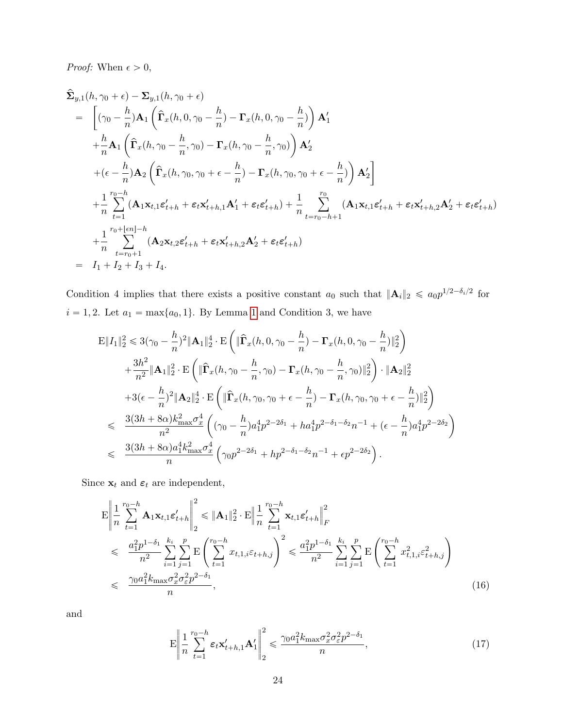*Proof:* When $\epsilon > 0$,

$$
\begin{aligned}
& \widehat{\mathbf{\Sigma}}_{y,1}(h, \gamma_0 + \epsilon) - \mathbf{\Sigma}_{y,1}(h, \gamma_0 + \epsilon) \\
= & \left[ (\gamma_0 - \frac{h}{n}) \mathbf{A}_1 \left( \widehat{\mathbf{\Gamma}}_x(h, 0, \gamma_0 - \frac{h}{n}) - \mathbf{\Gamma}_x(h, 0, \gamma_0 - \frac{h}{n}) \right) \mathbf{A}_1' \right. \\
& + \frac{h}{n} \mathbf{A}_1 \left( \widehat{\mathbf{\Gamma}}_x(h, \gamma_0 - \frac{h}{n}, \gamma_0) - \mathbf{\Gamma}_x(h, \gamma_0 - \frac{h}{n}, \gamma_0) \right) \mathbf{A}_2' \\
& \left. + (\epsilon - \frac{h}{n}) \mathbf{A}_2 \left( \widehat{\mathbf{\Gamma}}_x(h, \gamma_0, \gamma_0 + \epsilon - \frac{h}{n}) - \mathbf{\Gamma}_x(h, \gamma_0, \gamma_0 + \epsilon - \frac{h}{n}) \right) \mathbf{A}_2' \right] \\
& + \frac{1}{n} \sum_{t=1}^{r_0 - h} (\mathbf{A}_1 \mathbf{x}_{t,1} \boldsymbol{\varepsilon}_{t+h}' + \boldsymbol{\varepsilon}_t \mathbf{x}_{t+h,1}' \mathbf{A}_1' + \boldsymbol{\varepsilon}_t \boldsymbol{\varepsilon}_{t+h}') + \frac{1}{n} \sum_{t=r_0-h+1}^{r_0} (\mathbf{A}_1 \mathbf{x}_{t,1} \boldsymbol{\varepsilon}_{t+h}' + \boldsymbol{\varepsilon}_t \mathbf{x}_{t+h,2}' \mathbf{A}_2' + \boldsymbol{\varepsilon}_t \boldsymbol{\varepsilon}_{t+h}') \\
& + \frac{1}{n} \sum_{t=r_0+1}^{r_0 + \lfloor \epsilon n \rfloor - h} (\mathbf{A}_2 \mathbf{x}_{t,2} \boldsymbol{\varepsilon}_{t+h}' + \boldsymbol{\varepsilon}_t \mathbf{x}_{t+h,2}' \mathbf{A}_2' + \boldsymbol{\varepsilon}_t \boldsymbol{\varepsilon}_{t+h}') \\
= & \; I_1 + I_2 + I_3 + I_4.
\end{aligned}
$$

Condition 4 implies that there exists a positive constant $a_0$ such that $\|\mathbf{A}_i\|_2 \leqslant a_0 p^{1/2 - \delta_i/2}$ for $i = 1, 2$. Let $a_1 = \max\{a_0, 1\}$. By Lemma 1 and Condition 3, we have

$$
\begin{aligned}
\mathrm{E}\|I_1\|_2^2 \leqslant & \; 3(\gamma_0 - \frac{h}{n})^2 \|\mathbf{A}_1\|_2^4 \cdot \mathrm{E}\left( \|\widehat{\mathbf{\Gamma}}_x(h, 0, \gamma_0 - \frac{h}{n}) - \mathbf{\Gamma}_x(h, 0, \gamma_0 - \frac{h}{n})\|_2^2 \right) \\
& + \frac{3h^2}{n^2} \|\mathbf{A}_1\|_2^2 \cdot \mathrm{E}\left( \|\widehat{\mathbf{\Gamma}}_x(h, \gamma_0 - \frac{h}{n}, \gamma_0) - \mathbf{\Gamma}_x(h, \gamma_0 - \frac{h}{n}, \gamma_0)\|_2^2 \right) \cdot \|\mathbf{A}_2\|_2^2 \\
& + 3(\epsilon - \frac{h}{n})^2 \|\mathbf{A}_2\|_2^4 \cdot \mathrm{E}\left( \|\widehat{\mathbf{\Gamma}}_x(h, \gamma_0, \gamma_0 + \epsilon - \frac{h}{n}) - \mathbf{\Gamma}_x(h, \gamma_0, \gamma_0 + \epsilon - \frac{h}{n})\|_2^2 \right) \\
\leqslant & \; \frac{3(3h + 8\alpha) k_{\max}^2 \sigma_x^4}{n^2} \left( (\gamma_0 - \frac{h}{n}) a_1^4 p^{2 - 2\delta_1} + h a_1^4 p^{2 - \delta_1 - \delta_2} n^{-1} + (\epsilon - \frac{h}{n}) a_1^4 p^{2 - 2\delta_2} \right) \\
\leqslant & \; \frac{3(3h + 8\alpha) a_1^4 k_{\max}^2 \sigma_x^4}{n} \left( \gamma_0 p^{2 - 2\delta_1} + h p^{2 - \delta_1 - \delta_2} n^{-1} + \epsilon p^{2 - 2\delta_2} \right).
\end{aligned}
$$

Since $\mathbf{x}_t$ and $\boldsymbol{\varepsilon}_t$ are independent,

$$
\begin{aligned}
\mathrm{E}\left\| \frac{1}{n} \sum_{t=1}^{r_0 - h} \mathbf{A}_1 \mathbf{x}_{t,1} \boldsymbol{\varepsilon}_{t+h}' \right\|_2^2 \leqslant & \; \|\mathbf{A}_1\|_2^2 \cdot \mathrm{E}\left\| \frac{1}{n} \sum_{t=1}^{r_0 - h} \mathbf{x}_{t,1} \boldsymbol{\varepsilon}_{t+h}' \right\|_F^2 \\
\leqslant & \; \frac{a_1^2 p^{1 - \delta_1}}{n^2} \sum_{i=1}^{k_i} \sum_{j=1}^{p} \mathrm{E}\left( \sum_{t=1}^{r_0 - h} x_{t,1,i} \varepsilon_{t+h,j} \right)^2 \leqslant \frac{a_1^2 p^{1 - \delta_1}}{n^2} \sum_{i=1}^{k_i} \sum_{j=1}^{p} \mathrm{E}\left( \sum_{t=1}^{r_0 - h} x_{t,1,i}^2 \varepsilon_{t+h,j}^2 \right) \\
\leqslant & \; \frac{\gamma_0 a_1^2 k_{\max} \sigma_x^2 \sigma_\varepsilon^2 p^{2 - \delta_1}}{n},
\end{aligned}
\tag{16}
$$

and

$$
\mathrm{E}\left\| \frac{1}{n} \sum_{t=1}^{r_0 - h} \boldsymbol{\varepsilon}_t \mathbf{x}_{t+h,1}' \mathbf{A}_1' \right\|_2^2 \leqslant \frac{\gamma_0 a_1^2 k_{\max} \sigma_x^2 \sigma_\varepsilon^2 p^{2 - \delta_1}}{n},
\tag{17}
$$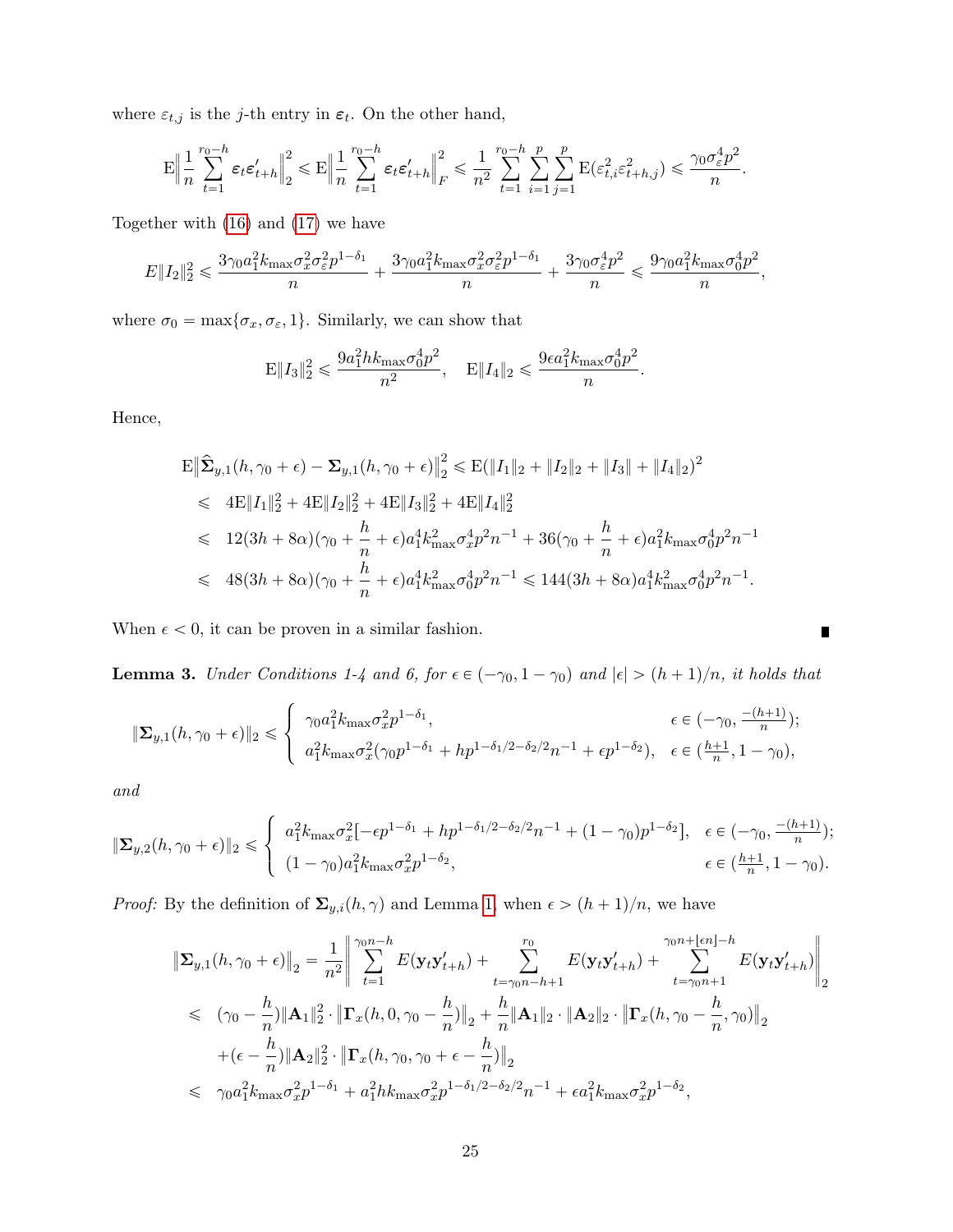where $\varepsilon_{t,j}$ is the $j$-th entry in $\boldsymbol{\varepsilon}_t$. On the other hand,

$$\mathrm{E}\Big\|\frac{1}{n}\sum_{t=1}^{r_0-h}\boldsymbol{\varepsilon}_t\boldsymbol{\varepsilon}_{t+h}'\Big\|_2^2 \leqslant \mathrm{E}\Big\|\frac{1}{n}\sum_{t=1}^{r_0-h}\boldsymbol{\varepsilon}_t\boldsymbol{\varepsilon}_{t+h}'\Big\|_F^2 \leqslant \frac{1}{n^2}\sum_{t=1}^{r_0-h}\sum_{i=1}^{p}\sum_{j=1}^{p}\mathrm{E}(\varepsilon_{t,i}^2\varepsilon_{t+h,j}^2) \leqslant \frac{\gamma_0\sigma_\varepsilon^4 p^2}{n}.$$

Together with (16) and (17) we have

$$E\|I_2\|_2^2 \leqslant \frac{3\gamma_0 a_1^2 k_{\max}\sigma_x^2\sigma_\varepsilon^2 p^{1-\delta_1}}{n} + \frac{3\gamma_0 a_1^2 k_{\max}\sigma_x^2\sigma_\varepsilon^2 p^{1-\delta_1}}{n} + \frac{3\gamma_0\sigma_\varepsilon^4 p^2}{n} \leqslant \frac{9\gamma_0 a_1^2 k_{\max}\sigma_0^4 p^2}{n},$$

where $\sigma_0 = \max\{\sigma_x, \sigma_\varepsilon, 1\}$. Similarly, we can show that

$$\mathrm{E}\|I_3\|_2^2 \leqslant \frac{9a_1^2 h k_{\max}\sigma_0^4 p^2}{n^2}, \quad \mathrm{E}\|I_4\|_2 \leqslant \frac{9\epsilon a_1^2 k_{\max}\sigma_0^4 p^2}{n}.$$

Hence,

$$\begin{aligned}
&\mathrm{E}\big\|\widehat{\boldsymbol{\Sigma}}_{y,1}(h,\gamma_0+\epsilon) - \boldsymbol{\Sigma}_{y,1}(h,\gamma_0+\epsilon)\big\|_2^2 \leqslant \mathrm{E}(\|I_1\|_2 + \|I_2\|_2 + \|I_3\| + \|I_4\|_2)^2 \\
&\leqslant \ 4\mathrm{E}\|I_1\|_2^2 + 4\mathrm{E}\|I_2\|_2^2 + 4\mathrm{E}\|I_3\|_2^2 + 4\mathrm{E}\|I_4\|_2^2 \\
&\leqslant \ 12(3h+8\alpha)(\gamma_0 + \frac{h}{n} + \epsilon)a_1^4 k_{\max}^2\sigma_x^4 p^2 n^{-1} + 36(\gamma_0 + \frac{h}{n} + \epsilon)a_1^2 k_{\max}\sigma_0^4 p^2 n^{-1} \\
&\leqslant \ 48(3h+8\alpha)(\gamma_0 + \frac{h}{n} + \epsilon)a_1^4 k_{\max}^2\sigma_0^4 p^2 n^{-1} \leqslant 144(3h+8\alpha)a_1^4 k_{\max}^2\sigma_0^4 p^2 n^{-1}.
\end{aligned}$$

When $\epsilon < 0$, it can be proven in a similar fashion. ∎

**Lemma 3.** *Under Conditions 1-4 and 6, for $\epsilon \in (-\gamma_0, 1-\gamma_0)$ and $|\epsilon| > (h+1)/n$, it holds that*

$$\|\boldsymbol{\Sigma}_{y,1}(h,\gamma_0+\epsilon)\|_2 \leqslant \begin{cases} \gamma_0 a_1^2 k_{\max}\sigma_x^2 p^{1-\delta_1}, & \epsilon \in (-\gamma_0, \frac{-(h+1)}{n}); \\ a_1^2 k_{\max}\sigma_x^2(\gamma_0 p^{1-\delta_1} + h p^{1-\delta_1/2-\delta_2/2}n^{-1} + \epsilon p^{1-\delta_2}), & \epsilon \in (\frac{h+1}{n}, 1-\gamma_0), \end{cases}$$

*and*

$$\|\boldsymbol{\Sigma}_{y,2}(h,\gamma_0+\epsilon)\|_2 \leqslant \begin{cases} a_1^2 k_{\max}\sigma_x^2[-\epsilon p^{1-\delta_1} + h p^{1-\delta_1/2-\delta_2/2}n^{-1} + (1-\gamma_0)p^{1-\delta_2}], & \epsilon \in (-\gamma_0, \frac{-(h+1)}{n}); \\ (1-\gamma_0)a_1^2 k_{\max}\sigma_x^2 p^{1-\delta_2}, & \epsilon \in (\frac{h+1}{n}, 1-\gamma_0). \end{cases}$$

*Proof:* By the definition of $\boldsymbol{\Sigma}_{y,i}(h,\gamma)$ and Lemma 1, when $\epsilon > (h+1)/n$, we have

$$\begin{aligned}
&\big\|\boldsymbol{\Sigma}_{y,1}(h,\gamma_0+\epsilon)\big\|_2 = \frac{1}{n^2}\Big\|\sum_{t=1}^{\gamma_0 n-h} E(\mathbf{y}_t\mathbf{y}_{t+h}') + \sum_{t=\gamma_0 n-h+1}^{r_0} E(\mathbf{y}_t\mathbf{y}_{t+h}') + \sum_{t=\gamma_0 n+1}^{\gamma_0 n+\lfloor\epsilon n\rfloor-h} E(\mathbf{y}_t\mathbf{y}_{t+h}')\Big\|_2 \\
&\leqslant \ (\gamma_0 - \frac{h}{n})\|\mathbf{A}_1\|_2^2 \cdot \big\|\boldsymbol{\Gamma}_x(h,0,\gamma_0 - \frac{h}{n})\big\|_2 + \frac{h}{n}\|\mathbf{A}_1\|_2 \cdot \|\mathbf{A}_2\|_2 \cdot \big\|\boldsymbol{\Gamma}_x(h,\gamma_0 - \frac{h}{n},\gamma_0)\big\|_2 \\
&\quad + (\epsilon - \frac{h}{n})\|\mathbf{A}_2\|_2^2 \cdot \big\|\boldsymbol{\Gamma}_x(h,\gamma_0,\gamma_0+\epsilon-\frac{h}{n})\big\|_2 \\
&\leqslant \ \gamma_0 a_1^2 k_{\max}\sigma_x^2 p^{1-\delta_1} + a_1^2 h k_{\max}\sigma_x^2 p^{1-\delta_1/2-\delta_2/2}n^{-1} + \epsilon a_1^2 k_{\max}\sigma_x^2 p^{1-\delta_2},
\end{aligned}$$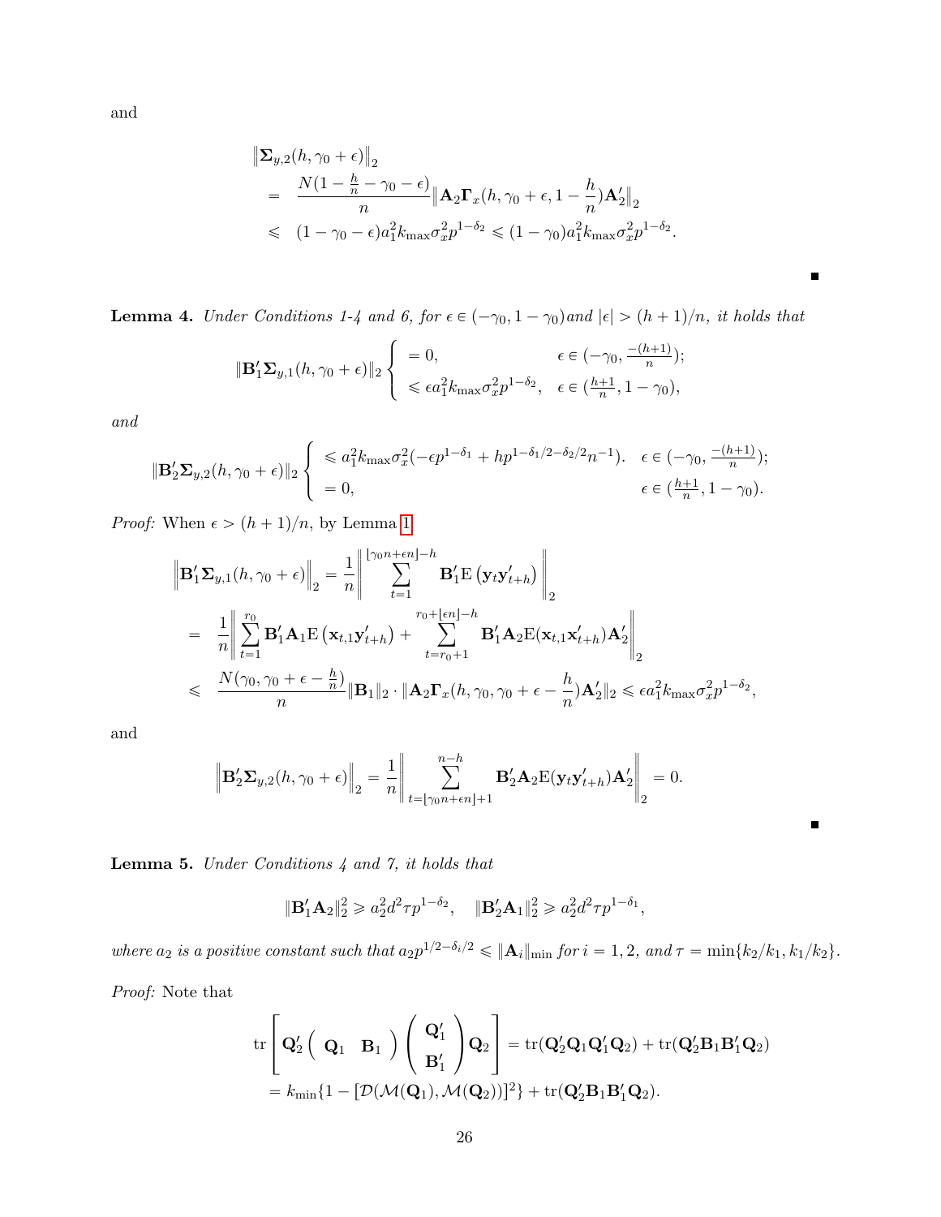and

$$
\begin{aligned}
&\left\|\mathbf{\Sigma}_{y,2}(h,\gamma_0+\epsilon)\right\|_2 \\
&= \frac{N(1-\frac{h}{n}-\gamma_0-\epsilon)}{n}\left\|\mathbf{A}_2\mathbf{\Gamma}_x(h,\gamma_0+\epsilon,1-\frac{h}{n})\mathbf{A}_2'\right\|_2 \\
&\leqslant (1-\gamma_0-\epsilon)a_1^2k_{\max}\sigma_x^2p^{1-\delta_2} \leqslant (1-\gamma_0)a_1^2k_{\max}\sigma_x^2p^{1-\delta_2}.
\end{aligned}
$$

∎

**Lemma 4.** *Under Conditions 1-4 and 6, for $\epsilon \in (-\gamma_0, 1-\gamma_0)$ and $|\epsilon| > (h+1)/n$, it holds that*

$$
\|\mathbf{B}_1'\mathbf{\Sigma}_{y,1}(h,\gamma_0+\epsilon)\|_2 \begin{cases} = 0, & \epsilon \in (-\gamma_0, \frac{-(h+1)}{n}); \\ \leqslant \epsilon a_1^2 k_{\max}\sigma_x^2 p^{1-\delta_2}, & \epsilon \in (\frac{h+1}{n}, 1-\gamma_0), \end{cases}
$$

*and*

$$
\|\mathbf{B}_2'\mathbf{\Sigma}_{y,2}(h,\gamma_0+\epsilon)\|_2 \begin{cases} \leqslant a_1^2 k_{\max}\sigma_x^2(-\epsilon p^{1-\delta_1} + hp^{1-\delta_1/2-\delta_2/2}n^{-1}). & \epsilon \in (-\gamma_0, \frac{-(h+1)}{n}); \\ = 0, & \epsilon \in (\frac{h+1}{n}, 1-\gamma_0). \end{cases}
$$

*Proof:* When $\epsilon > (h+1)/n$, by Lemma 1

$$
\begin{aligned}
&\left\|\mathbf{B}_1'\mathbf{\Sigma}_{y,1}(h,\gamma_0+\epsilon)\right\|_2 = \frac{1}{n}\left\|\sum_{t=1}^{\lfloor \gamma_0 n+\epsilon n\rfloor - h}\mathbf{B}_1'\mathrm{E}\left(\mathbf{y}_t\mathbf{y}_{t+h}'\right)\right\|_2 \\
&= \frac{1}{n}\left\|\sum_{t=1}^{r_0}\mathbf{B}_1'\mathbf{A}_1\mathrm{E}\left(\mathbf{x}_{t,1}\mathbf{y}_{t+h}'\right) + \sum_{t=r_0+1}^{r_0+\lfloor \epsilon n\rfloor - h}\mathbf{B}_1'\mathbf{A}_2\mathrm{E}(\mathbf{x}_{t,1}\mathbf{x}_{t+h}')\mathbf{A}_2'\right\|_2 \\
&\leqslant \frac{N(\gamma_0,\gamma_0+\epsilon-\frac{h}{n})}{n}\|\mathbf{B}_1\|_2\cdot\|\mathbf{A}_2\mathbf{\Gamma}_x(h,\gamma_0,\gamma_0+\epsilon-\frac{h}{n})\mathbf{A}_2'\|_2 \leqslant \epsilon a_1^2 k_{\max}\sigma_x^2 p^{1-\delta_2},
\end{aligned}
$$

and

$$
\left\|\mathbf{B}_2'\mathbf{\Sigma}_{y,2}(h,\gamma_0+\epsilon)\right\|_2 = \frac{1}{n}\left\|\sum_{t=\lfloor \gamma_0 n+\epsilon n\rfloor+1}^{n-h}\mathbf{B}_2'\mathbf{A}_2\mathrm{E}(\mathbf{y}_t\mathbf{y}_{t+h}')\mathbf{A}_2'\right\|_2 = 0.
$$

∎

**Lemma 5.** *Under Conditions 4 and 7, it holds that*

$$
\|\mathbf{B}_1'\mathbf{A}_2\|_2^2 \geqslant a_2^2 d^2\tau p^{1-\delta_2}, \quad \|\mathbf{B}_2'\mathbf{A}_1\|_2^2 \geqslant a_2^2 d^2\tau p^{1-\delta_1},
$$

*where $a_2$ is a positive constant such that $a_2 p^{1/2-\delta_i/2} \leqslant \|\mathbf{A}_i\|_{\min}$ for $i=1,2$, and $\tau = \min\{k_2/k_1, k_1/k_2\}$.*

*Proof:* Note that

$$
\begin{aligned}
&\mathrm{tr}\left[\mathbf{Q}_2'\begin{pmatrix}\mathbf{Q}_1 & \mathbf{B}_1\end{pmatrix}\begin{pmatrix}\mathbf{Q}_1' \\ \mathbf{B}_1'\end{pmatrix}\mathbf{Q}_2\right] = \mathrm{tr}(\mathbf{Q}_2'\mathbf{Q}_1\mathbf{Q}_1'\mathbf{Q}_2) + \mathrm{tr}(\mathbf{Q}_2'\mathbf{B}_1\mathbf{B}_1'\mathbf{Q}_2) \\
&= k_{\min}\{1 - [\mathcal{D}(\mathcal{M}(\mathbf{Q}_1),\mathcal{M}(\mathbf{Q}_2))]^2\} + \mathrm{tr}(\mathbf{Q}_2'\mathbf{B}_1\mathbf{B}_1'\mathbf{Q}_2).
\end{aligned}
$$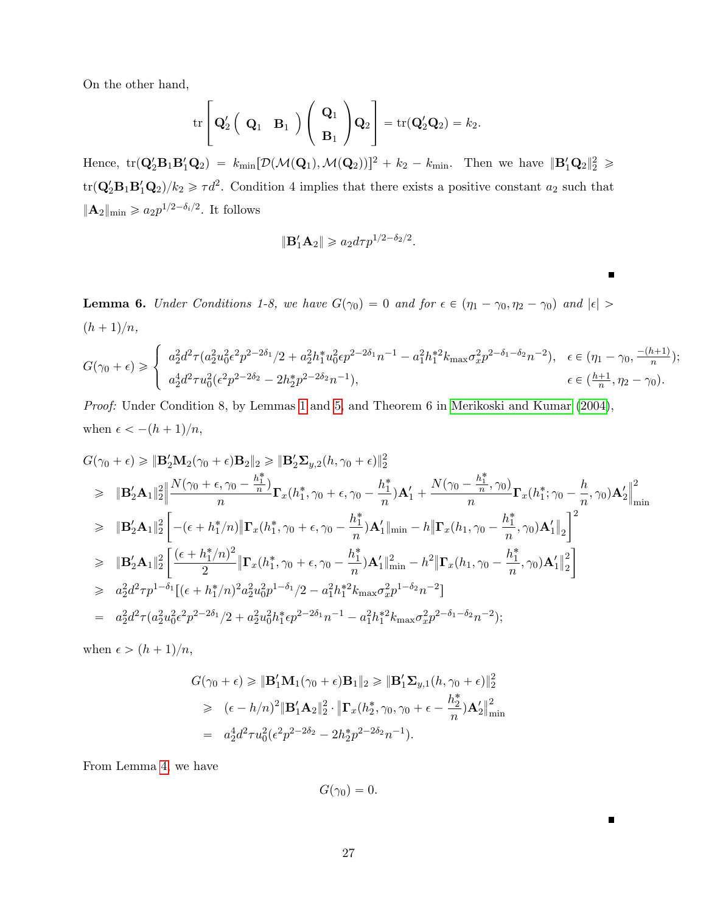On the other hand,

$$\mathrm{tr}\left[\mathbf{Q}_2'\left(\begin{array}{cc}\mathbf{Q}_1 & \mathbf{B}_1\end{array}\right)\left(\begin{array}{c}\mathbf{Q}_1\\ \mathbf{B}_1\end{array}\right)\mathbf{Q}_2\right] = \mathrm{tr}(\mathbf{Q}_2'\mathbf{Q}_2) = k_2.$$

Hence, $\mathrm{tr}(\mathbf{Q}_2'\mathbf{B}_1\mathbf{B}_1'\mathbf{Q}_2) = k_{\min}[\mathcal{D}(\mathcal{M}(\mathbf{Q}_1), \mathcal{M}(\mathbf{Q}_2))]^2 + k_2 - k_{\min}$. Then we have $\|\mathbf{B}_1'\mathbf{Q}_2\|_2^2 \geqslant \mathrm{tr}(\mathbf{Q}_2'\mathbf{B}_1\mathbf{B}_1'\mathbf{Q}_2)/k_2 \geqslant \tau d^2$. Condition 4 implies that there exists a positive constant $a_2$ such that $\|\mathbf{A}_2\|_{\min} \geqslant a_2 p^{1/2-\delta_i/2}$. It follows

$$\|\mathbf{B}_1'\mathbf{A}_2\| \geqslant a_2 d\tau p^{1/2-\delta_2/2}.$$

■

**Lemma 6.** *Under Conditions 1-8, we have $G(\gamma_0) = 0$ and for $\epsilon \in (\eta_1 - \gamma_0, \eta_2 - \gamma_0)$ and $|\epsilon| > (h+1)/n$,*

$$G(\gamma_0+\epsilon) \geqslant \begin{cases} a_2^2 d^2\tau(a_2^2 u_0^2\epsilon^2 p^{2-2\delta_1}/2 + a_2^2 h_1^* u_0^2 \epsilon p^{2-2\delta_1} n^{-1} - a_1^2 h_1^{*2} k_{\max}\sigma_x^2 p^{2-\delta_1-\delta_2} n^{-2}), & \epsilon \in (\eta_1-\gamma_0, \frac{-(h+1)}{n});\\ a_2^4 d^2 \tau u_0^2(\epsilon^2 p^{2-2\delta_2} - 2h_2^* p^{2-2\delta_2} n^{-1}), & \epsilon \in (\frac{h+1}{n}, \eta_2 - \gamma_0). \end{cases}$$

*Proof:* Under Condition 8, by Lemmas 1 and 5, and Theorem 6 in Merikoski and Kumar (2004), when $\epsilon < -(h+1)/n$,

$$\begin{aligned}
G(\gamma_0+\epsilon) &\geqslant \|\mathbf{B}_2'\mathbf{M}_2(\gamma_0+\epsilon)\mathbf{B}_2\|_2 \geqslant \|\mathbf{B}_2'\boldsymbol{\Sigma}_{y,2}(h,\gamma_0+\epsilon)\|_2^2\\
&\geqslant \|\mathbf{B}_2'\mathbf{A}_1\|_2^2 \Big\| \frac{N(\gamma_0+\epsilon, \gamma_0-\frac{h_1^*}{n})}{n}\boldsymbol{\Gamma}_x(h_1^*, \gamma_0+\epsilon, \gamma_0-\frac{h_1^*}{n})\mathbf{A}_1' + \frac{N(\gamma_0-\frac{h_1^*}{n},\gamma_0)}{n}\boldsymbol{\Gamma}_x(h_1^*;\gamma_0-\frac{h}{n},\gamma_0)\mathbf{A}_2'\Big\|_{\min}^2\\
&\geqslant \|\mathbf{B}_2'\mathbf{A}_1\|_2^2\left[-(\epsilon+h_1^*/n)\|\boldsymbol{\Gamma}_x(h_1^*,\gamma_0+\epsilon,\gamma_0-\frac{h_1^*}{n})\mathbf{A}_1'\|_{\min} - h\|\boldsymbol{\Gamma}_x(h_1,\gamma_0-\frac{h_1^*}{n},\gamma_0)\mathbf{A}_1'\|_2\right]^2\\
&\geqslant \|\mathbf{B}_2'\mathbf{A}_1\|_2^2\left[\frac{(\epsilon+h_1^*/n)^2}{2}\|\boldsymbol{\Gamma}_x(h_1^*,\gamma_0+\epsilon,\gamma_0-\frac{h_1^*}{n})\mathbf{A}_1'\|_{\min}^2 - h^2\|\boldsymbol{\Gamma}_x(h_1,\gamma_0-\frac{h_1^*}{n},\gamma_0)\mathbf{A}_1'\|_2^2\right]\\
&\geqslant a_2^2 d^2\tau p^{1-\delta_1}[(\epsilon+h_1^*/n)^2 a_2^2 u_0^2 p^{1-\delta_1}/2 - a_1^2 h_1^{*2} k_{\max}\sigma_x^2 p^{1-\delta_2} n^{-2}]\\
&= a_2^2 d^2\tau(a_2^2 u_0^2\epsilon^2 p^{2-2\delta_1}/2 + a_2^2 u_0^2 h_1^*\epsilon p^{2-2\delta_1} n^{-1} - a_1^2 h_1^{*2} k_{\max}\sigma_x^2 p^{2-\delta_1-\delta_2} n^{-2});
\end{aligned}$$

when $\epsilon > (h+1)/n$,

$$\begin{aligned}
G(\gamma_0+\epsilon) &\geqslant \|\mathbf{B}_1'\mathbf{M}_1(\gamma_0+\epsilon)\mathbf{B}_1\|_2 \geqslant \|\mathbf{B}_1'\boldsymbol{\Sigma}_{y,1}(h,\gamma_0+\epsilon)\|_2^2\\
&\geqslant (\epsilon - h/n)^2\|\mathbf{B}_1'\mathbf{A}_2\|_2^2 \cdot \|\boldsymbol{\Gamma}_x(h_2^*,\gamma_0,\gamma_0+\epsilon-\frac{h_2^*}{n})\mathbf{A}_2'\|_{\min}^2\\
&= a_2^4 d^2\tau u_0^2(\epsilon^2 p^{2-2\delta_2} - 2h_2^* p^{2-2\delta_2} n^{-1}).
\end{aligned}$$

From Lemma 4, we have

$$G(\gamma_0) = 0.$$

■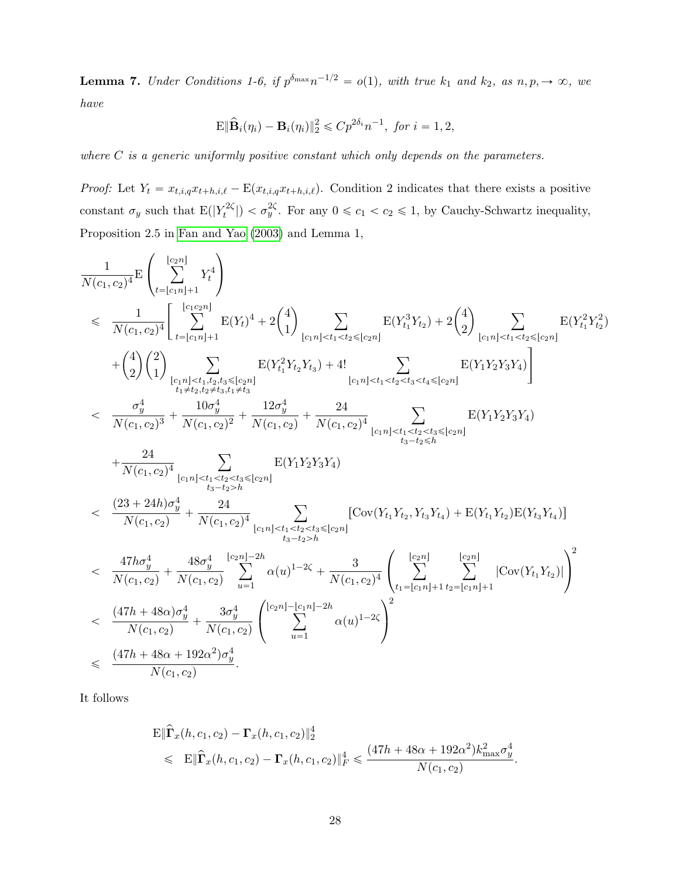**Lemma 7.** *Under Conditions 1-6, if $p^{\delta_{\max}} n^{-1/2} = o(1)$, with true $k_1$ and $k_2$, as $n, p, \to \infty$, we have*

$$\mathrm{E}\|\widehat{\mathbf{B}}_i(\eta_i) - \mathbf{B}_i(\eta_i)\|_2^2 \leqslant C p^{2\delta_i} n^{-1}, \text{ for } i = 1, 2,$$

*where $C$ is a generic uniformly positive constant which only depends on the parameters.*

*Proof:* Let $Y_t = x_{t,i,q} x_{t+h,i,\ell} - \mathrm{E}(x_{t,i,q} x_{t+h,i,\ell})$. Condition 2 indicates that there exists a positive constant $\sigma_y$ such that $\mathrm{E}(|Y_t^{2\zeta}|) < \sigma_y^{2\zeta}$. For any $0 \leqslant c_1 < c_2 \leqslant 1$, by Cauchy-Schwartz inequality, Proposition 2.5 in Fan and Yao (2003) and Lemma 1,

$$\begin{aligned}
& \frac{1}{N(c_1,c_2)^4} \mathrm{E}\left( \sum_{t=\lfloor c_1 n \rfloor + 1}^{\lfloor c_2 n \rfloor} Y_t^4 \right) \\
\leqslant\ & \frac{1}{N(c_1,c_2)^4} \Bigg[ \sum_{t=\lfloor c_1 n \rfloor+1}^{\lfloor c_1 c_2 n \rfloor} \mathrm{E}(Y_t)^4 + 2\binom{4}{1} \sum_{\lfloor c_1 n \rfloor < t_1 < t_2 \leqslant \lfloor c_2 n \rfloor} \mathrm{E}(Y_{t_1}^3 Y_{t_2}) + 2\binom{4}{2} \sum_{\lfloor c_1 n \rfloor < t_1 < t_2 \leqslant \lfloor c_2 n \rfloor} \mathrm{E}(Y_{t_1}^2 Y_{t_2}^2) \\
& + \binom{4}{2}\binom{2}{1} \sum_{\substack{\lfloor c_1 n \rfloor < t_1, t_2, t_3 \leqslant \lfloor c_2 n \rfloor \\ t_1 \neq t_2, t_2 \neq t_3, t_1 \neq t_3}} \mathrm{E}(Y_{t_1}^2 Y_{t_2} Y_{t_3}) + 4! \sum_{\lfloor c_1 n \rfloor < t_1 < t_2 < t_3 < t_4 \leqslant \lfloor c_2 n \rfloor} \mathrm{E}(Y_1 Y_2 Y_3 Y_4) \Bigg] \\
<\ & \frac{\sigma_y^4}{N(c_1,c_2)^3} + \frac{10\sigma_y^4}{N(c_1,c_2)^2} + \frac{12\sigma_y^4}{N(c_1,c_2)} + \frac{24}{N(c_1,c_2)^4} \sum_{\substack{\lfloor c_1 n \rfloor < t_1 < t_2 < t_3 \leqslant \lfloor c_2 n \rfloor \\ t_3 - t_2 \leqslant h}} \mathrm{E}(Y_1 Y_2 Y_3 Y_4) \\
& + \frac{24}{N(c_1,c_2)^4} \sum_{\substack{\lfloor c_1 n \rfloor < t_1 < t_2 < t_3 \leqslant \lfloor c_2 n \rfloor \\ t_3 - t_2 > h}} \mathrm{E}(Y_1 Y_2 Y_3 Y_4) \\
<\ & \frac{(23 + 24h)\sigma_y^4}{N(c_1,c_2)} + \frac{24}{N(c_1,c_2)^4} \sum_{\substack{\lfloor c_1 n \rfloor < t_1 < t_2 < t_3 \leqslant \lfloor c_2 n \rfloor \\ t_3 - t_2 > h}} [\mathrm{Cov}(Y_{t_1} Y_{t_2}, Y_{t_3} Y_{t_4}) + \mathrm{E}(Y_{t_1} Y_{t_2}) \mathrm{E}(Y_{t_3} Y_{t_4})] \\
<\ & \frac{47h\sigma_y^4}{N(c_1,c_2)} + \frac{48\sigma_y^4}{N(c_1,c_2)} \sum_{u=1}^{\lfloor c_2 n \rfloor - 2h} \alpha(u)^{1-2\zeta} + \frac{3}{N(c_1,c_2)^4} \left( \sum_{t_1 = \lfloor c_1 n \rfloor + 1}^{\lfloor c_2 n \rfloor} \sum_{t_2 = \lfloor c_1 n \rfloor + 1}^{\lfloor c_2 n \rfloor} |\mathrm{Cov}(Y_{t_1} Y_{t_2})| \right)^2 \\
<\ & \frac{(47h + 48\alpha)\sigma_y^4}{N(c_1,c_2)} + \frac{3\sigma_y^4}{N(c_1,c_2)} \left( \sum_{u=1}^{\lfloor c_2 n \rfloor - \lfloor c_1 n \rfloor - 2h} \alpha(u)^{1-2\zeta} \right)^2 \\
\leqslant\ & \frac{(47h + 48\alpha + 192\alpha^2)\sigma_y^4}{N(c_1,c_2)}.
\end{aligned}$$

It follows

$$\begin{aligned}
& \mathrm{E}\|\widehat{\mathbf{\Gamma}}_x(h, c_1, c_2) - \mathbf{\Gamma}_x(h, c_1, c_2)\|_2^4 \\
\leqslant\ & \mathrm{E}\|\widehat{\mathbf{\Gamma}}_x(h, c_1, c_2) - \mathbf{\Gamma}_x(h, c_1, c_2)\|_F^4 \leqslant \frac{(47h + 48\alpha + 192\alpha^2) k_{\max}^2 \sigma_y^4}{N(c_1,c_2)}.
\end{aligned}$$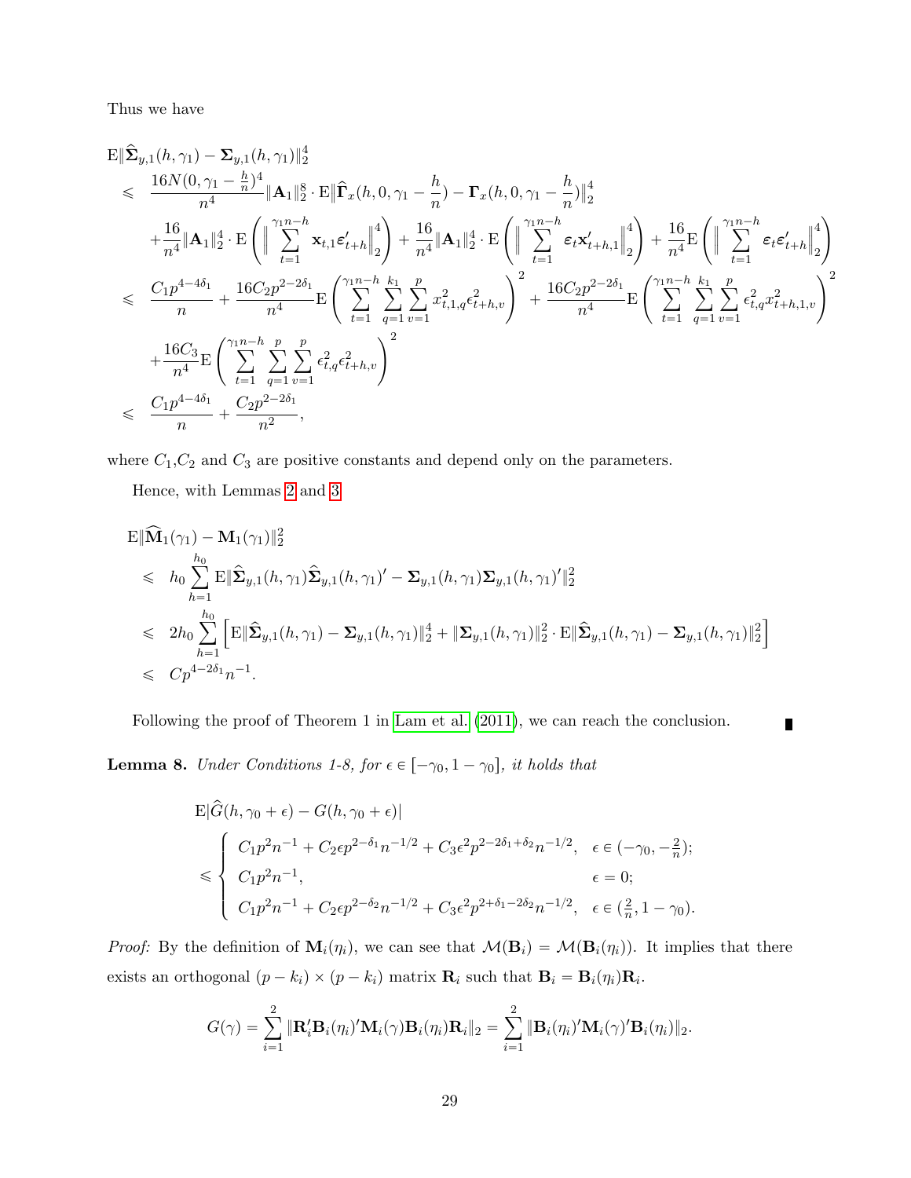Thus we have

$$
\begin{aligned}
&\mathrm{E}\|\widehat{\boldsymbol{\Sigma}}_{y,1}(h,\gamma_1)-\boldsymbol{\Sigma}_{y,1}(h,\gamma_1)\|_2^4 \\
\leqslant\ & \frac{16N(0,\gamma_1-\frac{h}{n})^4}{n^4}\|\mathbf{A}_1\|_2^8\cdot \mathrm{E}\|\widehat{\boldsymbol{\Gamma}}_x(h,0,\gamma_1-\frac{h}{n})-\boldsymbol{\Gamma}_x(h,0,\gamma_1-\frac{h}{n})\|_2^4 \\
&+\frac{16}{n^4}\|\mathbf{A}_1\|_2^4\cdot \mathrm{E}\left(\Big\|\sum_{t=1}^{\gamma_1 n-h}\mathbf{x}_{t,1}\boldsymbol{\varepsilon}_{t+h}'\Big\|_2^4\right)+\frac{16}{n^4}\|\mathbf{A}_1\|_2^4\cdot \mathrm{E}\left(\Big\|\sum_{t=1}^{\gamma_1 n-h}\boldsymbol{\varepsilon}_{t}\mathbf{x}_{t+h,1}'\Big\|_2^4\right)+\frac{16}{n^4}\mathrm{E}\left(\Big\|\sum_{t=1}^{\gamma_1 n-h}\boldsymbol{\varepsilon}_{t}\boldsymbol{\varepsilon}_{t+h}'\Big\|_2^4\right) \\
\leqslant\ & \frac{C_1p^{4-4\delta_1}}{n}+\frac{16C_2p^{2-2\delta_1}}{n^4}\mathrm{E}\left(\sum_{t=1}^{\gamma_1 n-h}\sum_{q=1}^{k_1}\sum_{v=1}^{p}x_{t,1,q}^2\epsilon_{t+h,v}^2\right)^2+\frac{16C_2p^{2-2\delta_1}}{n^4}\mathrm{E}\left(\sum_{t=1}^{\gamma_1 n-h}\sum_{q=1}^{k_1}\sum_{v=1}^{p}\epsilon_{t,q}^2x_{t+h,1,v}^2\right)^2 \\
&+\frac{16C_3}{n^4}\mathrm{E}\left(\sum_{t=1}^{\gamma_1 n-h}\sum_{q=1}^{p}\sum_{v=1}^{p}\epsilon_{t,q}^2\epsilon_{t+h,v}^2\right)^2 \\
\leqslant\ & \frac{C_1p^{4-4\delta_1}}{n}+\frac{C_2p^{2-2\delta_1}}{n^2},
\end{aligned}
$$

where $C_1$,$C_2$ and $C_3$ are positive constants and depend only on the parameters.

Hence, with Lemmas 2 and 3

$$
\begin{aligned}
&\mathrm{E}\|\widehat{\mathbf{M}}_1(\gamma_1)-\mathbf{M}_1(\gamma_1)\|_2^2 \\
\leqslant\ & h_0\sum_{h=1}^{h_0}\mathrm{E}\|\widehat{\boldsymbol{\Sigma}}_{y,1}(h,\gamma_1)\widehat{\boldsymbol{\Sigma}}_{y,1}(h,\gamma_1)'-\boldsymbol{\Sigma}_{y,1}(h,\gamma_1)\boldsymbol{\Sigma}_{y,1}(h,\gamma_1)'\|_2^2 \\
\leqslant\ & 2h_0\sum_{h=1}^{h_0}\Big[\mathrm{E}\|\widehat{\boldsymbol{\Sigma}}_{y,1}(h,\gamma_1)-\boldsymbol{\Sigma}_{y,1}(h,\gamma_1)\|_2^4+\|\boldsymbol{\Sigma}_{y,1}(h,\gamma_1)\|_2^2\cdot\mathrm{E}\|\widehat{\boldsymbol{\Sigma}}_{y,1}(h,\gamma_1)-\boldsymbol{\Sigma}_{y,1}(h,\gamma_1)\|_2^2\Big] \\
\leqslant\ & Cp^{4-2\delta_1}n^{-1}.
\end{aligned}
$$

Following the proof of Theorem 1 in Lam et al. (2011), we can reach the conclusion. ∎

**Lemma 8.** *Under Conditions 1-8, for $\epsilon\in[-\gamma_0,1-\gamma_0]$, it holds that*

$$
\begin{aligned}
&\mathrm{E}|\widehat{G}(h,\gamma_0+\epsilon)-G(h,\gamma_0+\epsilon)| \\
\leqslant\ & \begin{cases}
C_1p^2n^{-1}+C_2\epsilon p^{2-\delta_1}n^{-1/2}+C_3\epsilon^2p^{2-2\delta_1+\delta_2}n^{-1/2}, & \epsilon\in(-\gamma_0,-\frac{2}{n});\\
C_1p^2n^{-1}, & \epsilon=0;\\
C_1p^2n^{-1}+C_2\epsilon p^{2-\delta_2}n^{-1/2}+C_3\epsilon^2p^{2+\delta_1-2\delta_2}n^{-1/2}, & \epsilon\in(\frac{2}{n},1-\gamma_0).
\end{cases}
\end{aligned}
$$

*Proof:* By the definition of $\mathbf{M}_i(\eta_i)$, we can see that $\mathcal{M}(\mathbf{B}_i)=\mathcal{M}(\mathbf{B}_i(\eta_i))$. It implies that there exists an orthogonal $(p-k_i)\times(p-k_i)$ matrix $\mathbf{R}_i$ such that $\mathbf{B}_i=\mathbf{B}_i(\eta_i)\mathbf{R}_i$.

$$
G(\gamma)=\sum_{i=1}^{2}\|\mathbf{R}_i'\mathbf{B}_i(\eta_i)'\mathbf{M}_i(\gamma)\mathbf{B}_i(\eta_i)\mathbf{R}_i\|_2=\sum_{i=1}^{2}\|\mathbf{B}_i(\eta_i)'\mathbf{M}_i(\gamma)'\mathbf{B}_i(\eta_i)\|_2.
$$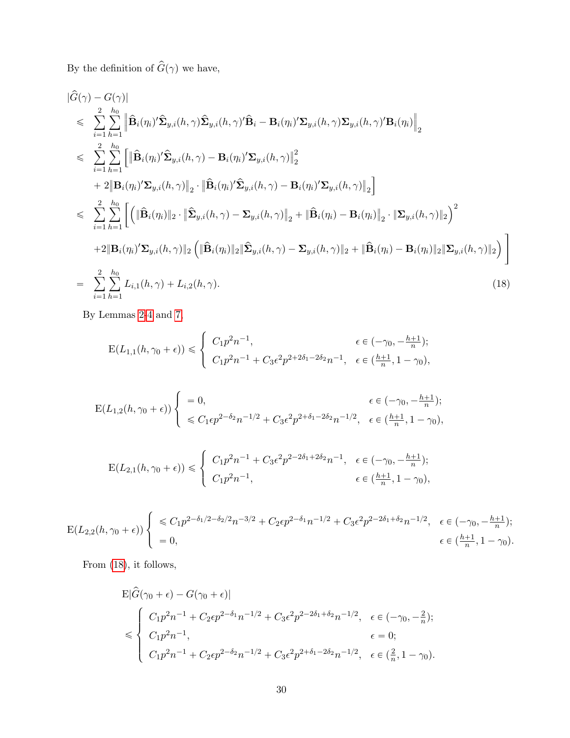By the definition of $\widehat{G}(\gamma)$ we have,

$$
\begin{aligned}
& |\widehat{G}(\gamma) - G(\gamma)| \\
\leqslant\ & \sum_{i=1}^{2}\sum_{h=1}^{h_0} \left\| \widehat{\mathbf{B}}_i(\eta_i)'\widehat{\boldsymbol{\Sigma}}_{y,i}(h,\gamma)\widehat{\boldsymbol{\Sigma}}_{y,i}(h,\gamma)'\widehat{\mathbf{B}}_i - \mathbf{B}_i(\eta_i)'\boldsymbol{\Sigma}_{y,i}(h,\gamma)\boldsymbol{\Sigma}_{y,i}(h,\gamma)'\mathbf{B}_i(\eta_i) \right\|_2 \\
\leqslant\ & \sum_{i=1}^{2}\sum_{h=1}^{h_0} \Big[ \big\| \widehat{\mathbf{B}}_i(\eta_i)'\widehat{\boldsymbol{\Sigma}}_{y,i}(h,\gamma) - \mathbf{B}_i(\eta_i)'\boldsymbol{\Sigma}_{y,i}(h,\gamma) \big\|_2^2 \\
& + 2\big\|\mathbf{B}_i(\eta_i)'\boldsymbol{\Sigma}_{y,i}(h,\gamma)\big\|_2 \cdot \big\| \widehat{\mathbf{B}}_i(\eta_i)'\widehat{\boldsymbol{\Sigma}}_{y,i}(h,\gamma) - \mathbf{B}_i(\eta_i)'\boldsymbol{\Sigma}_{y,i}(h,\gamma) \big\|_2 \Big] \\
\leqslant\ & \sum_{i=1}^{2}\sum_{h=1}^{h_0} \Bigg[ \Big( \|\widehat{\mathbf{B}}_i(\eta_i)\|_2 \cdot \big\|\widehat{\boldsymbol{\Sigma}}_{y,i}(h,\gamma) - \boldsymbol{\Sigma}_{y,i}(h,\gamma)\big\|_2 + \big\|\widehat{\mathbf{B}}_i(\eta_i) - \mathbf{B}_i(\eta_i)\big\|_2 \cdot \|\boldsymbol{\Sigma}_{y,i}(h,\gamma)\|_2 \Big)^2 \\
& + 2\|\mathbf{B}_i(\eta_i)'\boldsymbol{\Sigma}_{y,i}(h,\gamma)\|_2 \Big( \|\widehat{\mathbf{B}}_i(\eta_i)\|_2 \|\widehat{\boldsymbol{\Sigma}}_{y,i}(h,\gamma) - \boldsymbol{\Sigma}_{y,i}(h,\gamma)\|_2 + \|\widehat{\mathbf{B}}_i(\eta_i) - \mathbf{B}_i(\eta_i)\|_2 \|\boldsymbol{\Sigma}_{y,i}(h,\gamma)\|_2 \Big) \Bigg] \\
=\ & \sum_{i=1}^{2}\sum_{h=1}^{h_0} L_{i,1}(h,\gamma) + L_{i,2}(h,\gamma). \qquad (18)
\end{aligned}
$$

By Lemmas 2-4 and 7,

$$
\mathrm{E}(L_{1,1}(h,\gamma_0+\epsilon)) \leqslant \begin{cases} C_1 p^2 n^{-1}, & \epsilon \in (-\gamma_0, -\frac{h+1}{n}); \\ C_1 p^2 n^{-1} + C_3\epsilon^2 p^{2+2\delta_1-2\delta_2} n^{-1}, & \epsilon \in (\frac{h+1}{n}, 1-\gamma_0), \end{cases}
$$

$$
\mathrm{E}(L_{1,2}(h,\gamma_0+\epsilon)) \begin{cases} = 0, & \epsilon \in (-\gamma_0, -\frac{h+1}{n}); \\ \leqslant C_1\epsilon p^{2-\delta_2} n^{-1/2} + C_3\epsilon^2 p^{2+\delta_1-2\delta_2} n^{-1/2}, & \epsilon \in (\frac{h+1}{n}, 1-\gamma_0), \end{cases}
$$

$$
\mathrm{E}(L_{2,1}(h,\gamma_0+\epsilon)) \leqslant \begin{cases} C_1 p^2 n^{-1} + C_3\epsilon^2 p^{2-2\delta_1+2\delta_2} n^{-1}, & \epsilon \in (-\gamma_0, -\frac{h+1}{n}); \\ C_1 p^2 n^{-1}, & \epsilon \in (\frac{h+1}{n}, 1-\gamma_0), \end{cases}
$$

$$
\mathrm{E}(L_{2,2}(h,\gamma_0+\epsilon)) \begin{cases} \leqslant C_1 p^{2-\delta_1/2-\delta_2/2} n^{-3/2} + C_2\epsilon p^{2-\delta_1} n^{-1/2} + C_3\epsilon^2 p^{2-2\delta_1+\delta_2} n^{-1/2}, & \epsilon \in (-\gamma_0, -\frac{h+1}{n}); \\ = 0, & \epsilon \in (\frac{h+1}{n}, 1-\gamma_0). \end{cases}
$$

From (18), it follows,

$$
\begin{aligned}
& \mathrm{E}|\widehat{G}(\gamma_0+\epsilon) - G(\gamma_0+\epsilon)| \\
\leqslant\ & \begin{cases} C_1 p^2 n^{-1} + C_2\epsilon p^{2-\delta_1} n^{-1/2} + C_3\epsilon^2 p^{2-2\delta_1+\delta_2} n^{-1/2}, & \epsilon \in (-\gamma_0, -\frac{2}{n}); \\ C_1 p^2 n^{-1}, & \epsilon = 0; \\ C_1 p^2 n^{-1} + C_2\epsilon p^{2-\delta_2} n^{-1/2} + C_3\epsilon^2 p^{2+\delta_1-2\delta_2} n^{-1/2}, & \epsilon \in (\frac{2}{n}, 1-\gamma_0). \end{cases}
\end{aligned}
$$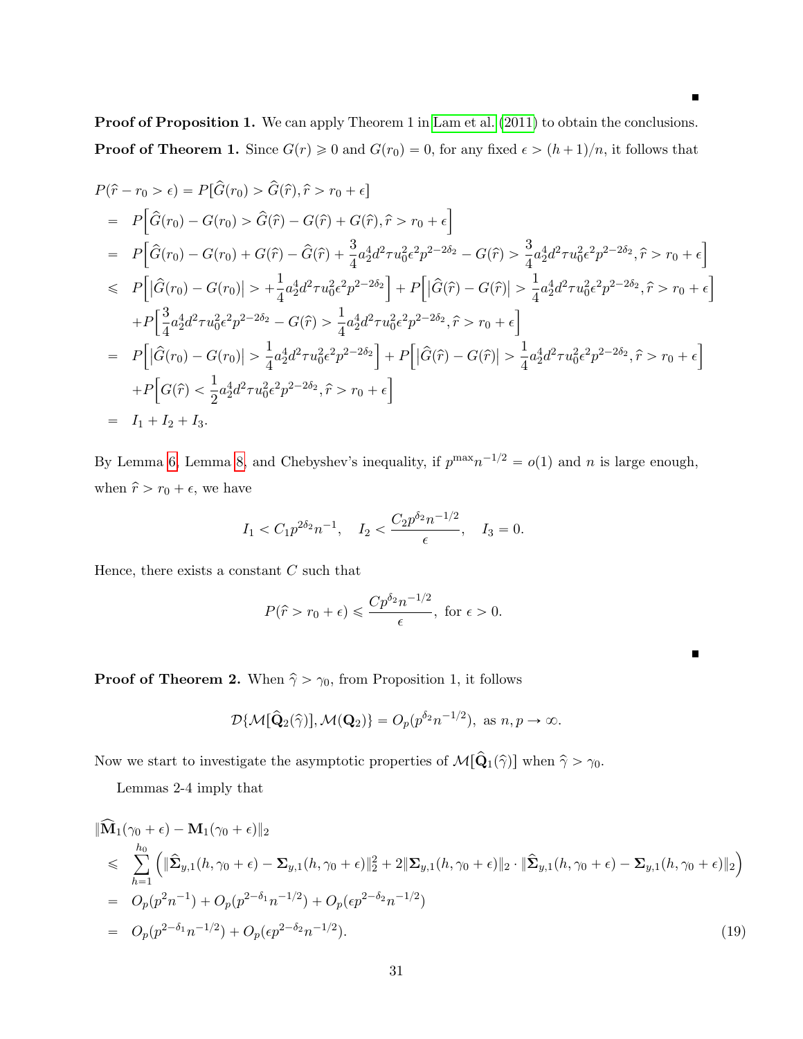∎

**Proof of Proposition 1.** We can apply Theorem 1 in Lam et al. (2011) to obtain the conclusions.

**Proof of Theorem 1.** Since $G(r) \geqslant 0$ and $G(r_0) = 0$, for any fixed $\epsilon > (h+1)/n$, it follows that

$$
\begin{aligned}
P(\widehat{r} - r_0 > \epsilon) &= P[\widehat{G}(r_0) > \widehat{G}(\widehat{r}), \widehat{r} > r_0 + \epsilon] \\
&= P\Big[\widehat{G}(r_0) - G(r_0) > \widehat{G}(\widehat{r}) - G(\widehat{r}) + G(\widehat{r}), \widehat{r} > r_0 + \epsilon\Big] \\
&= P\Big[\widehat{G}(r_0) - G(r_0) + G(\widehat{r}) - \widehat{G}(\widehat{r}) + \frac{3}{4}a_2^4 d^2 \tau u_0^2 \epsilon^2 p^{2-2\delta_2} - G(\widehat{r}) > \frac{3}{4}a_2^4 d^2 \tau u_0^2 \epsilon^2 p^{2-2\delta_2}, \widehat{r} > r_0 + \epsilon\Big] \\
&\leqslant P\Big[\big|\widehat{G}(r_0) - G(r_0)\big| > +\frac{1}{4}a_2^4 d^2 \tau u_0^2 \epsilon^2 p^{2-2\delta_2}\Big] + P\Big[\big|\widehat{G}(\widehat{r}) - G(\widehat{r})\big| > \frac{1}{4}a_2^4 d^2 \tau u_0^2 \epsilon^2 p^{2-2\delta_2}, \widehat{r} > r_0 + \epsilon\Big] \\
&\quad + P\Big[\frac{3}{4}a_2^4 d^2 \tau u_0^2 \epsilon^2 p^{2-2\delta_2} - G(\widehat{r}) > \frac{1}{4}a_2^4 d^2 \tau u_0^2 \epsilon^2 p^{2-2\delta_2}, \widehat{r} > r_0 + \epsilon\Big] \\
&= P\Big[\big|\widehat{G}(r_0) - G(r_0)\big| > \frac{1}{4}a_2^4 d^2 \tau u_0^2 \epsilon^2 p^{2-2\delta_2}\Big] + P\Big[\big|\widehat{G}(\widehat{r}) - G(\widehat{r})\big| > \frac{1}{4}a_2^4 d^2 \tau u_0^2 \epsilon^2 p^{2-2\delta_2}, \widehat{r} > r_0 + \epsilon\Big] \\
&\quad + P\Big[G(\widehat{r}) < \frac{1}{2}a_2^4 d^2 \tau u_0^2 \epsilon^2 p^{2-2\delta_2}, \widehat{r} > r_0 + \epsilon\Big] \\
&= I_1 + I_2 + I_3.
\end{aligned}
$$

By Lemma 6, Lemma 8, and Chebyshev's inequality, if $p^{\max} n^{-1/2} = o(1)$ and $n$ is large enough, when $\widehat{r} > r_0 + \epsilon$, we have

$$
I_1 < C_1 p^{2\delta_2} n^{-1}, \quad I_2 < \frac{C_2 p^{\delta_2} n^{-1/2}}{\epsilon}, \quad I_3 = 0.
$$

Hence, there exists a constant $C$ such that

$$
P(\widehat{r} > r_0 + \epsilon) \leqslant \frac{C p^{\delta_2} n^{-1/2}}{\epsilon}, \text{ for } \epsilon > 0.
$$

∎

**Proof of Theorem 2.** When $\widehat{\gamma} > \gamma_0$, from Proposition 1, it follows

$$
\mathcal{D}\{\mathcal{M}[\widehat{\mathbf{Q}}_2(\widehat{\gamma})], \mathcal{M}(\mathbf{Q}_2)\} = O_p(p^{\delta_2} n^{-1/2}), \text{ as } n, p \to \infty.
$$

Now we start to investigate the asymptotic properties of $\mathcal{M}[\widehat{\mathbf{Q}}_1(\widehat{\gamma})]$ when $\widehat{\gamma} > \gamma_0$.

Lemmas 2-4 imply that

$$
\begin{aligned}
&\|\widehat{\mathbf{M}}_1(\gamma_0 + \epsilon) - \mathbf{M}_1(\gamma_0 + \epsilon)\|_2 \\
&\leqslant \sum_{h=1}^{h_0} \Big( \|\widehat{\boldsymbol{\Sigma}}_{y,1}(h, \gamma_0 + \epsilon) - \boldsymbol{\Sigma}_{y,1}(h, \gamma_0 + \epsilon)\|_2^2 + 2\|\boldsymbol{\Sigma}_{y,1}(h, \gamma_0 + \epsilon)\|_2 \cdot \|\widehat{\boldsymbol{\Sigma}}_{y,1}(h, \gamma_0 + \epsilon) - \boldsymbol{\Sigma}_{y,1}(h, \gamma_0 + \epsilon)\|_2 \Big) \\
&= O_p(p^2 n^{-1}) + O_p(p^{2-\delta_1} n^{-1/2}) + O_p(\epsilon p^{2-\delta_2} n^{-1/2}) \\
&= O_p(p^{2-\delta_1} n^{-1/2}) + O_p(\epsilon p^{2-\delta_2} n^{-1/2}).
\end{aligned}
\tag{19}
$$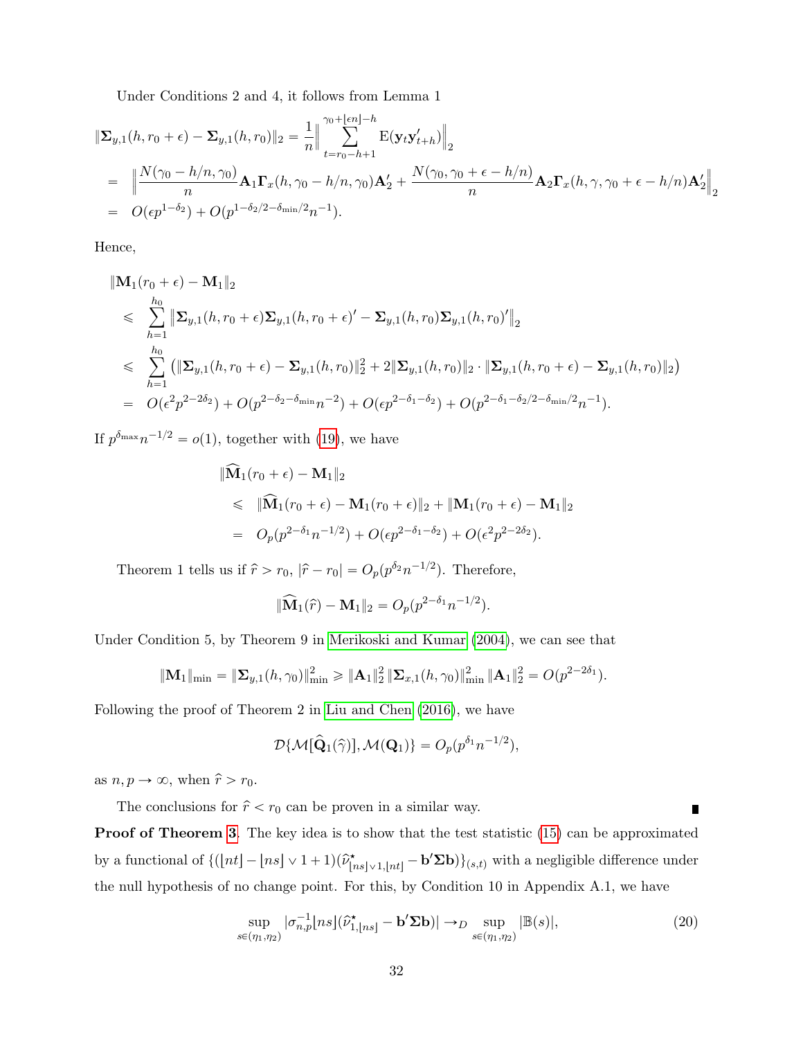Under Conditions 2 and 4, it follows from Lemma 1

$$
\begin{aligned}
\|\boldsymbol{\Sigma}_{y,1}(h, r_0+\epsilon) - \boldsymbol{\Sigma}_{y,1}(h, r_0)\|_2 &= \frac{1}{n}\Big\| \sum_{t=r_0-h+1}^{\gamma_0+\lfloor \epsilon n \rfloor - h} \mathrm{E}(\mathbf{y}_t \mathbf{y}_{t+h}') \Big\|_2 \\
&= \Big\| \frac{N(\gamma_0 - h/n, \gamma_0)}{n} \mathbf{A}_1 \boldsymbol{\Gamma}_x(h, \gamma_0 - h/n, \gamma_0) \mathbf{A}_2' + \frac{N(\gamma_0, \gamma_0 + \epsilon - h/n)}{n} \mathbf{A}_2 \boldsymbol{\Gamma}_x(h, \gamma, \gamma_0 + \epsilon - h/n) \mathbf{A}_2' \Big\|_2 \\
&= O(\epsilon p^{1-\delta_2}) + O(p^{1-\delta_2/2-\delta_{\min}/2} n^{-1}).
\end{aligned}
$$

Hence,

$$
\begin{aligned}
&\|\mathbf{M}_1(r_0+\epsilon) - \mathbf{M}_1\|_2 \\
&\leqslant \sum_{h=1}^{h_0} \big\| \boldsymbol{\Sigma}_{y,1}(h, r_0+\epsilon)\boldsymbol{\Sigma}_{y,1}(h, r_0+\epsilon)' - \boldsymbol{\Sigma}_{y,1}(h, r_0)\boldsymbol{\Sigma}_{y,1}(h, r_0)' \big\|_2 \\
&\leqslant \sum_{h=1}^{h_0} \big( \|\boldsymbol{\Sigma}_{y,1}(h, r_0+\epsilon) - \boldsymbol{\Sigma}_{y,1}(h, r_0)\|_2^2 + 2\|\boldsymbol{\Sigma}_{y,1}(h, r_0)\|_2 \cdot \|\boldsymbol{\Sigma}_{y,1}(h, r_0+\epsilon) - \boldsymbol{\Sigma}_{y,1}(h, r_0)\|_2 \big) \\
&= O(\epsilon^2 p^{2-2\delta_2}) + O(p^{2-\delta_2-\delta_{\min}} n^{-2}) + O(\epsilon p^{2-\delta_1-\delta_2}) + O(p^{2-\delta_1-\delta_2/2-\delta_{\min}/2} n^{-1}).
\end{aligned}
$$

If $p^{\delta_{\max}} n^{-1/2} = o(1)$, together with (19), we have

$$
\begin{aligned}
&\|\widehat{\mathbf{M}}_1(r_0+\epsilon) - \mathbf{M}_1\|_2 \\
&\leqslant \|\widehat{\mathbf{M}}_1(r_0+\epsilon) - \mathbf{M}_1(r_0+\epsilon)\|_2 + \|\mathbf{M}_1(r_0+\epsilon) - \mathbf{M}_1\|_2 \\
&= O_p(p^{2-\delta_1} n^{-1/2}) + O(\epsilon p^{2-\delta_1-\delta_2}) + O(\epsilon^2 p^{2-2\delta_2}).
\end{aligned}
$$

Theorem 1 tells us if $\hat{r} > r_0$, $|\hat{r} - r_0| = O_p(p^{\delta_2} n^{-1/2})$. Therefore,

$$
\|\widehat{\mathbf{M}}_1(\hat{r}) - \mathbf{M}_1\|_2 = O_p(p^{2-\delta_1} n^{-1/2}).
$$

Under Condition 5, by Theorem 9 in Merikoski and Kumar (2004), we can see that

$$
\|\mathbf{M}_1\|_{\min} = \|\boldsymbol{\Sigma}_{y,1}(h, \gamma_0)\|_{\min}^2 \geqslant \|\mathbf{A}_1\|_2^2 \, \|\boldsymbol{\Sigma}_{x,1}(h, \gamma_0)\|_{\min}^2 \, \|\mathbf{A}_1\|_2^2 = O(p^{2-2\delta_1}).
$$

Following the proof of Theorem 2 in Liu and Chen (2016), we have

$$
\mathcal{D}\{\mathcal{M}[\widehat{\mathbf{Q}}_1(\hat{\gamma})], \mathcal{M}(\mathbf{Q}_1)\} = O_p(p^{\delta_1} n^{-1/2}),
$$

as $n, p \to \infty$, when $\hat{r} > r_0$.

The conclusions for $\hat{r} < r_0$ can be proven in a similar way. ∎

**Proof of Theorem 3.** The key idea is to show that the test statistic (15) can be approximated by a functional of $\{(\lfloor nt \rfloor - \lfloor ns \rfloor \vee 1 + 1)(\hat{\nu}^{\star}_{\lfloor ns \rfloor \vee 1, \lfloor nt \rfloor} - \mathbf{b}'\boldsymbol{\Sigma}\mathbf{b})\}_{(s,t)}$ with a negligible difference under the null hypothesis of no change point. For this, by Condition 10 in Appendix A.1, we have

$$
\sup_{s \in (\eta_1, \eta_2)} |\sigma_{n,p}^{-1} \lfloor ns \rfloor (\hat{\nu}^{\star}_{1,\lfloor ns \rfloor} - \mathbf{b}'\boldsymbol{\Sigma}\mathbf{b})| \to_D \sup_{s \in (\eta_1, \eta_2)} |\mathbb{B}(s)|, \tag{20}
$$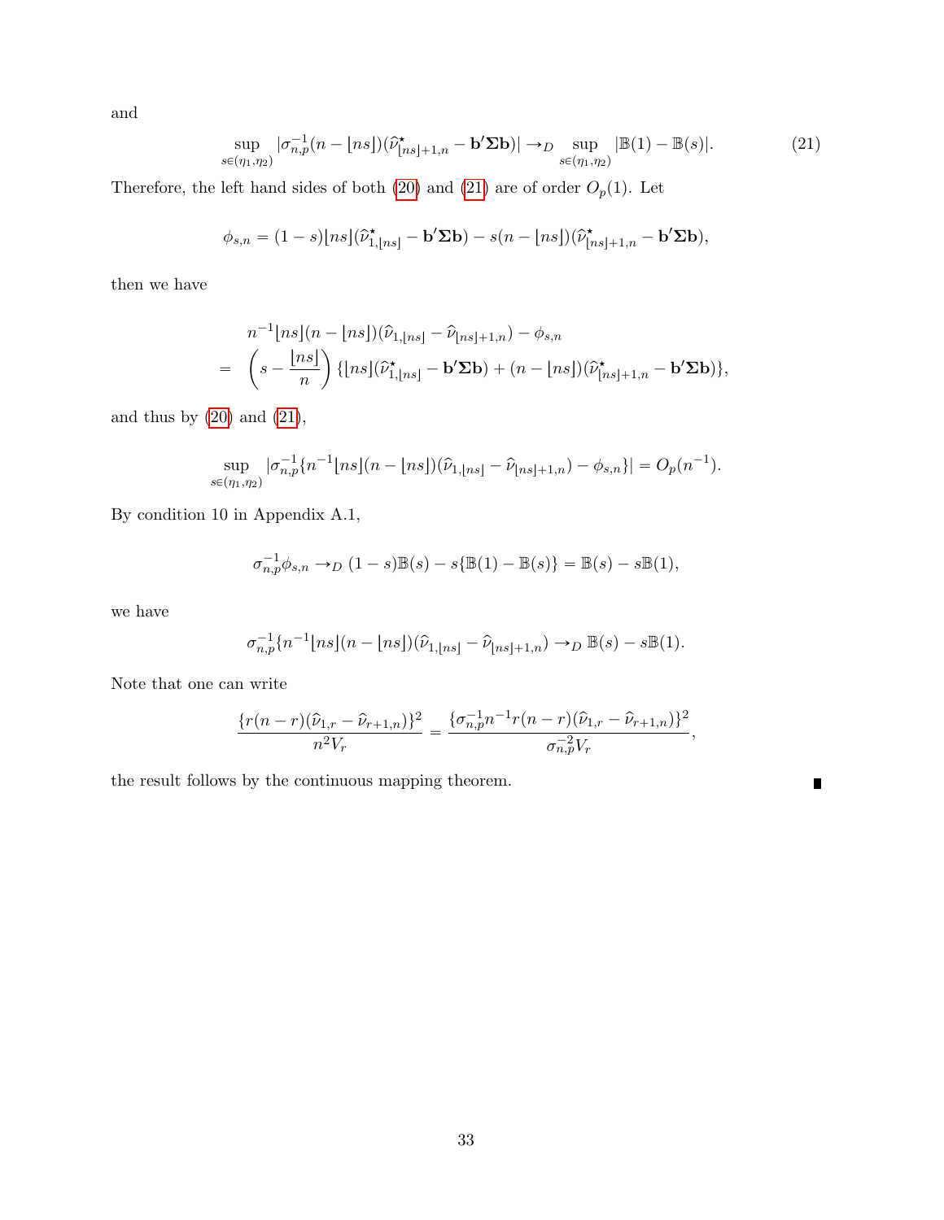and

$$\sup_{s\in(\eta_1,\eta_2)} |\sigma_{n,p}^{-1}(n-\lfloor ns\rfloor)(\widehat{\nu}^{\star}_{\lfloor ns\rfloor+1,n} - \mathbf{b}'\boldsymbol{\Sigma}\mathbf{b})| \to_D \sup_{s\in(\eta_1,\eta_2)} |\mathbb{B}(1) - \mathbb{B}(s)|. \tag{21}$$

Therefore, the left hand sides of both (20) and (21) are of order $O_p(1)$. Let

$$\phi_{s,n} = (1-s)\lfloor ns\rfloor(\widehat{\nu}^{\star}_{1,\lfloor ns\rfloor} - \mathbf{b}'\boldsymbol{\Sigma}\mathbf{b}) - s(n-\lfloor ns\rfloor)(\widehat{\nu}^{\star}_{\lfloor ns\rfloor+1,n} - \mathbf{b}'\boldsymbol{\Sigma}\mathbf{b}),$$

then we have

$$\begin{aligned}
& n^{-1}\lfloor ns\rfloor(n-\lfloor ns\rfloor)(\widehat{\nu}_{1,\lfloor ns\rfloor} - \widehat{\nu}_{\lfloor ns\rfloor+1,n}) - \phi_{s,n} \\
= \;& \left(s - \frac{\lfloor ns\rfloor}{n}\right)\{\lfloor ns\rfloor(\widehat{\nu}^{\star}_{1,\lfloor ns\rfloor} - \mathbf{b}'\boldsymbol{\Sigma}\mathbf{b}) + (n-\lfloor ns\rfloor)(\widehat{\nu}^{\star}_{\lfloor ns\rfloor+1,n} - \mathbf{b}'\boldsymbol{\Sigma}\mathbf{b})\},
\end{aligned}$$

and thus by (20) and (21),

$$\sup_{s\in(\eta_1,\eta_2)} |\sigma_{n,p}^{-1}\{n^{-1}\lfloor ns\rfloor(n-\lfloor ns\rfloor)(\widehat{\nu}_{1,\lfloor ns\rfloor} - \widehat{\nu}_{\lfloor ns\rfloor+1,n}) - \phi_{s,n}\}| = O_p(n^{-1}).$$

By condition 10 in Appendix A.1,

$$\sigma_{n,p}^{-1}\phi_{s,n} \to_D (1-s)\mathbb{B}(s) - s\{\mathbb{B}(1) - \mathbb{B}(s)\} = \mathbb{B}(s) - s\mathbb{B}(1),$$

we have

$$\sigma_{n,p}^{-1}\{n^{-1}\lfloor ns\rfloor(n-\lfloor ns\rfloor)(\widehat{\nu}_{1,\lfloor ns\rfloor} - \widehat{\nu}_{\lfloor ns\rfloor+1,n}) \to_D \mathbb{B}(s) - s\mathbb{B}(1).$$

Note that one can write

$$\frac{\{r(n-r)(\widehat{\nu}_{1,r} - \widehat{\nu}_{r+1,n})\}^2}{n^2 V_r} = \frac{\{\sigma_{n,p}^{-1}n^{-1}r(n-r)(\widehat{\nu}_{1,r} - \widehat{\nu}_{r+1,n})\}^2}{\sigma_{n,p}^{-2}V_r},$$

the result follows by the continuous mapping theorem. ∎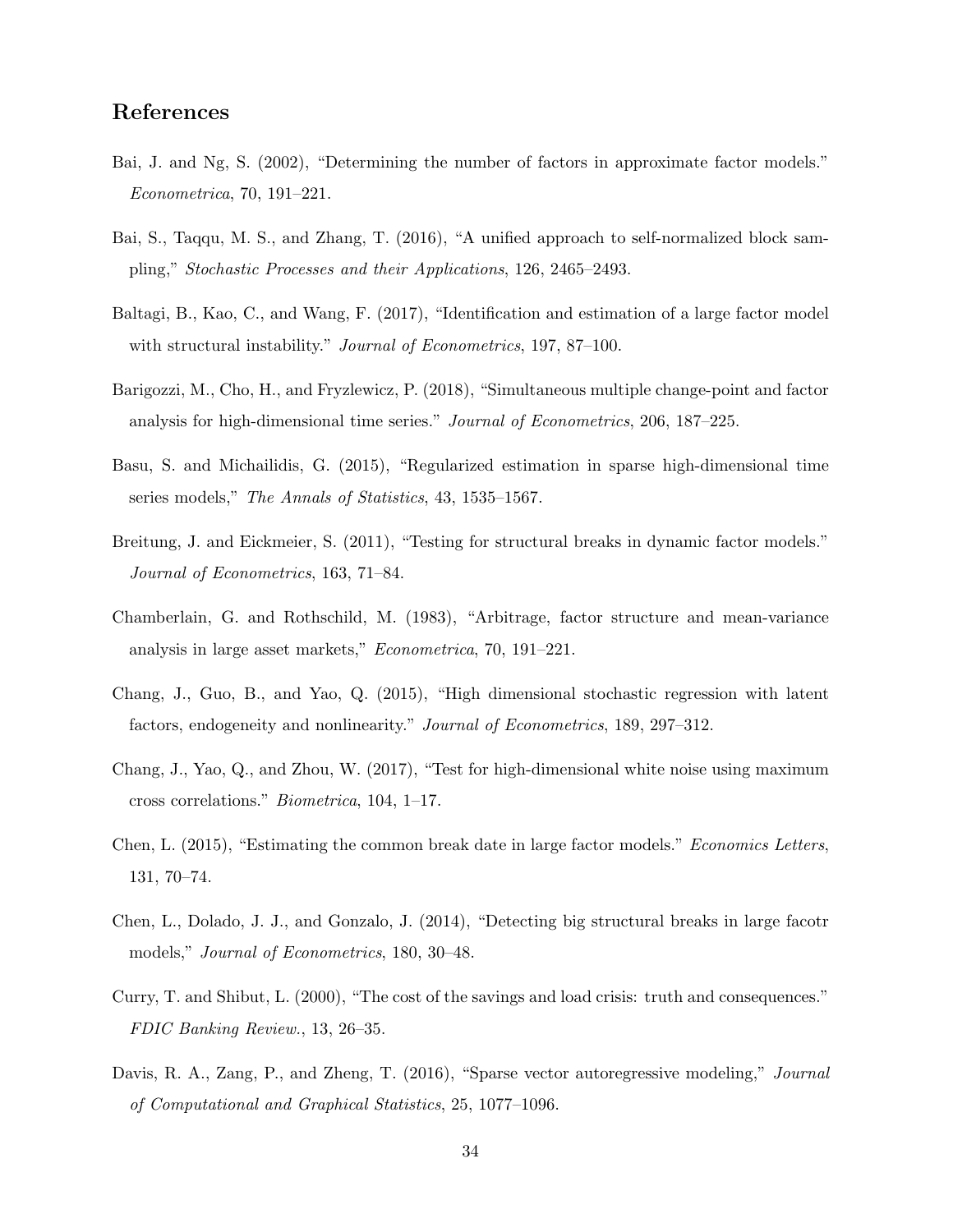## References

Bai, J. and Ng, S. (2002), "Determining the number of factors in approximate factor models." *Econometrica*, 70, 191–221.

Bai, S., Taqqu, M. S., and Zhang, T. (2016), "A unified approach to self-normalized block sampling," *Stochastic Processes and their Applications*, 126, 2465–2493.

Baltagi, B., Kao, C., and Wang, F. (2017), "Identification and estimation of a large factor model with structural instability." *Journal of Econometrics*, 197, 87–100.

Barigozzi, M., Cho, H., and Fryzlewicz, P. (2018), "Simultaneous multiple change-point and factor analysis for high-dimensional time series." *Journal of Econometrics*, 206, 187–225.

Basu, S. and Michailidis, G. (2015), "Regularized estimation in sparse high-dimensional time series models," *The Annals of Statistics*, 43, 1535–1567.

Breitung, J. and Eickmeier, S. (2011), "Testing for structural breaks in dynamic factor models." *Journal of Econometrics*, 163, 71–84.

Chamberlain, G. and Rothschild, M. (1983), "Arbitrage, factor structure and mean-variance analysis in large asset markets," *Econometrica*, 70, 191–221.

Chang, J., Guo, B., and Yao, Q. (2015), "High dimensional stochastic regression with latent factors, endogeneity and nonlinearity." *Journal of Econometrics*, 189, 297–312.

Chang, J., Yao, Q., and Zhou, W. (2017), "Test for high-dimensional white noise using maximum cross correlations." *Biometrica*, 104, 1–17.

Chen, L. (2015), "Estimating the common break date in large factor models." *Economics Letters*, 131, 70–74.

Chen, L., Dolado, J. J., and Gonzalo, J. (2014), "Detecting big structural breaks in large facotr models," *Journal of Econometrics*, 180, 30–48.

Curry, T. and Shibut, L. (2000), "The cost of the savings and load crisis: truth and consequences." *FDIC Banking Review.*, 13, 26–35.

Davis, R. A., Zang, P., and Zheng, T. (2016), "Sparse vector autoregressive modeling," *Journal of Computational and Graphical Statistics*, 25, 1077–1096.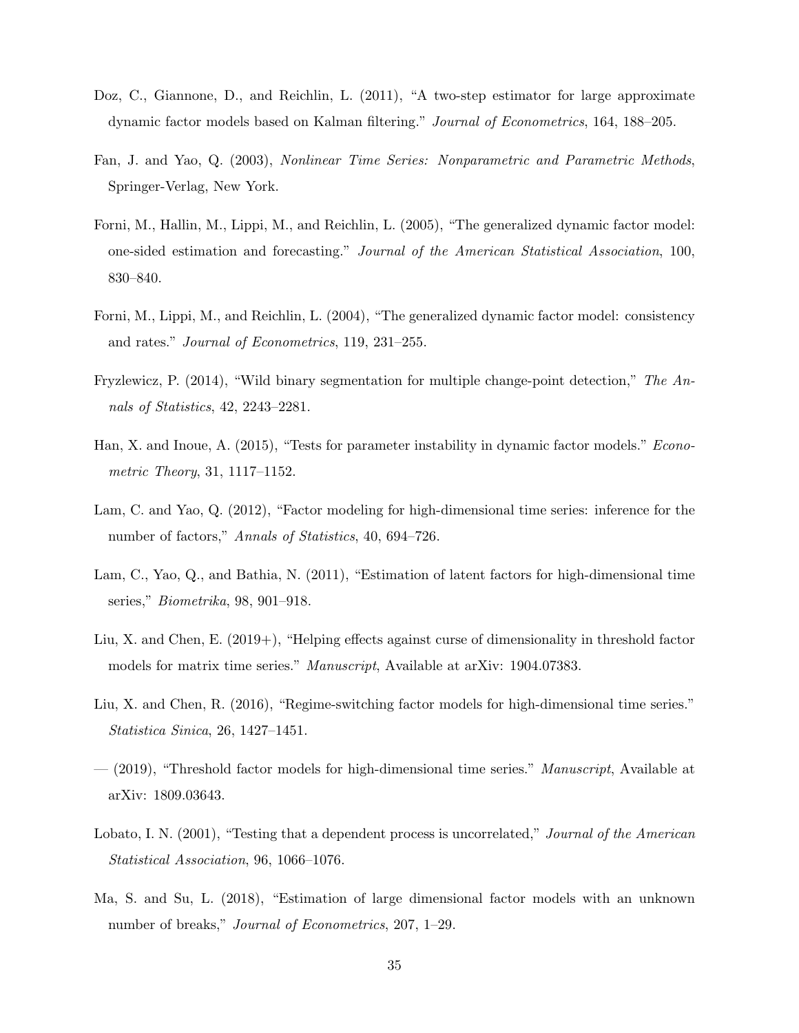Doz, C., Giannone, D., and Reichlin, L. (2011), "A two-step estimator for large approximate dynamic factor models based on Kalman filtering." *Journal of Econometrics*, 164, 188–205.

Fan, J. and Yao, Q. (2003), *Nonlinear Time Series: Nonparametric and Parametric Methods*, Springer-Verlag, New York.

Forni, M., Hallin, M., Lippi, M., and Reichlin, L. (2005), "The generalized dynamic factor model: one-sided estimation and forecasting." *Journal of the American Statistical Association*, 100, 830–840.

Forni, M., Lippi, M., and Reichlin, L. (2004), "The generalized dynamic factor model: consistency and rates." *Journal of Econometrics*, 119, 231–255.

Fryzlewicz, P. (2014), "Wild binary segmentation for multiple change-point detection," *The Annals of Statistics*, 42, 2243–2281.

Han, X. and Inoue, A. (2015), "Tests for parameter instability in dynamic factor models." *Econometric Theory*, 31, 1117–1152.

Lam, C. and Yao, Q. (2012), "Factor modeling for high-dimensional time series: inference for the number of factors," *Annals of Statistics*, 40, 694–726.

Lam, C., Yao, Q., and Bathia, N. (2011), "Estimation of latent factors for high-dimensional time series," *Biometrika*, 98, 901–918.

Liu, X. and Chen, E. (2019+), "Helping effects against curse of dimensionality in threshold factor models for matrix time series." *Manuscript*, Available at arXiv: 1904.07383.

Liu, X. and Chen, R. (2016), "Regime-switching factor models for high-dimensional time series." *Statistica Sinica*, 26, 1427–1451.

— (2019), "Threshold factor models for high-dimensional time series." *Manuscript*, Available at arXiv: 1809.03643.

Lobato, I. N. (2001), "Testing that a dependent process is uncorrelated," *Journal of the American Statistical Association*, 96, 1066–1076.

Ma, S. and Su, L. (2018), "Estimation of large dimensional factor models with an unknown number of breaks," *Journal of Econometrics*, 207, 1–29.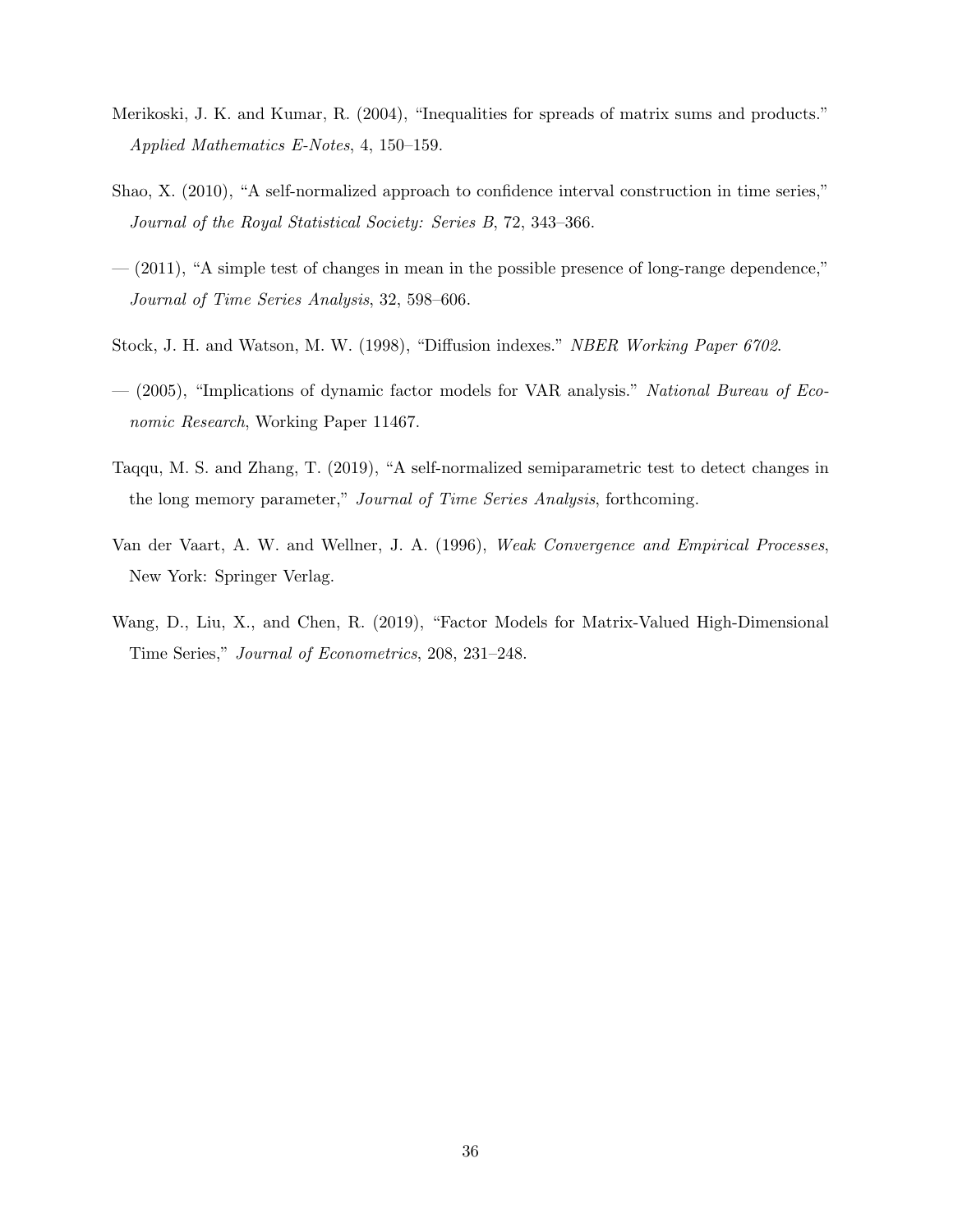Merikoski, J. K. and Kumar, R. (2004), "Inequalities for spreads of matrix sums and products." *Applied Mathematics E-Notes*, 4, 150–159.

Shao, X. (2010), "A self-normalized approach to confidence interval construction in time series," *Journal of the Royal Statistical Society: Series B*, 72, 343–366.

— (2011), "A simple test of changes in mean in the possible presence of long-range dependence," *Journal of Time Series Analysis*, 32, 598–606.

Stock, J. H. and Watson, M. W. (1998), "Diffusion indexes." *NBER Working Paper 6702*.

— (2005), "Implications of dynamic factor models for VAR analysis." *National Bureau of Economic Research*, Working Paper 11467.

Taqqu, M. S. and Zhang, T. (2019), "A self-normalized semiparametric test to detect changes in the long memory parameter," *Journal of Time Series Analysis*, forthcoming.

Van der Vaart, A. W. and Wellner, J. A. (1996), *Weak Convergence and Empirical Processes*, New York: Springer Verlag.

Wang, D., Liu, X., and Chen, R. (2019), "Factor Models for Matrix-Valued High-Dimensional Time Series," *Journal of Econometrics*, 208, 231–248.